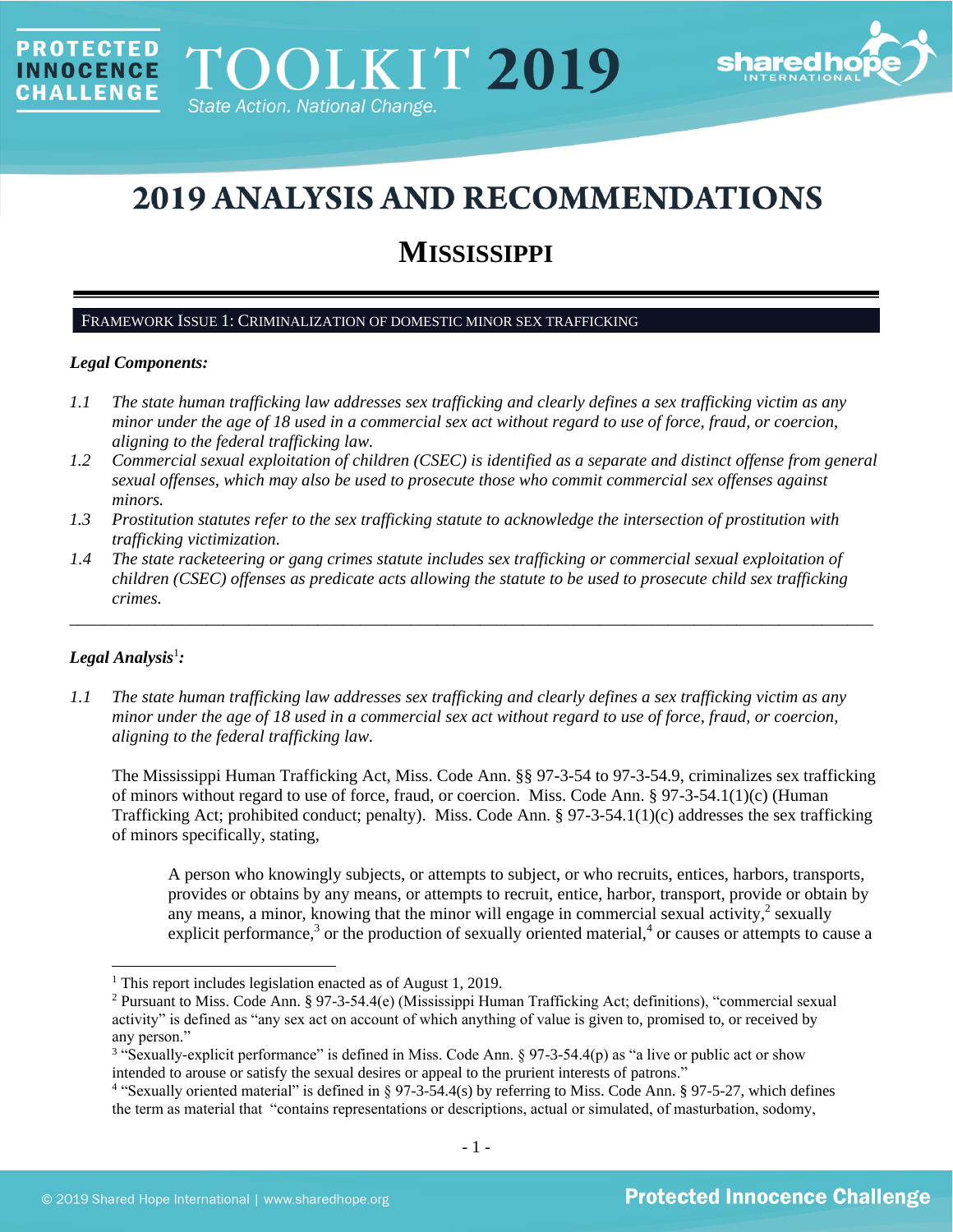PROTECTED INNOCENCE CHALLENGE

TOOLKIT 2019

State Action. National Change.

# 2019 ANALYSIS AND RECOMMENDATIONS

## MISSISSIPPI

### FRAMEWORK ISSUE 1: CRIMINALIZATION OF DOMESTIC MINOR SEX TRAFFICKING

***Legal Components:***

*1.1 The state human trafficking law addresses sex trafficking and clearly defines a sex trafficking victim as any minor under the age of 18 used in a commercial sex act without regard to use of force, fraud, or coercion, aligning to the federal trafficking law.*

*1.2 Commercial sexual exploitation of children (CSEC) is identified as a separate and distinct offense from general sexual offenses, which may also be used to prosecute those who commit commercial sex offenses against minors.*

*1.3 Prostitution statutes refer to the sex trafficking statute to acknowledge the intersection of prostitution with trafficking victimization.*

*1.4 The state racketeering or gang crimes statute includes sex trafficking or commercial sexual exploitation of children (CSEC) offenses as predicate acts allowing the statute to be used to prosecute child sex trafficking crimes.*

---

***Legal Analysis***[1]***:***

*1.1 The state human trafficking law addresses sex trafficking and clearly defines a sex trafficking victim as any minor under the age of 18 used in a commercial sex act without regard to use of force, fraud, or coercion, aligning to the federal trafficking law.*

The Mississippi Human Trafficking Act, Miss. Code Ann. §§ 97-3-54 to 97-3-54.9, criminalizes sex trafficking of minors without regard to use of force, fraud, or coercion. Miss. Code Ann. § 97-3-54.1(1)(c) (Human Trafficking Act; prohibited conduct; penalty). Miss. Code Ann. § 97-3-54.1(1)(c) addresses the sex trafficking of minors specifically, stating,

> A person who knowingly subjects, or attempts to subject, or who recruits, entices, harbors, transports, provides or obtains by any means, or attempts to recruit, entice, harbor, transport, provide or obtain by any means, a minor, knowing that the minor will engage in commercial sexual activity,[2] sexually explicit performance,[3] or the production of sexually oriented material,[4] or causes or attempts to cause a

---

[1] This report includes legislation enacted as of August 1, 2019.

[2] Pursuant to Miss. Code Ann. § 97-3-54.4(e) (Mississippi Human Trafficking Act; definitions), "commercial sexual activity" is defined as "any sex act on account of which anything of value is given to, promised to, or received by any person."

[3] "Sexually-explicit performance" is defined in Miss. Code Ann. § 97-3-54.4(p) as "a live or public act or show intended to arouse or satisfy the sexual desires or appeal to the prurient interests of patrons."

[4] "Sexually oriented material" is defined in § 97-3-54.4(s) by referring to Miss. Code Ann. § 97-5-27, which defines the term as material that "contains representations or descriptions, actual or simulated, of masturbation, sodomy,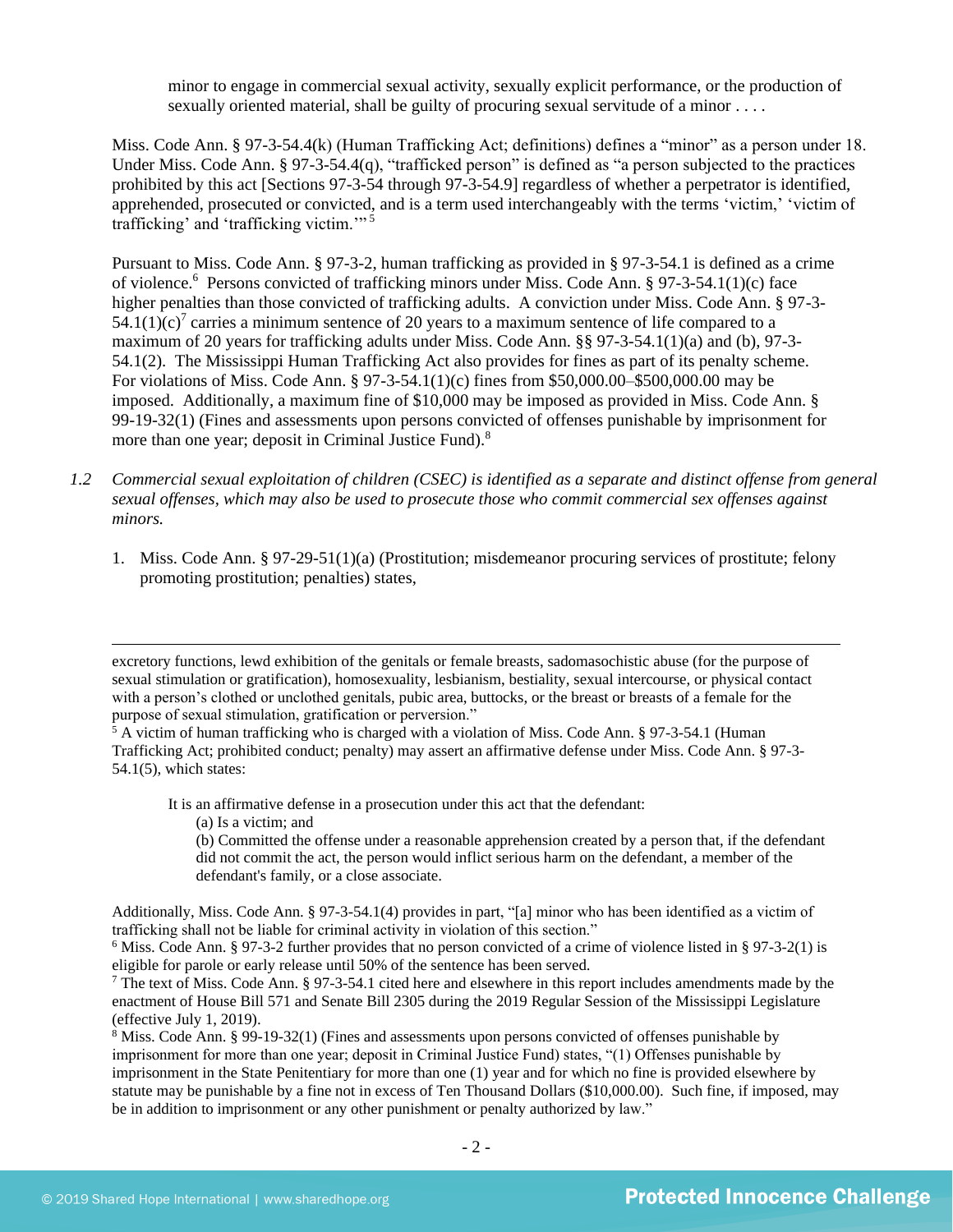minor to engage in commercial sexual activity, sexually explicit performance, or the production of sexually oriented material, shall be guilty of procuring sexual servitude of a minor . . . .

Miss. Code Ann. § 97-3-54.4(k) (Human Trafficking Act; definitions) defines a "minor" as a person under 18. Under Miss. Code Ann. § 97-3-54.4(q), "trafficked person" is defined as "a person subjected to the practices prohibited by this act [Sections 97-3-54 through 97-3-54.9] regardless of whether a perpetrator is identified, apprehended, prosecuted or convicted, and is a term used interchangeably with the terms 'victim,' 'victim of trafficking' and 'trafficking victim.'"[5]

Pursuant to Miss. Code Ann. § 97-3-2, human trafficking as provided in § 97-3-54.1 is defined as a crime of violence.[6] Persons convicted of trafficking minors under Miss. Code Ann. § 97-3-54.1(1)(c) face higher penalties than those convicted of trafficking adults. A conviction under Miss. Code Ann. § 97-3-54.1(1)(c)[7] carries a minimum sentence of 20 years to a maximum sentence of life compared to a maximum of 20 years for trafficking adults under Miss. Code Ann. §§ 97-3-54.1(1)(a) and (b), 97-3-54.1(2). The Mississippi Human Trafficking Act also provides for fines as part of its penalty scheme. For violations of Miss. Code Ann. § 97-3-54.1(1)(c) fines from $50,000.00–$500,000.00 may be imposed. Additionally, a maximum fine of $10,000 may be imposed as provided in Miss. Code Ann. § 99-19-32(1) (Fines and assessments upon persons convicted of offenses punishable by imprisonment for more than one year; deposit in Criminal Justice Fund).[8]

1.2 *Commercial sexual exploitation of children (CSEC) is identified as a separate and distinct offense from general sexual offenses, which may also be used to prosecute those who commit commercial sex offenses against minors.*

1. Miss. Code Ann. § 97-29-51(1)(a) (Prostitution; misdemeanor procuring services of prostitute; felony promoting prostitution; penalties) states,

---

excretory functions, lewd exhibition of the genitals or female breasts, sadomasochistic abuse (for the purpose of sexual stimulation or gratification), homosexuality, lesbianism, bestiality, sexual intercourse, or physical contact with a person's clothed or unclothed genitals, pubic area, buttocks, or the breast or breasts of a female for the purpose of sexual stimulation, gratification or perversion."

[5] A victim of human trafficking who is charged with a violation of Miss. Code Ann. § 97-3-54.1 (Human Trafficking Act; prohibited conduct; penalty) may assert an affirmative defense under Miss. Code Ann. § 97-3-54.1(5), which states:

> It is an affirmative defense in a prosecution under this act that the defendant:
> (a) Is a victim; and
> (b) Committed the offense under a reasonable apprehension created by a person that, if the defendant did not commit the act, the person would inflict serious harm on the defendant, a member of the defendant's family, or a close associate.

Additionally, Miss. Code Ann. § 97-3-54.1(4) provides in part, "[a] minor who has been identified as a victim of trafficking shall not be liable for criminal activity in violation of this section."

[6] Miss. Code Ann. § 97-3-2 further provides that no person convicted of a crime of violence listed in § 97-3-2(1) is eligible for parole or early release until 50% of the sentence has been served.

[7] The text of Miss. Code Ann. § 97-3-54.1 cited here and elsewhere in this report includes amendments made by the enactment of House Bill 571 and Senate Bill 2305 during the 2019 Regular Session of the Mississippi Legislature (effective July 1, 2019).

[8] Miss. Code Ann. § 99-19-32(1) (Fines and assessments upon persons convicted of offenses punishable by imprisonment for more than one year; deposit in Criminal Justice Fund) states, "(1) Offenses punishable by imprisonment in the State Penitentiary for more than one (1) year and for which no fine is provided elsewhere by statute may be punishable by a fine not in excess of Ten Thousand Dollars ($10,000.00). Such fine, if imposed, may be in addition to imprisonment or any other punishment or penalty authorized by law."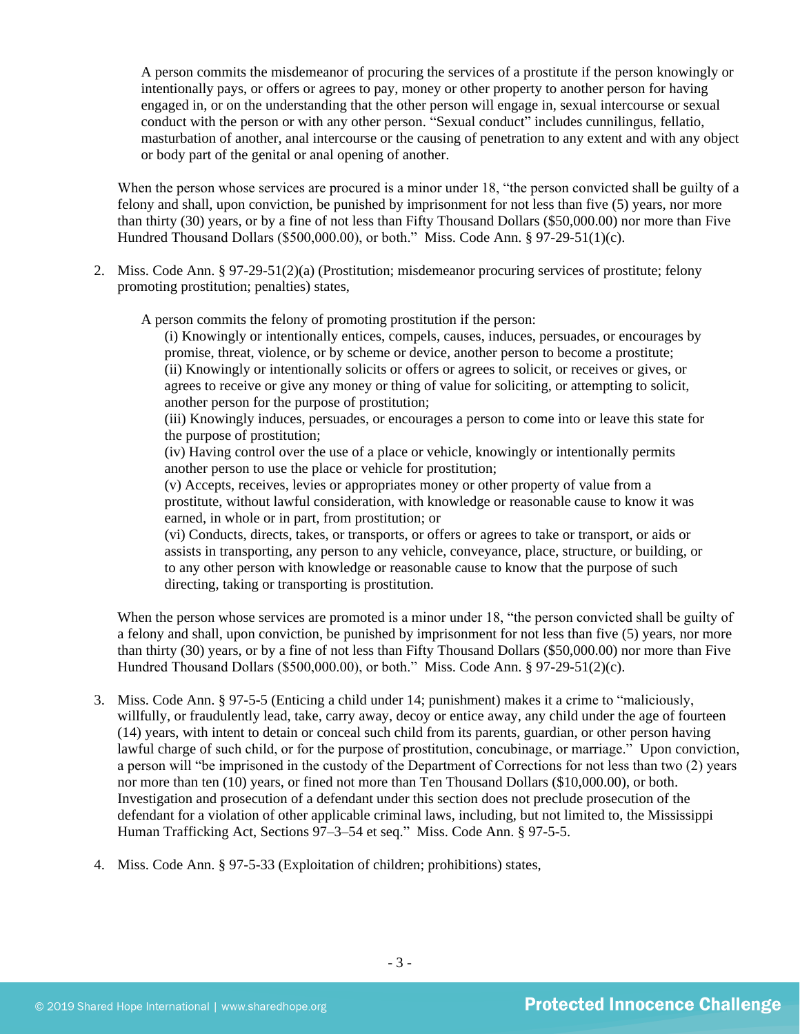> A person commits the misdemeanor of procuring the services of a prostitute if the person knowingly or intentionally pays, or offers or agrees to pay, money or other property to another person for having engaged in, or on the understanding that the other person will engage in, sexual intercourse or sexual conduct with the person or with any other person. "Sexual conduct" includes cunnilingus, fellatio, masturbation of another, anal intercourse or the causing of penetration to any extent and with any object or body part of the genital or anal opening of another.

When the person whose services are procured is a minor under 18, "the person convicted shall be guilty of a felony and shall, upon conviction, be punished by imprisonment for not less than five (5) years, nor more than thirty (30) years, or by a fine of not less than Fifty Thousand Dollars ($50,000.00) nor more than Five Hundred Thousand Dollars ($500,000.00), or both." Miss. Code Ann. § 97-29-51(1)(c).

2. Miss. Code Ann. § 97-29-51(2)(a) (Prostitution; misdemeanor procuring services of prostitute; felony promoting prostitution; penalties) states,

   > A person commits the felony of promoting prostitution if the person:
   >
   > (i) Knowingly or intentionally entices, compels, causes, induces, persuades, or encourages by promise, threat, violence, or by scheme or device, another person to become a prostitute;
   > (ii) Knowingly or intentionally solicits or offers or agrees to solicit, or receives or gives, or agrees to receive or give any money or thing of value for soliciting, or attempting to solicit, another person for the purpose of prostitution;
   > (iii) Knowingly induces, persuades, or encourages a person to come into or leave this state for the purpose of prostitution;
   > (iv) Having control over the use of a place or vehicle, knowingly or intentionally permits another person to use the place or vehicle for prostitution;
   > (v) Accepts, receives, levies or appropriates money or other property of value from a prostitute, without lawful consideration, with knowledge or reasonable cause to know it was earned, in whole or in part, from prostitution; or
   > (vi) Conducts, directs, takes, or transports, or offers or agrees to take or transport, or aids or assists in transporting, any person to any vehicle, conveyance, place, structure, or building, or to any other person with knowledge or reasonable cause to know that the purpose of such directing, taking or transporting is prostitution.

   When the person whose services are promoted is a minor under 18, "the person convicted shall be guilty of a felony and shall, upon conviction, be punished by imprisonment for not less than five (5) years, nor more than thirty (30) years, or by a fine of not less than Fifty Thousand Dollars ($50,000.00) nor more than Five Hundred Thousand Dollars ($500,000.00), or both." Miss. Code Ann. § 97-29-51(2)(c).

3. Miss. Code Ann. § 97-5-5 (Enticing a child under 14; punishment) makes it a crime to "maliciously, willfully, or fraudulently lead, take, carry away, decoy or entice away, any child under the age of fourteen (14) years, with intent to detain or conceal such child from its parents, guardian, or other person having lawful charge of such child, or for the purpose of prostitution, concubinage, or marriage." Upon conviction, a person will "be imprisoned in the custody of the Department of Corrections for not less than two (2) years nor more than ten (10) years, or fined not more than Ten Thousand Dollars ($10,000.00), or both. Investigation and prosecution of a defendant under this section does not preclude prosecution of the defendant for a violation of other applicable criminal laws, including, but not limited to, the Mississippi Human Trafficking Act, Sections 97–3–54 et seq." Miss. Code Ann. § 97-5-5.

4. Miss. Code Ann. § 97-5-33 (Exploitation of children; prohibitions) states,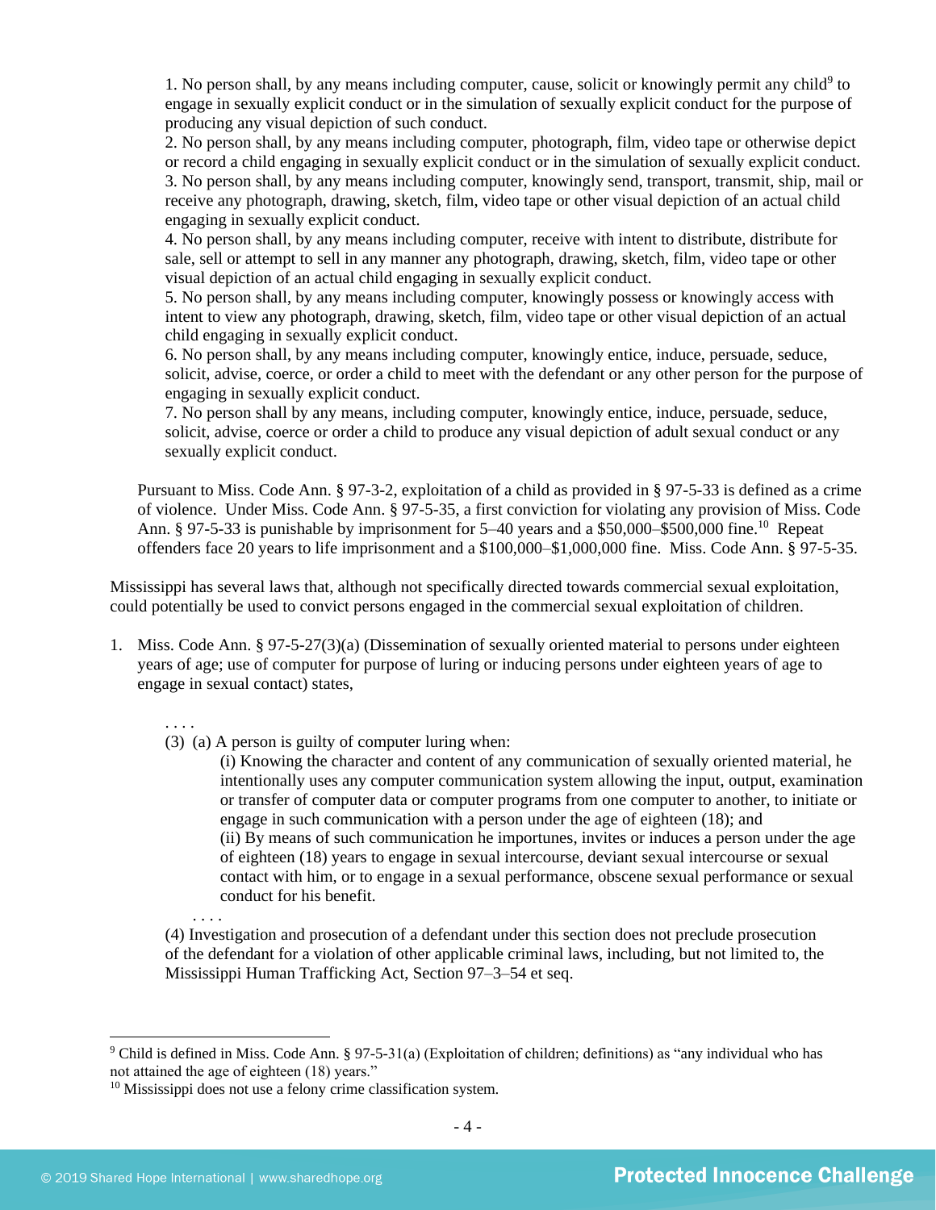1. No person shall, by any means including computer, cause, solicit or knowingly permit any child[9] to engage in sexually explicit conduct or in the simulation of sexually explicit conduct for the purpose of producing any visual depiction of such conduct.
2. No person shall, by any means including computer, photograph, film, video tape or otherwise depict or record a child engaging in sexually explicit conduct or in the simulation of sexually explicit conduct.
3. No person shall, by any means including computer, knowingly send, transport, transmit, ship, mail or receive any photograph, drawing, sketch, film, video tape or other visual depiction of an actual child engaging in sexually explicit conduct.
4. No person shall, by any means including computer, receive with intent to distribute, distribute for sale, sell or attempt to sell in any manner any photograph, drawing, sketch, film, video tape or other visual depiction of an actual child engaging in sexually explicit conduct.
5. No person shall, by any means including computer, knowingly possess or knowingly access with intent to view any photograph, drawing, sketch, film, video tape or other visual depiction of an actual child engaging in sexually explicit conduct.
6. No person shall, by any means including computer, knowingly entice, induce, persuade, seduce, solicit, advise, coerce, or order a child to meet with the defendant or any other person for the purpose of engaging in sexually explicit conduct.
7. No person shall by any means, including computer, knowingly entice, induce, persuade, seduce, solicit, advise, coerce or order a child to produce any visual depiction of adult sexual conduct or any sexually explicit conduct.

Pursuant to Miss. Code Ann. § 97-3-2, exploitation of a child as provided in § 97-5-33 is defined as a crime of violence. Under Miss. Code Ann. § 97-5-35, a first conviction for violating any provision of Miss. Code Ann. § 97-5-33 is punishable by imprisonment for 5–40 years and a $50,000–$500,000 fine.[10] Repeat offenders face 20 years to life imprisonment and a $100,000–$1,000,000 fine. Miss. Code Ann. § 97-5-35.

Mississippi has several laws that, although not specifically directed towards commercial sexual exploitation, could potentially be used to convict persons engaged in the commercial sexual exploitation of children.

1. Miss. Code Ann. § 97-5-27(3)(a) (Dissemination of sexually oriented material to persons under eighteen years of age; use of computer for purpose of luring or inducing persons under eighteen years of age to engage in sexual contact) states,

   . . . .
   (3) (a) A person is guilty of computer luring when:
   (i) Knowing the character and content of any communication of sexually oriented material, he intentionally uses any computer communication system allowing the input, output, examination or transfer of computer data or computer programs from one computer to another, to initiate or engage in such communication with a person under the age of eighteen (18); and
   (ii) By means of such communication he importunes, invites or induces a person under the age of eighteen (18) years to engage in sexual intercourse, deviant sexual intercourse or sexual contact with him, or to engage in a sexual performance, obscene sexual performance or sexual conduct for his benefit.
   . . . .
   (4) Investigation and prosecution of a defendant under this section does not preclude prosecution of the defendant for a violation of other applicable criminal laws, including, but not limited to, the Mississippi Human Trafficking Act, Section 97–3–54 et seq.

[9] Child is defined in Miss. Code Ann. § 97-5-31(a) (Exploitation of children; definitions) as "any individual who has not attained the age of eighteen (18) years."

[10] Mississippi does not use a felony crime classification system.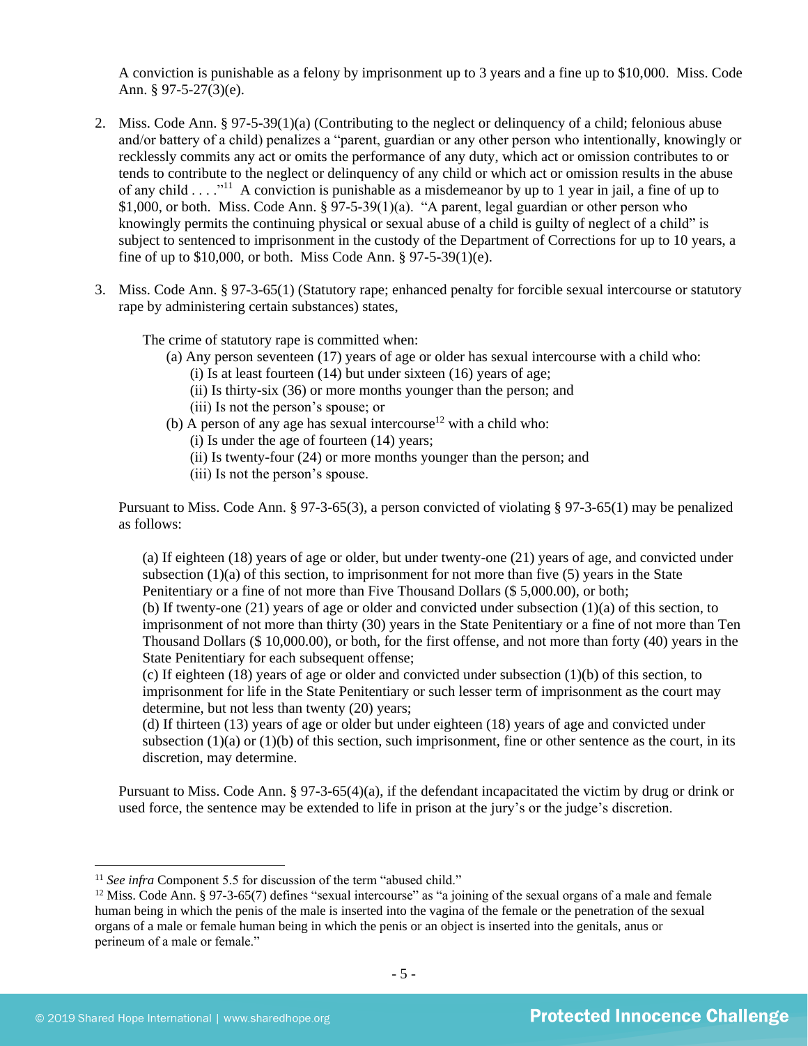A conviction is punishable as a felony by imprisonment up to 3 years and a fine up to $10,000. Miss. Code Ann. § 97-5-27(3)(e).

2. Miss. Code Ann. § 97-5-39(1)(a) (Contributing to the neglect or delinquency of a child; felonious abuse and/or battery of a child) penalizes a "parent, guardian or any other person who intentionally, knowingly or recklessly commits any act or omits the performance of any duty, which act or omission contributes to or tends to contribute to the neglect or delinquency of any child or which act or omission results in the abuse of any child . . . ."[11] A conviction is punishable as a misdemeanor by up to 1 year in jail, a fine of up to $1,000, or both. Miss. Code Ann. § 97-5-39(1)(a). "A parent, legal guardian or other person who knowingly permits the continuing physical or sexual abuse of a child is guilty of neglect of a child" is subject to sentenced to imprisonment in the custody of the Department of Corrections for up to 10 years, a fine of up to $10,000, or both. Miss Code Ann. § 97-5-39(1)(e).

3. Miss. Code Ann. § 97-3-65(1) (Statutory rape; enhanced penalty for forcible sexual intercourse or statutory rape by administering certain substances) states,

   The crime of statutory rape is committed when:
   
   (a) Any person seventeen (17) years of age or older has sexual intercourse with a child who:
   
   (i) Is at least fourteen (14) but under sixteen (16) years of age;
   
   (ii) Is thirty-six (36) or more months younger than the person; and
   
   (iii) Is not the person's spouse; or
   
   (b) A person of any age has sexual intercourse[12] with a child who:
   
   (i) Is under the age of fourteen (14) years;
   
   (ii) Is twenty-four (24) or more months younger than the person; and
   
   (iii) Is not the person's spouse.

   Pursuant to Miss. Code Ann. § 97-3-65(3), a person convicted of violating § 97-3-65(1) may be penalized as follows:

   (a) If eighteen (18) years of age or older, but under twenty-one (21) years of age, and convicted under subsection (1)(a) of this section, to imprisonment for not more than five (5) years in the State Penitentiary or a fine of not more than Five Thousand Dollars ($ 5,000.00), or both;
   
   (b) If twenty-one (21) years of age or older and convicted under subsection (1)(a) of this section, to imprisonment of not more than thirty (30) years in the State Penitentiary or a fine of not more than Ten Thousand Dollars ($ 10,000.00), or both, for the first offense, and not more than forty (40) years in the State Penitentiary for each subsequent offense;
   
   (c) If eighteen (18) years of age or older and convicted under subsection (1)(b) of this section, to imprisonment for life in the State Penitentiary or such lesser term of imprisonment as the court may determine, but not less than twenty (20) years;
   
   (d) If thirteen (13) years of age or older but under eighteen (18) years of age and convicted under subsection (1)(a) or (1)(b) of this section, such imprisonment, fine or other sentence as the court, in its discretion, may determine.

   Pursuant to Miss. Code Ann. § 97-3-65(4)(a), if the defendant incapacitated the victim by drug or drink or used force, the sentence may be extended to life in prison at the jury's or the judge's discretion.

---

[11] *See infra* Component 5.5 for discussion of the term "abused child."

[12] Miss. Code Ann. § 97-3-65(7) defines "sexual intercourse" as "a joining of the sexual organs of a male and female human being in which the penis of the male is inserted into the vagina of the female or the penetration of the sexual organs of a male or female human being in which the penis or an object is inserted into the genitals, anus or perineum of a male or female."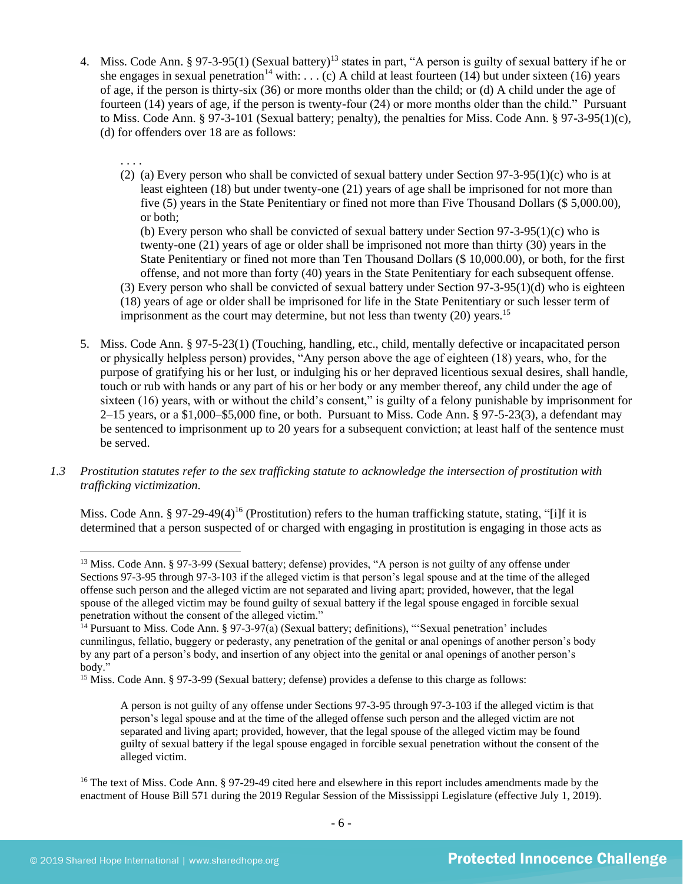4. Miss. Code Ann. § 97-3-95(1) (Sexual battery)[13] states in part, "A person is guilty of sexual battery if he or she engages in sexual penetration[14] with: . . . (c) A child at least fourteen (14) but under sixteen (16) years of age, if the person is thirty-six (36) or more months older than the child; or (d) A child under the age of fourteen (14) years of age, if the person is twenty-four (24) or more months older than the child." Pursuant to Miss. Code Ann. § 97-3-101 (Sexual battery; penalty), the penalties for Miss. Code Ann. § 97-3-95(1)(c), (d) for offenders over 18 are as follows:

   > . . . .
   > (2) (a) Every person who shall be convicted of sexual battery under Section 97-3-95(1)(c) who is at least eighteen (18) but under twenty-one (21) years of age shall be imprisoned for not more than five (5) years in the State Penitentiary or fined not more than Five Thousand Dollars ($ 5,000.00), or both;
   > (b) Every person who shall be convicted of sexual battery under Section 97-3-95(1)(c) who is twenty-one (21) years of age or older shall be imprisoned not more than thirty (30) years in the State Penitentiary or fined not more than Ten Thousand Dollars ($ 10,000.00), or both, for the first offense, and not more than forty (40) years in the State Penitentiary for each subsequent offense.
   > (3) Every person who shall be convicted of sexual battery under Section 97-3-95(1)(d) who is eighteen (18) years of age or older shall be imprisoned for life in the State Penitentiary or such lesser term of imprisonment as the court may determine, but not less than twenty (20) years.[15]

5. Miss. Code Ann. § 97-5-23(1) (Touching, handling, etc., child, mentally defective or incapacitated person or physically helpless person) provides, "Any person above the age of eighteen (18) years, who, for the purpose of gratifying his or her lust, or indulging his or her depraved licentious sexual desires, shall handle, touch or rub with hands or any part of his or her body or any member thereof, any child under the age of sixteen (16) years, with or without the child's consent," is guilty of a felony punishable by imprisonment for 2–15 years, or a $1,000–$5,000 fine, or both. Pursuant to Miss. Code Ann. § 97-5-23(3), a defendant may be sentenced to imprisonment up to 20 years for a subsequent conviction; at least half of the sentence must be served.

*1.3 Prostitution statutes refer to the sex trafficking statute to acknowledge the intersection of prostitution with trafficking victimization.*

Miss. Code Ann. § 97-29-49(4)[16] (Prostitution) refers to the human trafficking statute, stating, "[i]f it is determined that a person suspected of or charged with engaging in prostitution is engaging in those acts as

---

[13] Miss. Code Ann. § 97-3-99 (Sexual battery; defense) provides, "A person is not guilty of any offense under Sections 97-3-95 through 97-3-103 if the alleged victim is that person's legal spouse and at the time of the alleged offense such person and the alleged victim are not separated and living apart; provided, however, that the legal spouse of the alleged victim may be found guilty of sexual battery if the legal spouse engaged in forcible sexual penetration without the consent of the alleged victim."

[14] Pursuant to Miss. Code Ann. § 97-3-97(a) (Sexual battery; definitions), "'Sexual penetration' includes cunnilingus, fellatio, buggery or pederasty, any penetration of the genital or anal openings of another person's body by any part of a person's body, and insertion of any object into the genital or anal openings of another person's body."

[15] Miss. Code Ann. § 97-3-99 (Sexual battery; defense) provides a defense to this charge as follows:

> A person is not guilty of any offense under Sections 97-3-95 through 97-3-103 if the alleged victim is that person's legal spouse and at the time of the alleged offense such person and the alleged victim are not separated and living apart; provided, however, that the legal spouse of the alleged victim may be found guilty of sexual battery if the legal spouse engaged in forcible sexual penetration without the consent of the alleged victim.

[16] The text of Miss. Code Ann. § 97-29-49 cited here and elsewhere in this report includes amendments made by the enactment of House Bill 571 during the 2019 Regular Session of the Mississippi Legislature (effective July 1, 2019).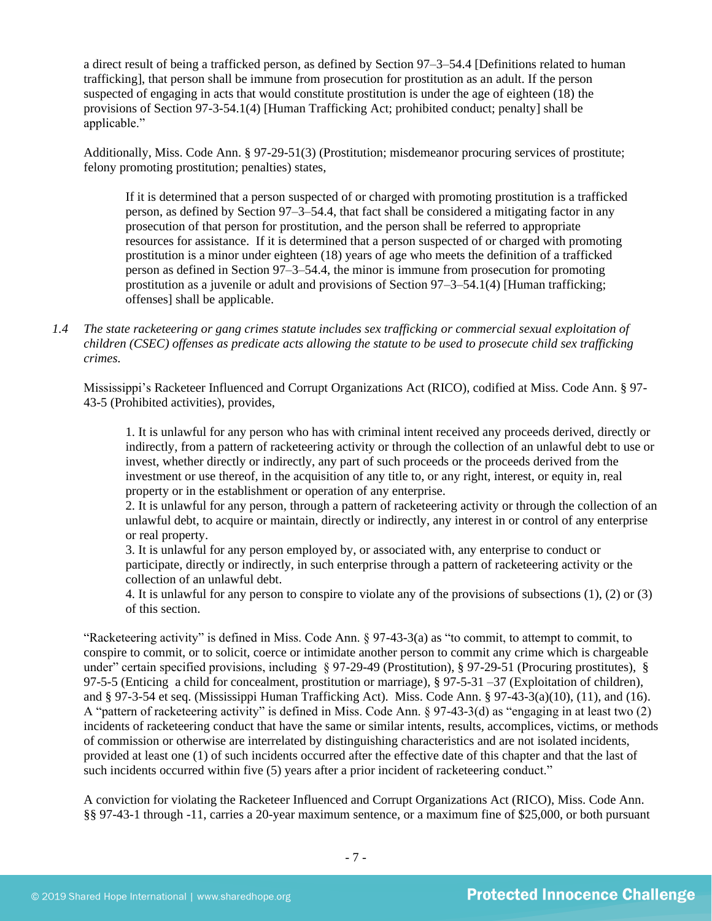a direct result of being a trafficked person, as defined by Section 97–3–54.4 [Definitions related to human trafficking], that person shall be immune from prosecution for prostitution as an adult. If the person suspected of engaging in acts that would constitute prostitution is under the age of eighteen (18) the provisions of Section 97-3-54.1(4) [Human Trafficking Act; prohibited conduct; penalty] shall be applicable."

Additionally, Miss. Code Ann. § 97-29-51(3) (Prostitution; misdemeanor procuring services of prostitute; felony promoting prostitution; penalties) states,

> If it is determined that a person suspected of or charged with promoting prostitution is a trafficked person, as defined by Section 97–3–54.4, that fact shall be considered a mitigating factor in any prosecution of that person for prostitution, and the person shall be referred to appropriate resources for assistance. If it is determined that a person suspected of or charged with promoting prostitution is a minor under eighteen (18) years of age who meets the definition of a trafficked person as defined in Section 97–3–54.4, the minor is immune from prosecution for promoting prostitution as a juvenile or adult and provisions of Section 97–3–54.1(4) [Human trafficking; offenses] shall be applicable.

*1.4 The state racketeering or gang crimes statute includes sex trafficking or commercial sexual exploitation of children (CSEC) offenses as predicate acts allowing the statute to be used to prosecute child sex trafficking crimes.*

Mississippi's Racketeer Influenced and Corrupt Organizations Act (RICO), codified at Miss. Code Ann. § 97-43-5 (Prohibited activities), provides,

> 1. It is unlawful for any person who has with criminal intent received any proceeds derived, directly or indirectly, from a pattern of racketeering activity or through the collection of an unlawful debt to use or invest, whether directly or indirectly, any part of such proceeds or the proceeds derived from the investment or use thereof, in the acquisition of any title to, or any right, interest, or equity in, real property or in the establishment or operation of any enterprise.
> 2. It is unlawful for any person, through a pattern of racketeering activity or through the collection of an unlawful debt, to acquire or maintain, directly or indirectly, any interest in or control of any enterprise or real property.
> 3. It is unlawful for any person employed by, or associated with, any enterprise to conduct or participate, directly or indirectly, in such enterprise through a pattern of racketeering activity or the collection of an unlawful debt.
> 4. It is unlawful for any person to conspire to violate any of the provisions of subsections (1), (2) or (3) of this section.

"Racketeering activity" is defined in Miss. Code Ann. § 97-43-3(a) as "to commit, to attempt to commit, to conspire to commit, or to solicit, coerce or intimidate another person to commit any crime which is chargeable under" certain specified provisions, including § 97-29-49 (Prostitution), § 97-29-51 (Procuring prostitutes), § 97-5-5 (Enticing a child for concealment, prostitution or marriage), § 97-5-31 –37 (Exploitation of children), and § 97-3-54 et seq. (Mississippi Human Trafficking Act). Miss. Code Ann. § 97-43-3(a)(10), (11), and (16). A "pattern of racketeering activity" is defined in Miss. Code Ann. § 97-43-3(d) as "engaging in at least two (2) incidents of racketeering conduct that have the same or similar intents, results, accomplices, victims, or methods of commission or otherwise are interrelated by distinguishing characteristics and are not isolated incidents, provided at least one (1) of such incidents occurred after the effective date of this chapter and that the last of such incidents occurred within five (5) years after a prior incident of racketeering conduct."

A conviction for violating the Racketeer Influenced and Corrupt Organizations Act (RICO), Miss. Code Ann. §§ 97-43-1 through -11, carries a 20-year maximum sentence, or a maximum fine of $25,000, or both pursuant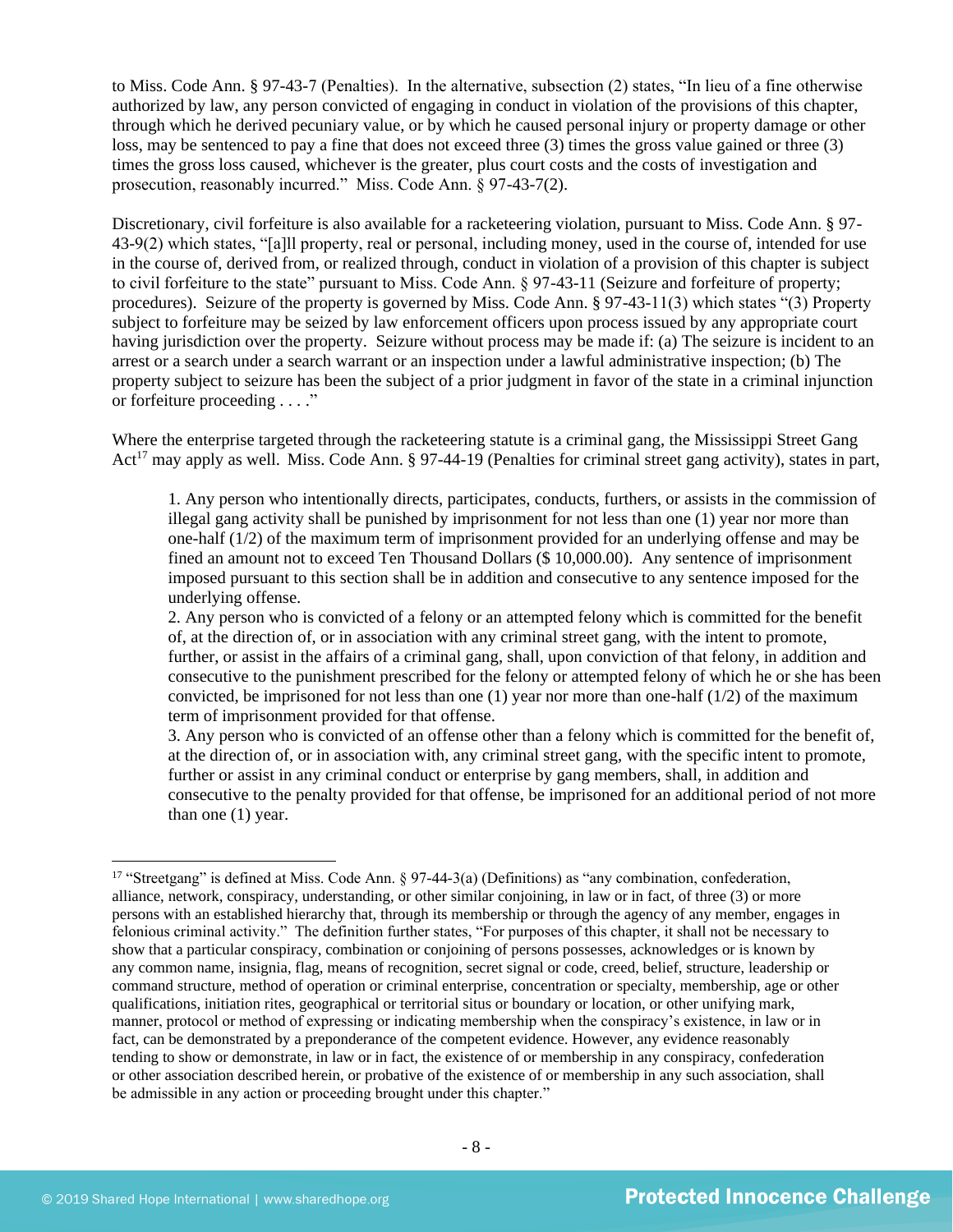to Miss. Code Ann. § 97-43-7 (Penalties). In the alternative, subsection (2) states, "In lieu of a fine otherwise authorized by law, any person convicted of engaging in conduct in violation of the provisions of this chapter, through which he derived pecuniary value, or by which he caused personal injury or property damage or other loss, may be sentenced to pay a fine that does not exceed three (3) times the gross value gained or three (3) times the gross loss caused, whichever is the greater, plus court costs and the costs of investigation and prosecution, reasonably incurred." Miss. Code Ann. § 97-43-7(2).

Discretionary, civil forfeiture is also available for a racketeering violation, pursuant to Miss. Code Ann. § 97-43-9(2) which states, "[a]ll property, real or personal, including money, used in the course of, intended for use in the course of, derived from, or realized through, conduct in violation of a provision of this chapter is subject to civil forfeiture to the state" pursuant to Miss. Code Ann. § 97-43-11 (Seizure and forfeiture of property; procedures). Seizure of the property is governed by Miss. Code Ann. § 97-43-11(3) which states "(3) Property subject to forfeiture may be seized by law enforcement officers upon process issued by any appropriate court having jurisdiction over the property. Seizure without process may be made if: (a) The seizure is incident to an arrest or a search under a search warrant or an inspection under a lawful administrative inspection; (b) The property subject to seizure has been the subject of a prior judgment in favor of the state in a criminal injunction or forfeiture proceeding . . . ."

Where the enterprise targeted through the racketeering statute is a criminal gang, the Mississippi Street Gang Act[17] may apply as well. Miss. Code Ann. § 97-44-19 (Penalties for criminal street gang activity), states in part,

> 1. Any person who intentionally directs, participates, conducts, furthers, or assists in the commission of illegal gang activity shall be punished by imprisonment for not less than one (1) year nor more than one-half (1/2) of the maximum term of imprisonment provided for an underlying offense and may be fined an amount not to exceed Ten Thousand Dollars ($ 10,000.00). Any sentence of imprisonment imposed pursuant to this section shall be in addition and consecutive to any sentence imposed for the underlying offense.
> 2. Any person who is convicted of a felony or an attempted felony which is committed for the benefit of, at the direction of, or in association with any criminal street gang, with the intent to promote, further, or assist in the affairs of a criminal gang, shall, upon conviction of that felony, in addition and consecutive to the punishment prescribed for the felony or attempted felony of which he or she has been convicted, be imprisoned for not less than one (1) year nor more than one-half (1/2) of the maximum term of imprisonment provided for that offense.
> 3. Any person who is convicted of an offense other than a felony which is committed for the benefit of, at the direction of, or in association with, any criminal street gang, with the specific intent to promote, further or assist in any criminal conduct or enterprise by gang members, shall, in addition and consecutive to the penalty provided for that offense, be imprisoned for an additional period of not more than one (1) year.

---

[17] "Streetgang" is defined at Miss. Code Ann. § 97-44-3(a) (Definitions) as "any combination, confederation, alliance, network, conspiracy, understanding, or other similar conjoining, in law or in fact, of three (3) or more persons with an established hierarchy that, through its membership or through the agency of any member, engages in felonious criminal activity." The definition further states, "For purposes of this chapter, it shall not be necessary to show that a particular conspiracy, combination or conjoining of persons possesses, acknowledges or is known by any common name, insignia, flag, means of recognition, secret signal or code, creed, belief, structure, leadership or command structure, method of operation or criminal enterprise, concentration or specialty, membership, age or other qualifications, initiation rites, geographical or territorial situs or boundary or location, or other unifying mark, manner, protocol or method of expressing or indicating membership when the conspiracy's existence, in law or in fact, can be demonstrated by a preponderance of the competent evidence. However, any evidence reasonably tending to show or demonstrate, in law or in fact, the existence of or membership in any conspiracy, confederation or other association described herein, or probative of the existence of or membership in any such association, shall be admissible in any action or proceeding brought under this chapter."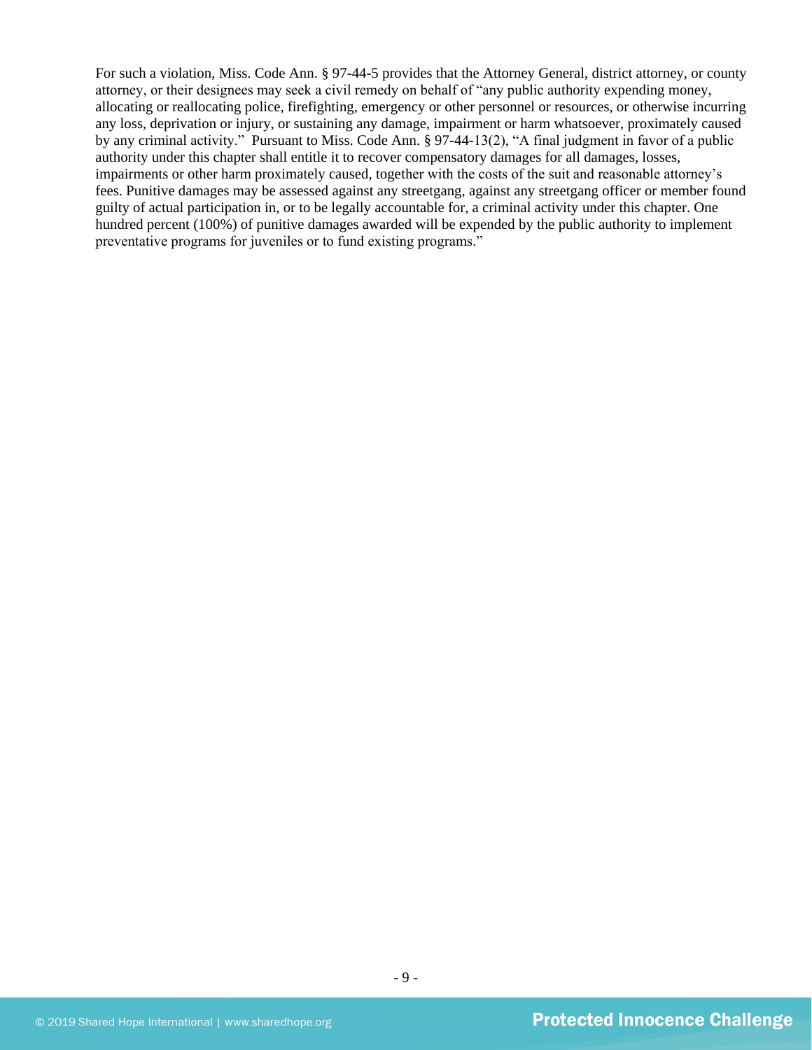For such a violation, Miss. Code Ann. § 97-44-5 provides that the Attorney General, district attorney, or county attorney, or their designees may seek a civil remedy on behalf of "any public authority expending money, allocating or reallocating police, firefighting, emergency or other personnel or resources, or otherwise incurring any loss, deprivation or injury, or sustaining any damage, impairment or harm whatsoever, proximately caused by any criminal activity." Pursuant to Miss. Code Ann. § 97-44-13(2), "A final judgment in favor of a public authority under this chapter shall entitle it to recover compensatory damages for all damages, losses, impairments or other harm proximately caused, together with the costs of the suit and reasonable attorney's fees. Punitive damages may be assessed against any streetgang, against any streetgang officer or member found guilty of actual participation in, or to be legally accountable for, a criminal activity under this chapter. One hundred percent (100%) of punitive damages awarded will be expended by the public authority to implement preventative programs for juveniles or to fund existing programs."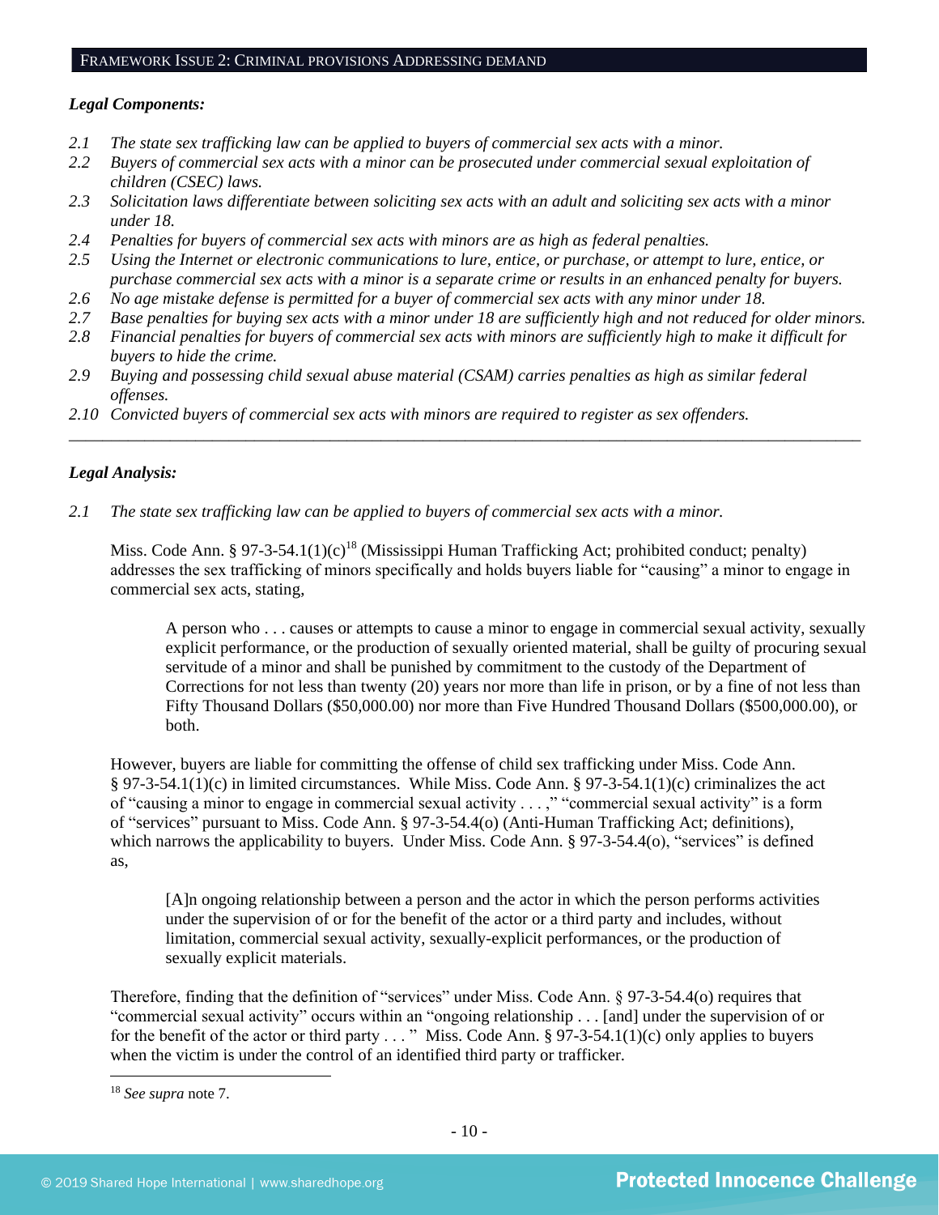## FRAMEWORK ISSUE 2: CRIMINAL PROVISIONS ADDRESSING DEMAND

***Legal Components:***

*2.1 The state sex trafficking law can be applied to buyers of commercial sex acts with a minor.*
*2.2 Buyers of commercial sex acts with a minor can be prosecuted under commercial sexual exploitation of children (CSEC) laws.*
*2.3 Solicitation laws differentiate between soliciting sex acts with an adult and soliciting sex acts with a minor under 18.*
*2.4 Penalties for buyers of commercial sex acts with minors are as high as federal penalties.*
*2.5 Using the Internet or electronic communications to lure, entice, or purchase, or attempt to lure, entice, or purchase commercial sex acts with a minor is a separate crime or results in an enhanced penalty for buyers.*
*2.6 No age mistake defense is permitted for a buyer of commercial sex acts with any minor under 18.*
*2.7 Base penalties for buying sex acts with a minor under 18 are sufficiently high and not reduced for older minors.*
*2.8 Financial penalties for buyers of commercial sex acts with minors are sufficiently high to make it difficult for buyers to hide the crime.*
*2.9 Buying and possessing child sexual abuse material (CSAM) carries penalties as high as similar federal offenses.*
*2.10 Convicted buyers of commercial sex acts with minors are required to register as sex offenders.*

---

***Legal Analysis:***

*2.1 The state sex trafficking law can be applied to buyers of commercial sex acts with a minor.*

Miss. Code Ann. § 97-3-54.1(1)(c)[18] (Mississippi Human Trafficking Act; prohibited conduct; penalty) addresses the sex trafficking of minors specifically and holds buyers liable for "causing" a minor to engage in commercial sex acts, stating,

> A person who . . . causes or attempts to cause a minor to engage in commercial sexual activity, sexually explicit performance, or the production of sexually oriented material, shall be guilty of procuring sexual servitude of a minor and shall be punished by commitment to the custody of the Department of Corrections for not less than twenty (20) years nor more than life in prison, or by a fine of not less than Fifty Thousand Dollars ($50,000.00) nor more than Five Hundred Thousand Dollars ($500,000.00), or both.

However, buyers are liable for committing the offense of child sex trafficking under Miss. Code Ann. § 97-3-54.1(1)(c) in limited circumstances. While Miss. Code Ann. § 97-3-54.1(1)(c) criminalizes the act of "causing a minor to engage in commercial sexual activity . . . ," "commercial sexual activity" is a form of "services" pursuant to Miss. Code Ann. § 97-3-54.4(o) (Anti-Human Trafficking Act; definitions), which narrows the applicability to buyers. Under Miss. Code Ann. § 97-3-54.4(o), "services" is defined as,

> [A]n ongoing relationship between a person and the actor in which the person performs activities under the supervision of or for the benefit of the actor or a third party and includes, without limitation, commercial sexual activity, sexually-explicit performances, or the production of sexually explicit materials.

Therefore, finding that the definition of "services" under Miss. Code Ann. § 97-3-54.4(o) requires that "commercial sexual activity" occurs within an "ongoing relationship . . . [and] under the supervision of or for the benefit of the actor or third party . . . " Miss. Code Ann. § 97-3-54.1(1)(c) only applies to buyers when the victim is under the control of an identified third party or trafficker.

---

[18] *See supra* note 7.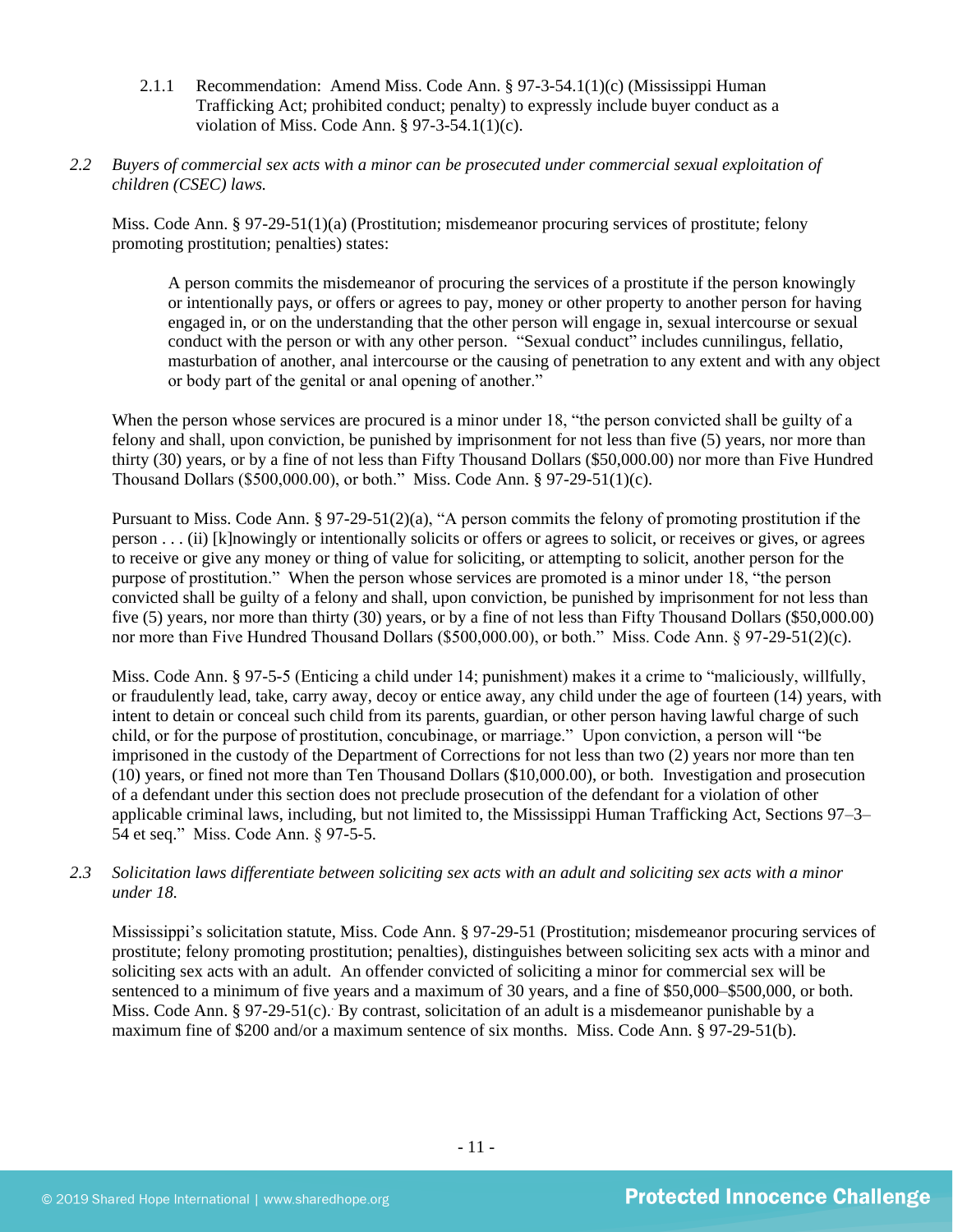2.1.1 Recommendation: Amend Miss. Code Ann. § 97-3-54.1(1)(c) (Mississippi Human Trafficking Act; prohibited conduct; penalty) to expressly include buyer conduct as a violation of Miss. Code Ann. § 97-3-54.1(1)(c).

*2.2 Buyers of commercial sex acts with a minor can be prosecuted under commercial sexual exploitation of children (CSEC) laws.*

Miss. Code Ann. § 97-29-51(1)(a) (Prostitution; misdemeanor procuring services of prostitute; felony promoting prostitution; penalties) states:

> A person commits the misdemeanor of procuring the services of a prostitute if the person knowingly or intentionally pays, or offers or agrees to pay, money or other property to another person for having engaged in, or on the understanding that the other person will engage in, sexual intercourse or sexual conduct with the person or with any other person. "Sexual conduct" includes cunnilingus, fellatio, masturbation of another, anal intercourse or the causing of penetration to any extent and with any object or body part of the genital or anal opening of another."

When the person whose services are procured is a minor under 18, "the person convicted shall be guilty of a felony and shall, upon conviction, be punished by imprisonment for not less than five (5) years, nor more than thirty (30) years, or by a fine of not less than Fifty Thousand Dollars ($50,000.00) nor more than Five Hundred Thousand Dollars ($500,000.00), or both." Miss. Code Ann. § 97-29-51(1)(c).

Pursuant to Miss. Code Ann. § 97-29-51(2)(a), "A person commits the felony of promoting prostitution if the person . . . (ii) [k]nowingly or intentionally solicits or offers or agrees to solicit, or receives or gives, or agrees to receive or give any money or thing of value for soliciting, or attempting to solicit, another person for the purpose of prostitution." When the person whose services are promoted is a minor under 18, "the person convicted shall be guilty of a felony and shall, upon conviction, be punished by imprisonment for not less than five (5) years, nor more than thirty (30) years, or by a fine of not less than Fifty Thousand Dollars ($50,000.00) nor more than Five Hundred Thousand Dollars ($500,000.00), or both." Miss. Code Ann. § 97-29-51(2)(c).

Miss. Code Ann. § 97-5-5 (Enticing a child under 14; punishment) makes it a crime to "maliciously, willfully, or fraudulently lead, take, carry away, decoy or entice away, any child under the age of fourteen (14) years, with intent to detain or conceal such child from its parents, guardian, or other person having lawful charge of such child, or for the purpose of prostitution, concubinage, or marriage." Upon conviction, a person will "be imprisoned in the custody of the Department of Corrections for not less than two (2) years nor more than ten (10) years, or fined not more than Ten Thousand Dollars ($10,000.00), or both. Investigation and prosecution of a defendant under this section does not preclude prosecution of the defendant for a violation of other applicable criminal laws, including, but not limited to, the Mississippi Human Trafficking Act, Sections 97–3–54 et seq." Miss. Code Ann. § 97-5-5.

*2.3 Solicitation laws differentiate between soliciting sex acts with an adult and soliciting sex acts with a minor under 18.*

Mississippi's solicitation statute, Miss. Code Ann. § 97-29-51 (Prostitution; misdemeanor procuring services of prostitute; felony promoting prostitution; penalties), distinguishes between soliciting sex acts with a minor and soliciting sex acts with an adult. An offender convicted of soliciting a minor for commercial sex will be sentenced to a minimum of five years and a maximum of 30 years, and a fine of $50,000–$500,000, or both. Miss. Code Ann. § 97-29-51(c). By contrast, solicitation of an adult is a misdemeanor punishable by a maximum fine of $200 and/or a maximum sentence of six months. Miss. Code Ann. § 97-29-51(b).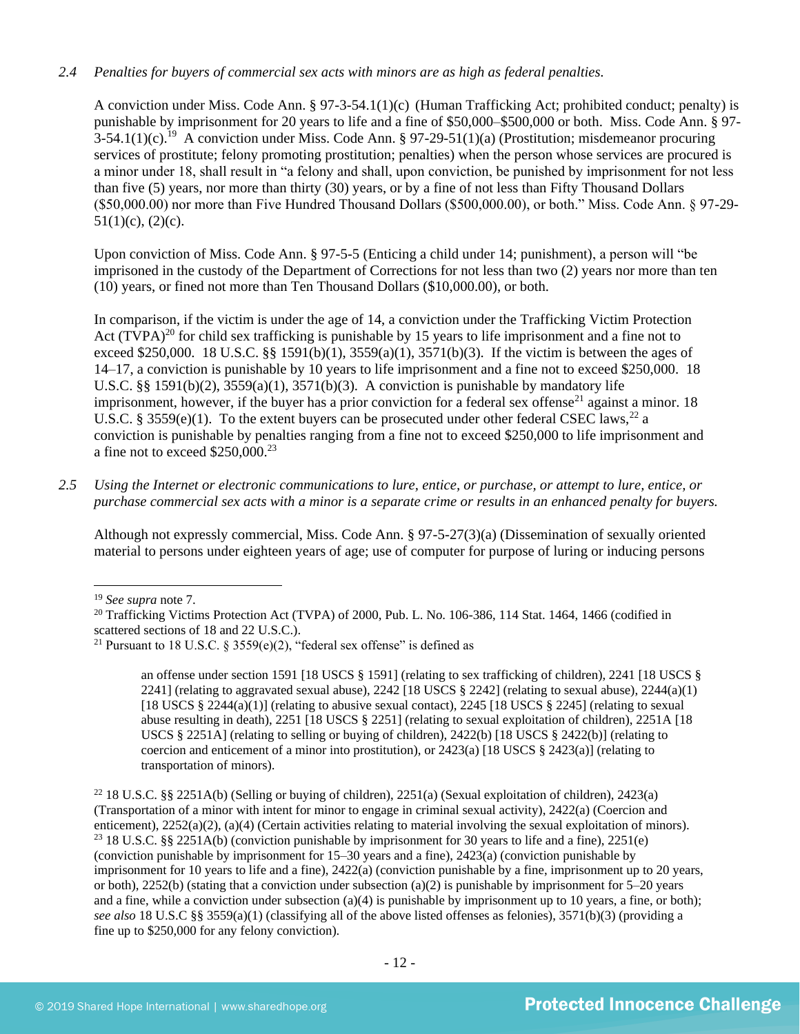*2.4 Penalties for buyers of commercial sex acts with minors are as high as federal penalties.*

A conviction under Miss. Code Ann. § 97-3-54.1(1)(c) (Human Trafficking Act; prohibited conduct; penalty) is punishable by imprisonment for 20 years to life and a fine of $50,000–$500,000 or both. Miss. Code Ann. § 97-3-54.1(1)(c).[19] A conviction under Miss. Code Ann. § 97-29-51(1)(a) (Prostitution; misdemeanor procuring services of prostitute; felony promoting prostitution; penalties) when the person whose services are procured is a minor under 18, shall result in "a felony and shall, upon conviction, be punished by imprisonment for not less than five (5) years, nor more than thirty (30) years, or by a fine of not less than Fifty Thousand Dollars ($50,000.00) nor more than Five Hundred Thousand Dollars ($500,000.00), or both." Miss. Code Ann. § 97-29-51(1)(c), (2)(c).

Upon conviction of Miss. Code Ann. § 97-5-5 (Enticing a child under 14; punishment), a person will "be imprisoned in the custody of the Department of Corrections for not less than two (2) years nor more than ten (10) years, or fined not more than Ten Thousand Dollars ($10,000.00), or both.

In comparison, if the victim is under the age of 14, a conviction under the Trafficking Victim Protection Act (TVPA)[20] for child sex trafficking is punishable by 15 years to life imprisonment and a fine not to exceed $250,000. 18 U.S.C. §§ 1591(b)(1), 3559(a)(1), 3571(b)(3). If the victim is between the ages of 14–17, a conviction is punishable by 10 years to life imprisonment and a fine not to exceed $250,000. 18 U.S.C. §§ 1591(b)(2), 3559(a)(1), 3571(b)(3). A conviction is punishable by mandatory life imprisonment, however, if the buyer has a prior conviction for a federal sex offense[21] against a minor. 18 U.S.C. § 3559(e)(1). To the extent buyers can be prosecuted under other federal CSEC laws,[22] a conviction is punishable by penalties ranging from a fine not to exceed $250,000 to life imprisonment and a fine not to exceed $250,000.[23]

*2.5 Using the Internet or electronic communications to lure, entice, or purchase, or attempt to lure, entice, or purchase commercial sex acts with a minor is a separate crime or results in an enhanced penalty for buyers.*

Although not expressly commercial, Miss. Code Ann. § 97-5-27(3)(a) (Dissemination of sexually oriented material to persons under eighteen years of age; use of computer for purpose of luring or inducing persons

---

[19] *See supra* note 7.

[20] Trafficking Victims Protection Act (TVPA) of 2000, Pub. L. No. 106-386, 114 Stat. 1464, 1466 (codified in scattered sections of 18 and 22 U.S.C.).

[21] Pursuant to 18 U.S.C. § 3559(e)(2), "federal sex offense" is defined as

> an offense under section 1591 [18 USCS § 1591] (relating to sex trafficking of children), 2241 [18 USCS § 2241] (relating to aggravated sexual abuse), 2242 [18 USCS § 2242] (relating to sexual abuse), 2244(a)(1) [18 USCS § 2244(a)(1)] (relating to abusive sexual contact), 2245 [18 USCS § 2245] (relating to sexual abuse resulting in death), 2251 [18 USCS § 2251] (relating to sexual exploitation of children), 2251A [18 USCS § 2251A] (relating to selling or buying of children), 2422(b) [18 USCS § 2422(b)] (relating to coercion and enticement of a minor into prostitution), or 2423(a) [18 USCS § 2423(a)] (relating to transportation of minors).

[22] 18 U.S.C. §§ 2251A(b) (Selling or buying of children), 2251(a) (Sexual exploitation of children), 2423(a) (Transportation of a minor with intent for minor to engage in criminal sexual activity), 2422(a) (Coercion and enticement), 2252(a)(2), (a)(4) (Certain activities relating to material involving the sexual exploitation of minors).

[23] 18 U.S.C. §§ 2251A(b) (conviction punishable by imprisonment for 30 years to life and a fine), 2251(e) (conviction punishable by imprisonment for 15–30 years and a fine), 2423(a) (conviction punishable by imprisonment for 10 years to life and a fine), 2422(a) (conviction punishable by a fine, imprisonment up to 20 years, or both), 2252(b) (stating that a conviction under subsection (a)(2) is punishable by imprisonment for 5–20 years and a fine, while a conviction under subsection (a)(4) is punishable by imprisonment up to 10 years, a fine, or both); *see also* 18 U.S.C §§ 3559(a)(1) (classifying all of the above listed offenses as felonies), 3571(b)(3) (providing a fine up to $250,000 for any felony conviction).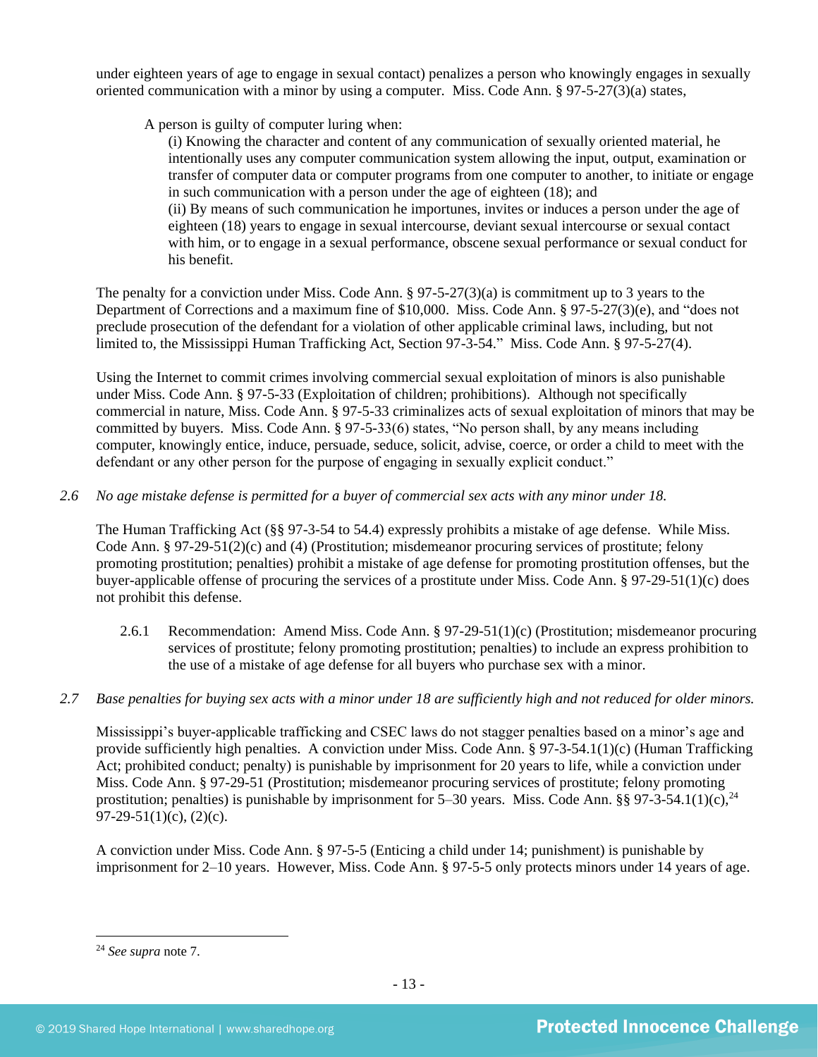under eighteen years of age to engage in sexual contact) penalizes a person who knowingly engages in sexually oriented communication with a minor by using a computer. Miss. Code Ann. § 97-5-27(3)(a) states,

> A person is guilty of computer luring when:
>
> (i) Knowing the character and content of any communication of sexually oriented material, he intentionally uses any computer communication system allowing the input, output, examination or transfer of computer data or computer programs from one computer to another, to initiate or engage in such communication with a person under the age of eighteen (18); and
>
> (ii) By means of such communication he importunes, invites or induces a person under the age of eighteen (18) years to engage in sexual intercourse, deviant sexual intercourse or sexual contact with him, or to engage in a sexual performance, obscene sexual performance or sexual conduct for his benefit.

The penalty for a conviction under Miss. Code Ann. § 97-5-27(3)(a) is commitment up to 3 years to the Department of Corrections and a maximum fine of $10,000. Miss. Code Ann. § 97-5-27(3)(e), and "does not preclude prosecution of the defendant for a violation of other applicable criminal laws, including, but not limited to, the Mississippi Human Trafficking Act, Section 97-3-54." Miss. Code Ann. § 97-5-27(4).

Using the Internet to commit crimes involving commercial sexual exploitation of minors is also punishable under Miss. Code Ann. § 97-5-33 (Exploitation of children; prohibitions). Although not specifically commercial in nature, Miss. Code Ann. § 97-5-33 criminalizes acts of sexual exploitation of minors that may be committed by buyers. Miss. Code Ann. § 97-5-33(6) states, "No person shall, by any means including computer, knowingly entice, induce, persuade, seduce, solicit, advise, coerce, or order a child to meet with the defendant or any other person for the purpose of engaging in sexually explicit conduct."

*2.6 No age mistake defense is permitted for a buyer of commercial sex acts with any minor under 18.*

The Human Trafficking Act (§§ 97-3-54 to 54.4) expressly prohibits a mistake of age defense. While Miss. Code Ann. § 97-29-51(2)(c) and (4) (Prostitution; misdemeanor procuring services of prostitute; felony promoting prostitution; penalties) prohibit a mistake of age defense for promoting prostitution offenses, but the buyer-applicable offense of procuring the services of a prostitute under Miss. Code Ann. § 97-29-51(1)(c) does not prohibit this defense.

2.6.1 Recommendation: Amend Miss. Code Ann. § 97-29-51(1)(c) (Prostitution; misdemeanor procuring services of prostitute; felony promoting prostitution; penalties) to include an express prohibition to the use of a mistake of age defense for all buyers who purchase sex with a minor.

*2.7 Base penalties for buying sex acts with a minor under 18 are sufficiently high and not reduced for older minors.*

Mississippi's buyer-applicable trafficking and CSEC laws do not stagger penalties based on a minor's age and provide sufficiently high penalties. A conviction under Miss. Code Ann. § 97-3-54.1(1)(c) (Human Trafficking Act; prohibited conduct; penalty) is punishable by imprisonment for 20 years to life, while a conviction under Miss. Code Ann. § 97-29-51 (Prostitution; misdemeanor procuring services of prostitute; felony promoting prostitution; penalties) is punishable by imprisonment for 5–30 years. Miss. Code Ann. §§ 97-3-54.1(1)(c),[24] 97-29-51(1)(c), (2)(c).

A conviction under Miss. Code Ann. § 97-5-5 (Enticing a child under 14; punishment) is punishable by imprisonment for 2–10 years. However, Miss. Code Ann. § 97-5-5 only protects minors under 14 years of age.

---

[24] *See supra* note 7.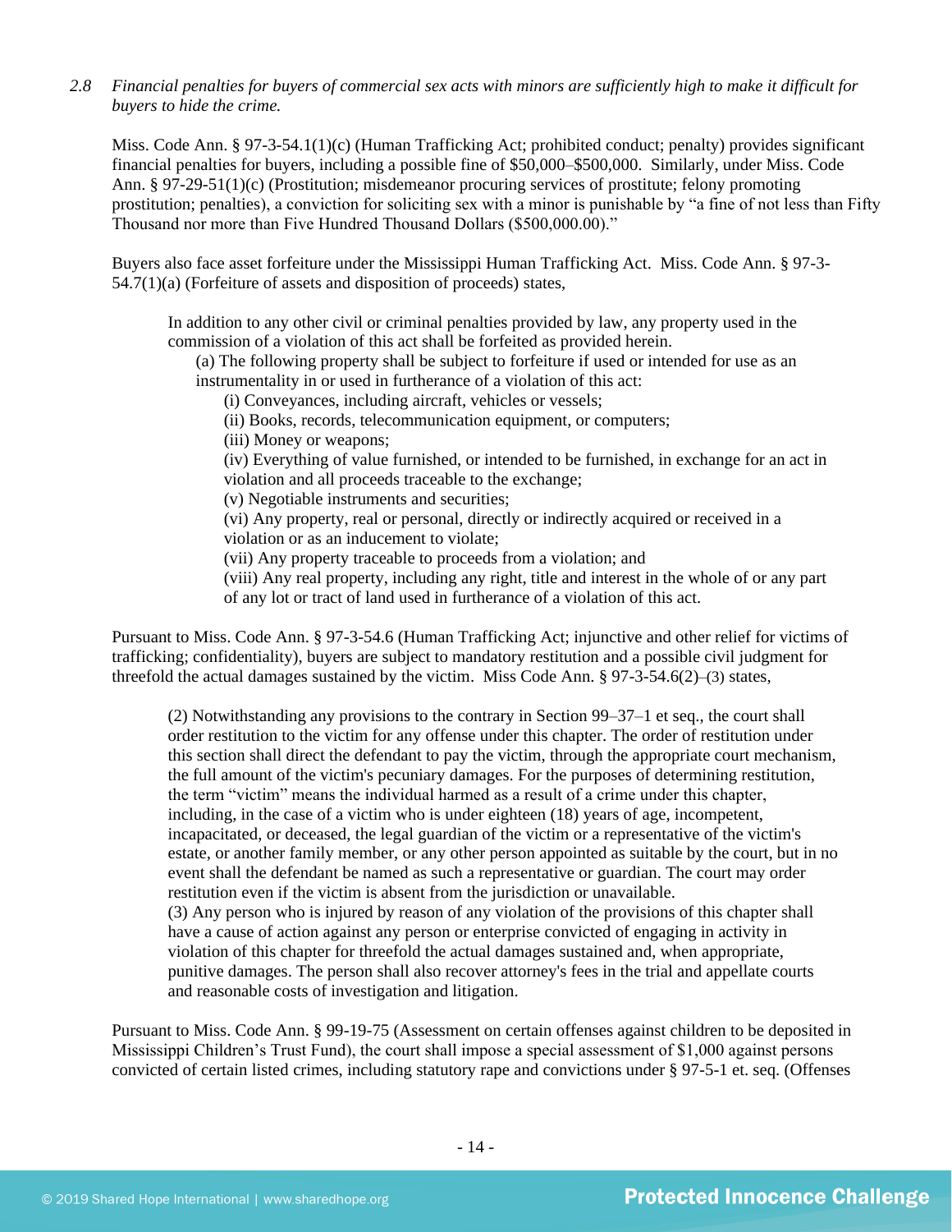*2.8 Financial penalties for buyers of commercial sex acts with minors are sufficiently high to make it difficult for buyers to hide the crime.*

Miss. Code Ann. § 97-3-54.1(1)(c) (Human Trafficking Act; prohibited conduct; penalty) provides significant financial penalties for buyers, including a possible fine of $50,000–$500,000. Similarly, under Miss. Code Ann. § 97-29-51(1)(c) (Prostitution; misdemeanor procuring services of prostitute; felony promoting prostitution; penalties), a conviction for soliciting sex with a minor is punishable by "a fine of not less than Fifty Thousand nor more than Five Hundred Thousand Dollars ($500,000.00)."

Buyers also face asset forfeiture under the Mississippi Human Trafficking Act. Miss. Code Ann. § 97-3-54.7(1)(a) (Forfeiture of assets and disposition of proceeds) states,

> In addition to any other civil or criminal penalties provided by law, any property used in the commission of a violation of this act shall be forfeited as provided herein.
>
> (a) The following property shall be subject to forfeiture if used or intended for use as an instrumentality in or used in furtherance of a violation of this act:
>
> (i) Conveyances, including aircraft, vehicles or vessels;
>
> (ii) Books, records, telecommunication equipment, or computers;
>
> (iii) Money or weapons;
>
> (iv) Everything of value furnished, or intended to be furnished, in exchange for an act in violation and all proceeds traceable to the exchange;
>
> (v) Negotiable instruments and securities;
>
> (vi) Any property, real or personal, directly or indirectly acquired or received in a violation or as an inducement to violate;
>
> (vii) Any property traceable to proceeds from a violation; and
>
> (viii) Any real property, including any right, title and interest in the whole of or any part of any lot or tract of land used in furtherance of a violation of this act.

Pursuant to Miss. Code Ann. § 97-3-54.6 (Human Trafficking Act; injunctive and other relief for victims of trafficking; confidentiality), buyers are subject to mandatory restitution and a possible civil judgment for threefold the actual damages sustained by the victim. Miss Code Ann. § 97-3-54.6(2)–(3) states,

> (2) Notwithstanding any provisions to the contrary in Section 99–37–1 et seq., the court shall order restitution to the victim for any offense under this chapter. The order of restitution under this section shall direct the defendant to pay the victim, through the appropriate court mechanism, the full amount of the victim's pecuniary damages. For the purposes of determining restitution, the term "victim" means the individual harmed as a result of a crime under this chapter, including, in the case of a victim who is under eighteen (18) years of age, incompetent, incapacitated, or deceased, the legal guardian of the victim or a representative of the victim's estate, or another family member, or any other person appointed as suitable by the court, but in no event shall the defendant be named as such a representative or guardian. The court may order restitution even if the victim is absent from the jurisdiction or unavailable.
>
> (3) Any person who is injured by reason of any violation of the provisions of this chapter shall have a cause of action against any person or enterprise convicted of engaging in activity in violation of this chapter for threefold the actual damages sustained and, when appropriate, punitive damages. The person shall also recover attorney's fees in the trial and appellate courts and reasonable costs of investigation and litigation.

Pursuant to Miss. Code Ann. § 99-19-75 (Assessment on certain offenses against children to be deposited in Mississippi Children's Trust Fund), the court shall impose a special assessment of $1,000 against persons convicted of certain listed crimes, including statutory rape and convictions under § 97-5-1 et. seq. (Offenses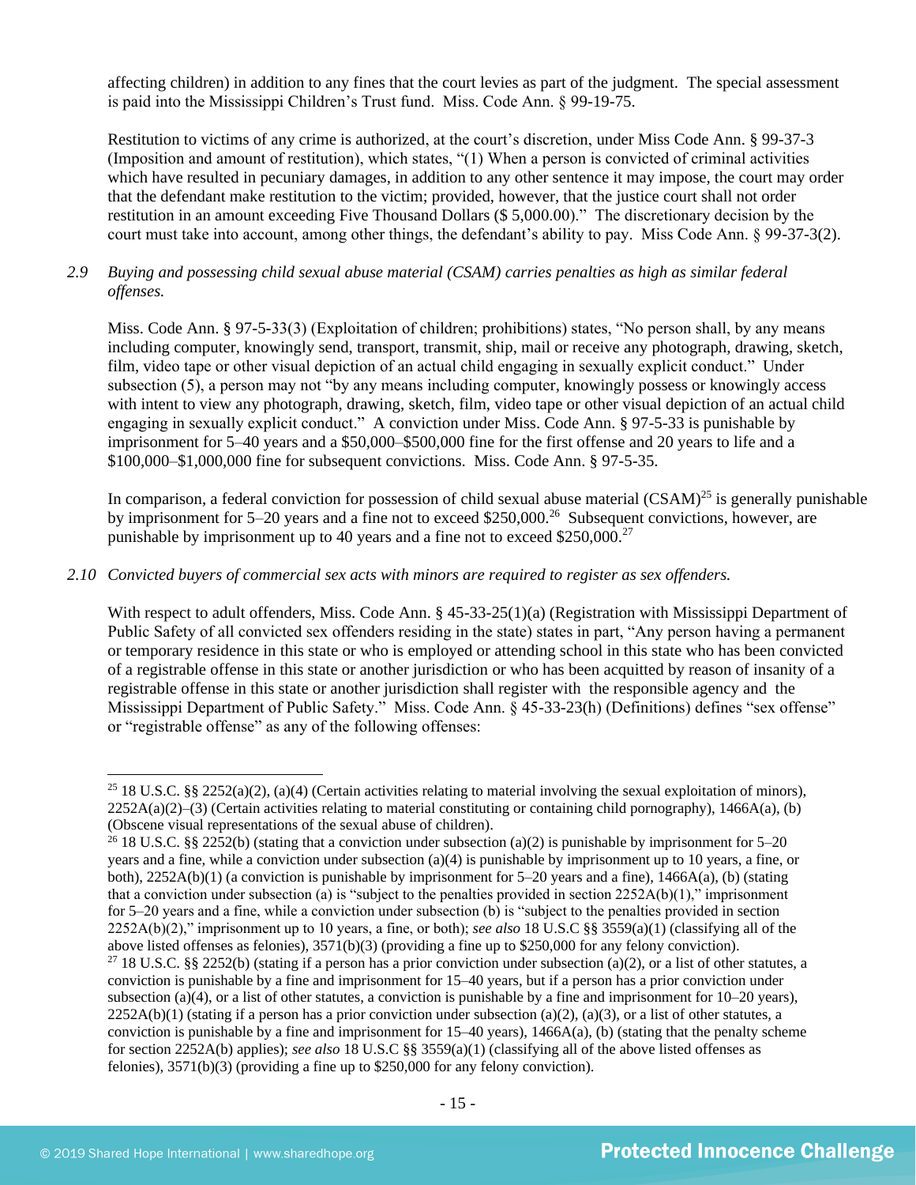affecting children) in addition to any fines that the court levies as part of the judgment. The special assessment is paid into the Mississippi Children's Trust fund. Miss. Code Ann. § 99-19-75.

Restitution to victims of any crime is authorized, at the court's discretion, under Miss Code Ann. § 99-37-3 (Imposition and amount of restitution), which states, "(1) When a person is convicted of criminal activities which have resulted in pecuniary damages, in addition to any other sentence it may impose, the court may order that the defendant make restitution to the victim; provided, however, that the justice court shall not order restitution in an amount exceeding Five Thousand Dollars ($ 5,000.00)." The discretionary decision by the court must take into account, among other things, the defendant's ability to pay. Miss Code Ann. § 99-37-3(2).

*2.9 Buying and possessing child sexual abuse material (CSAM) carries penalties as high as similar federal offenses.*

Miss. Code Ann. § 97-5-33(3) (Exploitation of children; prohibitions) states, "No person shall, by any means including computer, knowingly send, transport, transmit, ship, mail or receive any photograph, drawing, sketch, film, video tape or other visual depiction of an actual child engaging in sexually explicit conduct." Under subsection (5), a person may not "by any means including computer, knowingly possess or knowingly access with intent to view any photograph, drawing, sketch, film, video tape or other visual depiction of an actual child engaging in sexually explicit conduct." A conviction under Miss. Code Ann. § 97-5-33 is punishable by imprisonment for 5–40 years and a $50,000–$500,000 fine for the first offense and 20 years to life and a $100,000–$1,000,000 fine for subsequent convictions. Miss. Code Ann. § 97-5-35.

In comparison, a federal conviction for possession of child sexual abuse material (CSAM)[25] is generally punishable by imprisonment for 5–20 years and a fine not to exceed $250,000.[26] Subsequent convictions, however, are punishable by imprisonment up to 40 years and a fine not to exceed $250,000.[27]

*2.10 Convicted buyers of commercial sex acts with minors are required to register as sex offenders.*

With respect to adult offenders, Miss. Code Ann. § 45-33-25(1)(a) (Registration with Mississippi Department of Public Safety of all convicted sex offenders residing in the state) states in part, "Any person having a permanent or temporary residence in this state or who is employed or attending school in this state who has been convicted of a registrable offense in this state or another jurisdiction or who has been acquitted by reason of insanity of a registrable offense in this state or another jurisdiction shall register with the responsible agency and the Mississippi Department of Public Safety." Miss. Code Ann. § 45-33-23(h) (Definitions) defines "sex offense" or "registrable offense" as any of the following offenses:

---

[25] 18 U.S.C. §§ 2252(a)(2), (a)(4) (Certain activities relating to material involving the sexual exploitation of minors), 2252A(a)(2)–(3) (Certain activities relating to material constituting or containing child pornography), 1466A(a), (b) (Obscene visual representations of the sexual abuse of children).

[26] 18 U.S.C. §§ 2252(b) (stating that a conviction under subsection (a)(2) is punishable by imprisonment for 5–20 years and a fine, while a conviction under subsection (a)(4) is punishable by imprisonment up to 10 years, a fine, or both), 2252A(b)(1) (a conviction is punishable by imprisonment for 5–20 years and a fine), 1466A(a), (b) (stating that a conviction under subsection (a) is "subject to the penalties provided in section 2252A(b)(1)," imprisonment for 5–20 years and a fine, while a conviction under subsection (b) is "subject to the penalties provided in section 2252A(b)(2)," imprisonment up to 10 years, a fine, or both); *see also* 18 U.S.C §§ 3559(a)(1) (classifying all of the above listed offenses as felonies), 3571(b)(3) (providing a fine up to $250,000 for any felony conviction).

[27] 18 U.S.C. §§ 2252(b) (stating if a person has a prior conviction under subsection (a)(2), or a list of other statutes, a conviction is punishable by a fine and imprisonment for 15–40 years, but if a person has a prior conviction under subsection (a)(4), or a list of other statutes, a conviction is punishable by a fine and imprisonment for 10–20 years), 2252A(b)(1) (stating if a person has a prior conviction under subsection (a)(2), (a)(3), or a list of other statutes, a conviction is punishable by a fine and imprisonment for 15–40 years), 1466A(a), (b) (stating that the penalty scheme for section 2252A(b) applies); *see also* 18 U.S.C §§ 3559(a)(1) (classifying all of the above listed offenses as felonies), 3571(b)(3) (providing a fine up to $250,000 for any felony conviction).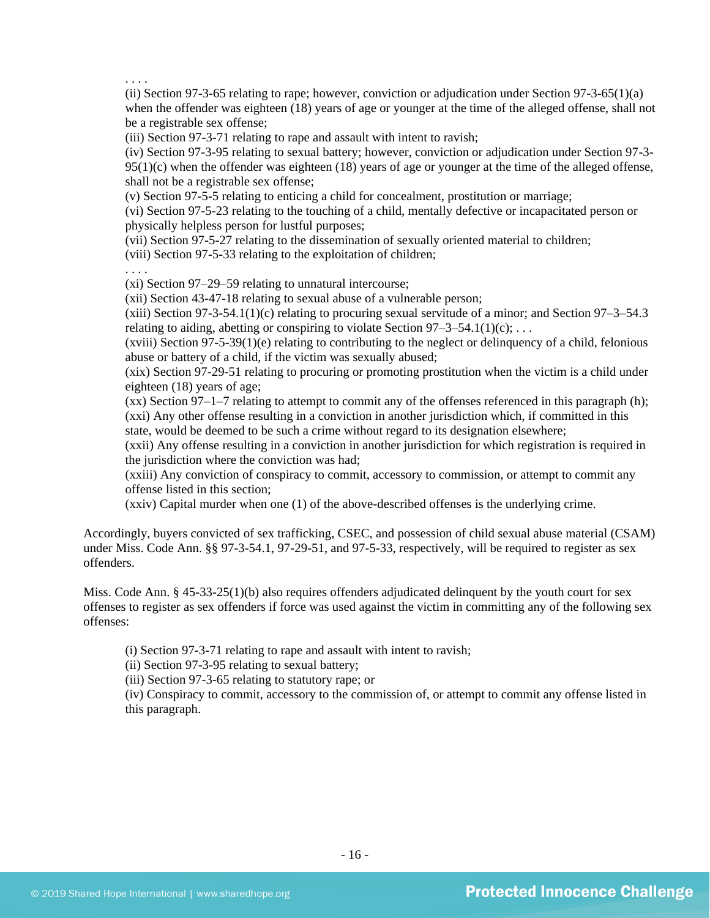. . . .

(ii) Section 97-3-65 relating to rape; however, conviction or adjudication under Section 97-3-65(1)(a) when the offender was eighteen (18) years of age or younger at the time of the alleged offense, shall not be a registrable sex offense;

(iii) Section 97-3-71 relating to rape and assault with intent to ravish;

(iv) Section 97-3-95 relating to sexual battery; however, conviction or adjudication under Section 97-3-95(1)(c) when the offender was eighteen (18) years of age or younger at the time of the alleged offense, shall not be a registrable sex offense;

(v) Section 97-5-5 relating to enticing a child for concealment, prostitution or marriage;

(vi) Section 97-5-23 relating to the touching of a child, mentally defective or incapacitated person or physically helpless person for lustful purposes;

(vii) Section 97-5-27 relating to the dissemination of sexually oriented material to children;

(viii) Section 97-5-33 relating to the exploitation of children;

. . . .

(xi) Section 97–29–59 relating to unnatural intercourse;

(xii) Section 43-47-18 relating to sexual abuse of a vulnerable person;

(xiii) Section 97-3-54.1(1)(c) relating to procuring sexual servitude of a minor; and Section 97–3–54.3 relating to aiding, abetting or conspiring to violate Section 97–3–54.1(1)(c); . . .

(xviii) Section 97-5-39(1)(e) relating to contributing to the neglect or delinquency of a child, felonious abuse or battery of a child, if the victim was sexually abused;

(xix) Section 97-29-51 relating to procuring or promoting prostitution when the victim is a child under eighteen (18) years of age;

(xx) Section 97–1–7 relating to attempt to commit any of the offenses referenced in this paragraph (h);

(xxi) Any other offense resulting in a conviction in another jurisdiction which, if committed in this state, would be deemed to be such a crime without regard to its designation elsewhere;

(xxii) Any offense resulting in a conviction in another jurisdiction for which registration is required in the jurisdiction where the conviction was had;

(xxiii) Any conviction of conspiracy to commit, accessory to commission, or attempt to commit any offense listed in this section;

(xxiv) Capital murder when one (1) of the above-described offenses is the underlying crime.

Accordingly, buyers convicted of sex trafficking, CSEC, and possession of child sexual abuse material (CSAM) under Miss. Code Ann. §§ 97-3-54.1, 97-29-51, and 97-5-33, respectively, will be required to register as sex offenders.

Miss. Code Ann. § 45-33-25(1)(b) also requires offenders adjudicated delinquent by the youth court for sex offenses to register as sex offenders if force was used against the victim in committing any of the following sex offenses:

(i) Section 97-3-71 relating to rape and assault with intent to ravish;

(ii) Section 97-3-95 relating to sexual battery;

(iii) Section 97-3-65 relating to statutory rape; or

(iv) Conspiracy to commit, accessory to the commission of, or attempt to commit any offense listed in this paragraph.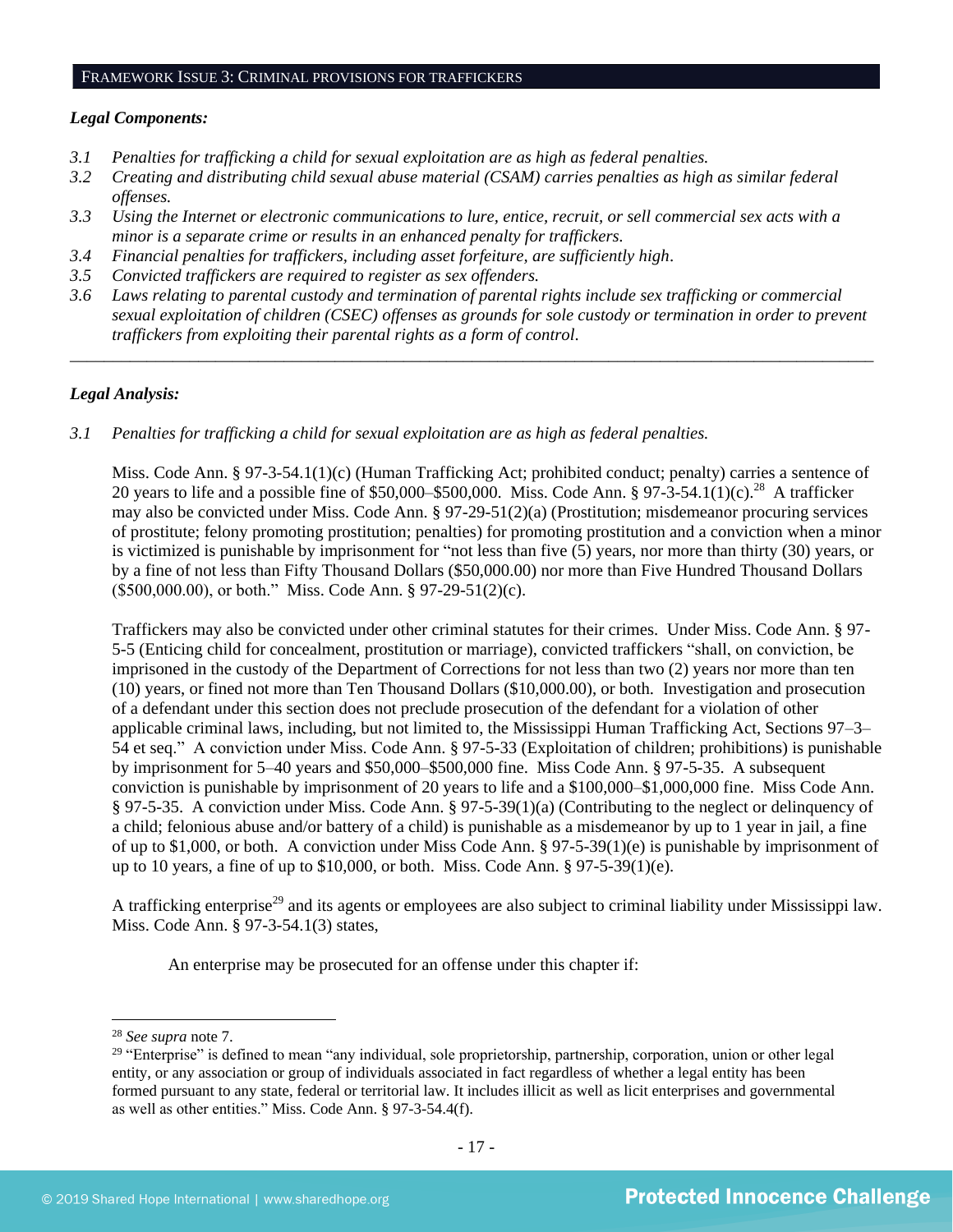## FRAMEWORK ISSUE 3: CRIMINAL PROVISIONS FOR TRAFFICKERS

***Legal Components:***

*3.1 Penalties for trafficking a child for sexual exploitation are as high as federal penalties.*
*3.2 Creating and distributing child sexual abuse material (CSAM) carries penalties as high as similar federal offenses.*
*3.3 Using the Internet or electronic communications to lure, entice, recruit, or sell commercial sex acts with a minor is a separate crime or results in an enhanced penalty for traffickers.*
*3.4 Financial penalties for traffickers, including asset forfeiture, are sufficiently high.*
*3.5 Convicted traffickers are required to register as sex offenders.*
*3.6 Laws relating to parental custody and termination of parental rights include sex trafficking or commercial sexual exploitation of children (CSEC) offenses as grounds for sole custody or termination in order to prevent traffickers from exploiting their parental rights as a form of control.*

---

***Legal Analysis:***

*3.1 Penalties for trafficking a child for sexual exploitation are as high as federal penalties.*

Miss. Code Ann. § 97-3-54.1(1)(c) (Human Trafficking Act; prohibited conduct; penalty) carries a sentence of 20 years to life and a possible fine of $50,000–$500,000. Miss. Code Ann. § 97-3-54.1(1)(c).[28] A trafficker may also be convicted under Miss. Code Ann. § 97-29-51(2)(a) (Prostitution; misdemeanor procuring services of prostitute; felony promoting prostitution; penalties) for promoting prostitution and a conviction when a minor is victimized is punishable by imprisonment for "not less than five (5) years, nor more than thirty (30) years, or by a fine of not less than Fifty Thousand Dollars ($50,000.00) nor more than Five Hundred Thousand Dollars ($500,000.00), or both." Miss. Code Ann. § 97-29-51(2)(c).

Traffickers may also be convicted under other criminal statutes for their crimes. Under Miss. Code Ann. § 97-5-5 (Enticing child for concealment, prostitution or marriage), convicted traffickers "shall, on conviction, be imprisoned in the custody of the Department of Corrections for not less than two (2) years nor more than ten (10) years, or fined not more than Ten Thousand Dollars ($10,000.00), or both. Investigation and prosecution of a defendant under this section does not preclude prosecution of the defendant for a violation of other applicable criminal laws, including, but not limited to, the Mississippi Human Trafficking Act, Sections 97–3–54 et seq." A conviction under Miss. Code Ann. § 97-5-33 (Exploitation of children; prohibitions) is punishable by imprisonment for 5–40 years and $50,000–$500,000 fine. Miss Code Ann. § 97-5-35. A subsequent conviction is punishable by imprisonment of 20 years to life and a $100,000–$1,000,000 fine. Miss Code Ann. § 97-5-35. A conviction under Miss. Code Ann. § 97-5-39(1)(a) (Contributing to the neglect or delinquency of a child; felonious abuse and/or battery of a child) is punishable as a misdemeanor by up to 1 year in jail, a fine of up to $1,000, or both. A conviction under Miss Code Ann. § 97-5-39(1)(e) is punishable by imprisonment of up to 10 years, a fine of up to $10,000, or both. Miss. Code Ann. § 97-5-39(1)(e).

A trafficking enterprise[29] and its agents or employees are also subject to criminal liability under Mississippi law. Miss. Code Ann. § 97-3-54.1(3) states,

> An enterprise may be prosecuted for an offense under this chapter if:

---

[28] *See supra* note 7.

[29] "Enterprise" is defined to mean "any individual, sole proprietorship, partnership, corporation, union or other legal entity, or any association or group of individuals associated in fact regardless of whether a legal entity has been formed pursuant to any state, federal or territorial law. It includes illicit as well as licit enterprises and governmental as well as other entities." Miss. Code Ann. § 97-3-54.4(f).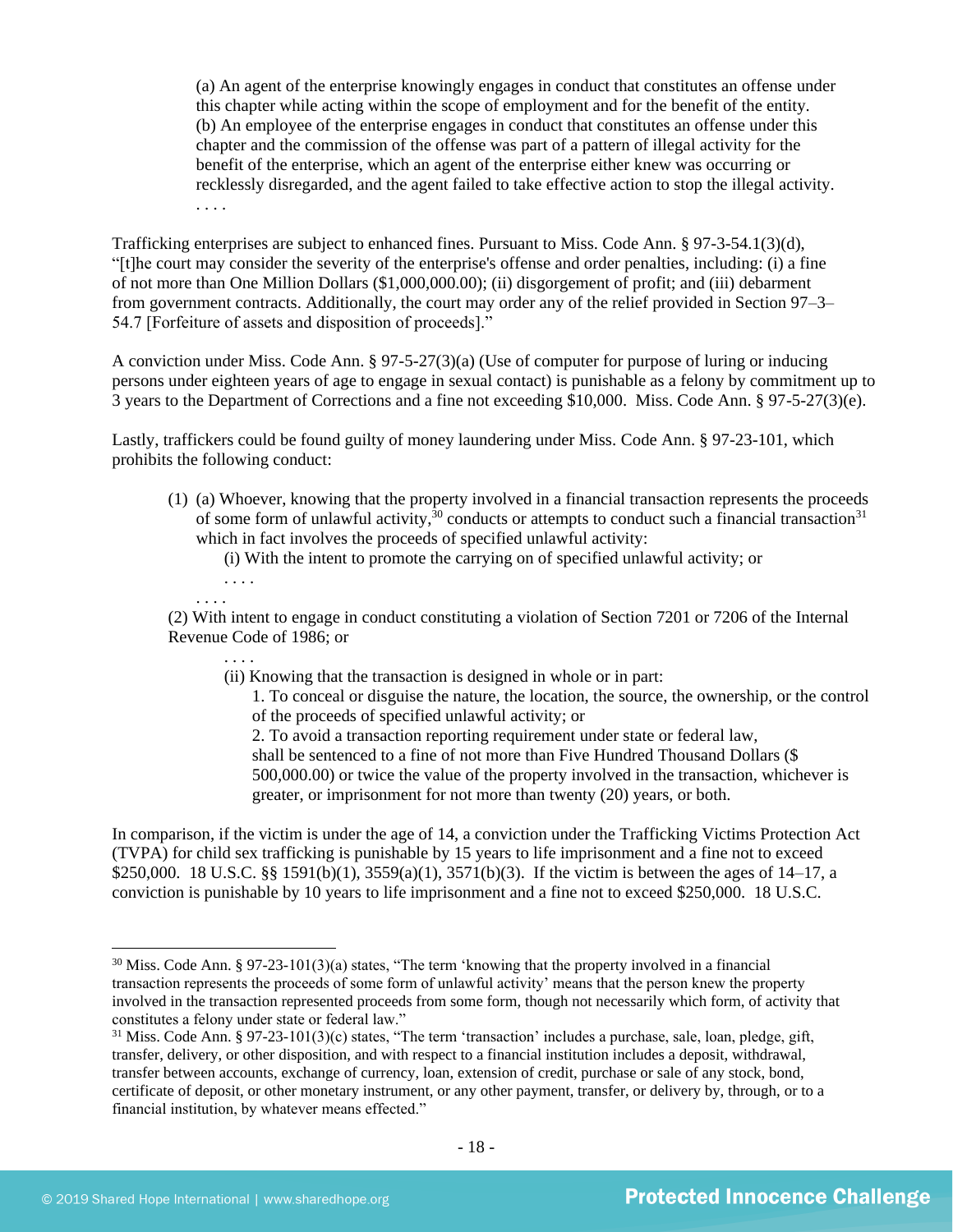(a) An agent of the enterprise knowingly engages in conduct that constitutes an offense under this chapter while acting within the scope of employment and for the benefit of the entity.
(b) An employee of the enterprise engages in conduct that constitutes an offense under this chapter and the commission of the offense was part of a pattern of illegal activity for the benefit of the enterprise, which an agent of the enterprise either knew was occurring or recklessly disregarded, and the agent failed to take effective action to stop the illegal activity.
. . . .

Trafficking enterprises are subject to enhanced fines. Pursuant to Miss. Code Ann. § 97-3-54.1(3)(d), "[t]he court may consider the severity of the enterprise's offense and order penalties, including: (i) a fine of not more than One Million Dollars ($1,000,000.00); (ii) disgorgement of profit; and (iii) debarment from government contracts. Additionally, the court may order any of the relief provided in Section 97–3–54.7 [Forfeiture of assets and disposition of proceeds]."

A conviction under Miss. Code Ann. § 97-5-27(3)(a) (Use of computer for purpose of luring or inducing persons under eighteen years of age to engage in sexual contact) is punishable as a felony by commitment up to 3 years to the Department of Corrections and a fine not exceeding $10,000. Miss. Code Ann. § 97-5-27(3)(e).

Lastly, traffickers could be found guilty of money laundering under Miss. Code Ann. § 97-23-101, which prohibits the following conduct:

(1) (a) Whoever, knowing that the property involved in a financial transaction represents the proceeds of some form of unlawful activity,[30] conducts or attempts to conduct such a financial transaction[31] which in fact involves the proceeds of specified unlawful activity:
(i) With the intent to promote the carrying on of specified unlawful activity; or
. . . .
. . . .
(2) With intent to engage in conduct constituting a violation of Section 7201 or 7206 of the Internal Revenue Code of 1986; or
. . . .
(ii) Knowing that the transaction is designed in whole or in part:
1. To conceal or disguise the nature, the location, the source, the ownership, or the control of the proceeds of specified unlawful activity; or
2. To avoid a transaction reporting requirement under state or federal law,
shall be sentenced to a fine of not more than Five Hundred Thousand Dollars ($ 500,000.00) or twice the value of the property involved in the transaction, whichever is greater, or imprisonment for not more than twenty (20) years, or both.

In comparison, if the victim is under the age of 14, a conviction under the Trafficking Victims Protection Act (TVPA) for child sex trafficking is punishable by 15 years to life imprisonment and a fine not to exceed $250,000. 18 U.S.C. §§ 1591(b)(1), 3559(a)(1), 3571(b)(3). If the victim is between the ages of 14–17, a conviction is punishable by 10 years to life imprisonment and a fine not to exceed $250,000. 18 U.S.C.

---

[30] Miss. Code Ann. § 97-23-101(3)(a) states, "The term 'knowing that the property involved in a financial transaction represents the proceeds of some form of unlawful activity' means that the person knew the property involved in the transaction represented proceeds from some form, though not necessarily which form, of activity that constitutes a felony under state or federal law."

[31] Miss. Code Ann. § 97-23-101(3)(c) states, "The term 'transaction' includes a purchase, sale, loan, pledge, gift, transfer, delivery, or other disposition, and with respect to a financial institution includes a deposit, withdrawal, transfer between accounts, exchange of currency, loan, extension of credit, purchase or sale of any stock, bond, certificate of deposit, or other monetary instrument, or any other payment, transfer, or delivery by, through, or to a financial institution, by whatever means effected."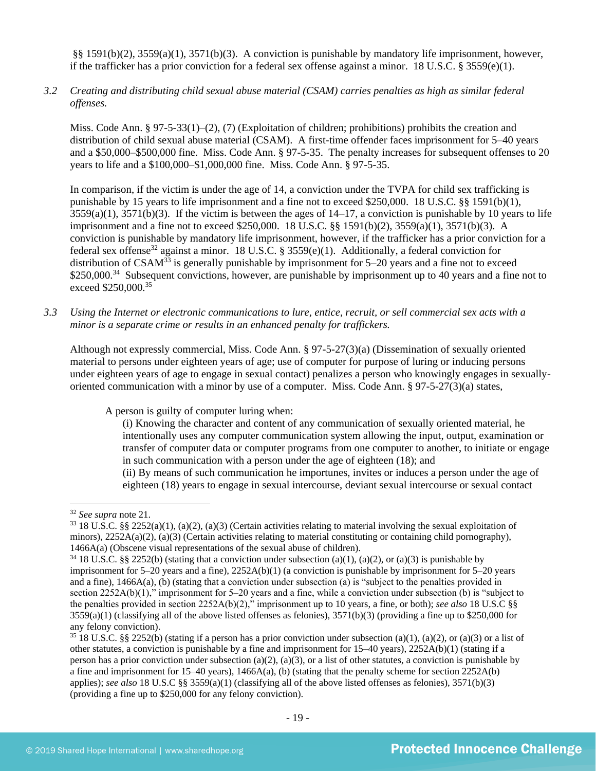§§ 1591(b)(2), 3559(a)(1), 3571(b)(3). A conviction is punishable by mandatory life imprisonment, however, if the trafficker has a prior conviction for a federal sex offense against a minor. 18 U.S.C. § 3559(e)(1).

*3.2 Creating and distributing child sexual abuse material (CSAM) carries penalties as high as similar federal offenses.*

Miss. Code Ann. § 97-5-33(1)–(2), (7) (Exploitation of children; prohibitions) prohibits the creation and distribution of child sexual abuse material (CSAM). A first-time offender faces imprisonment for 5–40 years and a $50,000–$500,000 fine. Miss. Code Ann. § 97-5-35. The penalty increases for subsequent offenses to 20 years to life and a $100,000–$1,000,000 fine. Miss. Code Ann. § 97-5-35.

In comparison, if the victim is under the age of 14, a conviction under the TVPA for child sex trafficking is punishable by 15 years to life imprisonment and a fine not to exceed $250,000. 18 U.S.C. §§ 1591(b)(1), 3559(a)(1), 3571(b)(3). If the victim is between the ages of 14–17, a conviction is punishable by 10 years to life imprisonment and a fine not to exceed $250,000. 18 U.S.C. §§ 1591(b)(2), 3559(a)(1), 3571(b)(3). A conviction is punishable by mandatory life imprisonment, however, if the trafficker has a prior conviction for a federal sex offense[32] against a minor. 18 U.S.C. § 3559(e)(1). Additionally, a federal conviction for distribution of CSAM[33] is generally punishable by imprisonment for 5–20 years and a fine not to exceed $250,000.[34] Subsequent convictions, however, are punishable by imprisonment up to 40 years and a fine not to exceed $250,000.[35]

*3.3 Using the Internet or electronic communications to lure, entice, recruit, or sell commercial sex acts with a minor is a separate crime or results in an enhanced penalty for traffickers.*

Although not expressly commercial, Miss. Code Ann. § 97-5-27(3)(a) (Dissemination of sexually oriented material to persons under eighteen years of age; use of computer for purpose of luring or inducing persons under eighteen years of age to engage in sexual contact) penalizes a person who knowingly engages in sexually-oriented communication with a minor by use of a computer. Miss. Code Ann. § 97-5-27(3)(a) states,

> A person is guilty of computer luring when:
>
> (i) Knowing the character and content of any communication of sexually oriented material, he intentionally uses any computer communication system allowing the input, output, examination or transfer of computer data or computer programs from one computer to another, to initiate or engage in such communication with a person under the age of eighteen (18); and
>
> (ii) By means of such communication he importunes, invites or induces a person under the age of eighteen (18) years to engage in sexual intercourse, deviant sexual intercourse or sexual contact

---

[32] *See supra* note 21.

[33] 18 U.S.C. §§ 2252(a)(1), (a)(2), (a)(3) (Certain activities relating to material involving the sexual exploitation of minors), 2252A(a)(2), (a)(3) (Certain activities relating to material constituting or containing child pornography), 1466A(a) (Obscene visual representations of the sexual abuse of children).

[34] 18 U.S.C. §§ 2252(b) (stating that a conviction under subsection (a)(1), (a)(2), or (a)(3) is punishable by imprisonment for 5–20 years and a fine), 2252A(b)(1) (a conviction is punishable by imprisonment for 5–20 years and a fine), 1466A(a), (b) (stating that a conviction under subsection (a) is "subject to the penalties provided in section 2252A(b)(1)," imprisonment for 5–20 years and a fine, while a conviction under subsection (b) is "subject to the penalties provided in section 2252A(b)(2)," imprisonment up to 10 years, a fine, or both); *see also* 18 U.S.C §§ 3559(a)(1) (classifying all of the above listed offenses as felonies), 3571(b)(3) (providing a fine up to $250,000 for any felony conviction).

[35] 18 U.S.C. §§ 2252(b) (stating if a person has a prior conviction under subsection (a)(1), (a)(2), or (a)(3) or a list of other statutes, a conviction is punishable by a fine and imprisonment for 15–40 years), 2252A(b)(1) (stating if a person has a prior conviction under subsection (a)(2), (a)(3), or a list of other statutes, a conviction is punishable by a fine and imprisonment for 15–40 years), 1466A(a), (b) (stating that the penalty scheme for section 2252A(b) applies); *see also* 18 U.S.C §§ 3559(a)(1) (classifying all of the above listed offenses as felonies), 3571(b)(3) (providing a fine up to $250,000 for any felony conviction).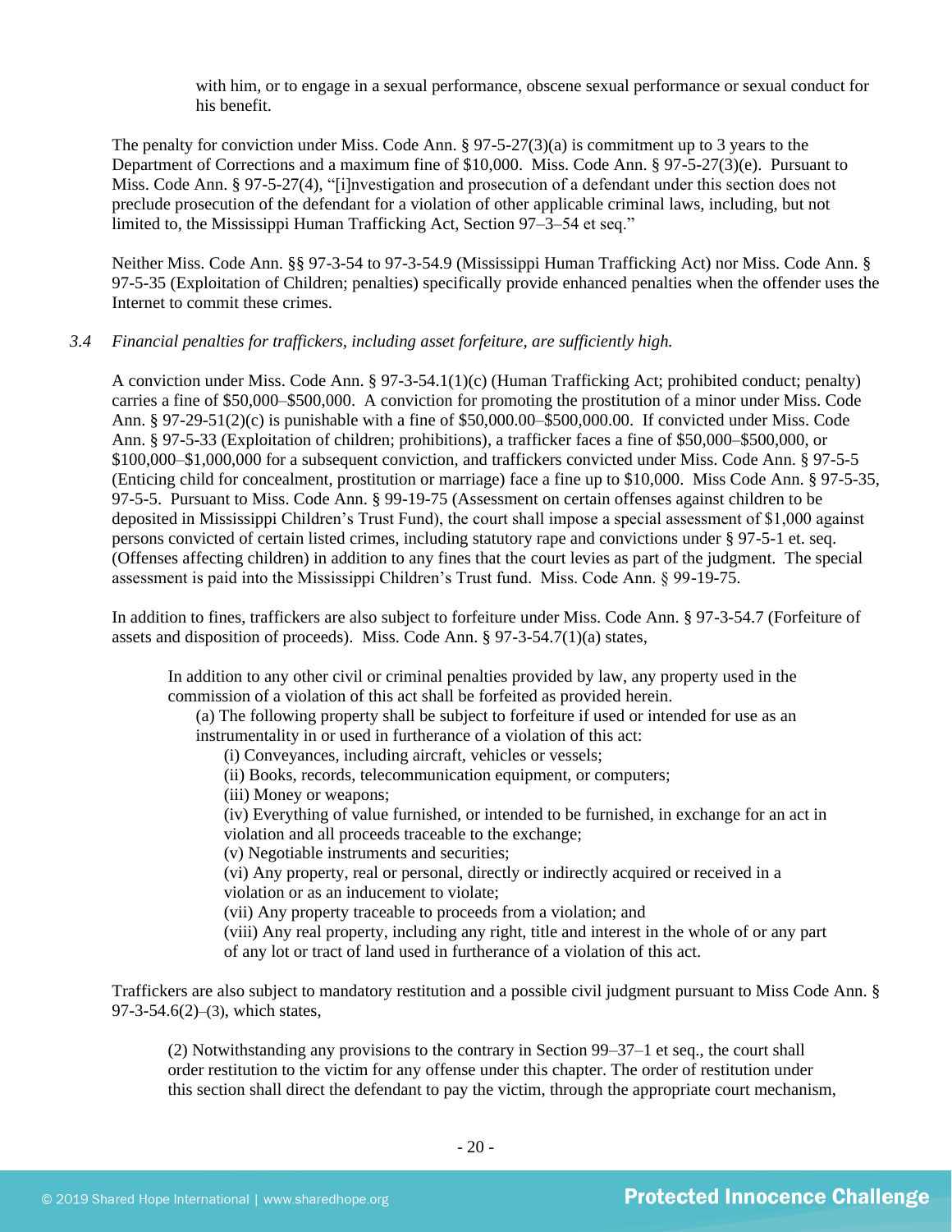with him, or to engage in a sexual performance, obscene sexual performance or sexual conduct for his benefit.

The penalty for conviction under Miss. Code Ann. § 97-5-27(3)(a) is commitment up to 3 years to the Department of Corrections and a maximum fine of $10,000. Miss. Code Ann. § 97-5-27(3)(e). Pursuant to Miss. Code Ann. § 97-5-27(4), "[i]nvestigation and prosecution of a defendant under this section does not preclude prosecution of the defendant for a violation of other applicable criminal laws, including, but not limited to, the Mississippi Human Trafficking Act, Section 97–3–54 et seq."

Neither Miss. Code Ann. §§ 97-3-54 to 97-3-54.9 (Mississippi Human Trafficking Act) nor Miss. Code Ann. § 97-5-35 (Exploitation of Children; penalties) specifically provide enhanced penalties when the offender uses the Internet to commit these crimes.

*3.4 Financial penalties for traffickers, including asset forfeiture, are sufficiently high.*

A conviction under Miss. Code Ann. § 97-3-54.1(1)(c) (Human Trafficking Act; prohibited conduct; penalty) carries a fine of $50,000–$500,000. A conviction for promoting the prostitution of a minor under Miss. Code Ann. § 97-29-51(2)(c) is punishable with a fine of $50,000.00–$500,000.00. If convicted under Miss. Code Ann. § 97-5-33 (Exploitation of children; prohibitions), a trafficker faces a fine of $50,000–$500,000, or $100,000–$1,000,000 for a subsequent conviction, and traffickers convicted under Miss. Code Ann. § 97-5-5 (Enticing child for concealment, prostitution or marriage) face a fine up to $10,000. Miss Code Ann. § 97-5-35, 97-5-5. Pursuant to Miss. Code Ann. § 99-19-75 (Assessment on certain offenses against children to be deposited in Mississippi Children's Trust Fund), the court shall impose a special assessment of $1,000 against persons convicted of certain listed crimes, including statutory rape and convictions under § 97-5-1 et. seq. (Offenses affecting children) in addition to any fines that the court levies as part of the judgment. The special assessment is paid into the Mississippi Children's Trust fund. Miss. Code Ann. § 99-19-75.

In addition to fines, traffickers are also subject to forfeiture under Miss. Code Ann. § 97-3-54.7 (Forfeiture of assets and disposition of proceeds). Miss. Code Ann. § 97-3-54.7(1)(a) states,

> In addition to any other civil or criminal penalties provided by law, any property used in the commission of a violation of this act shall be forfeited as provided herein.
>
> (a) The following property shall be subject to forfeiture if used or intended for use as an instrumentality in or used in furtherance of a violation of this act:
>
> (i) Conveyances, including aircraft, vehicles or vessels;
> (ii) Books, records, telecommunication equipment, or computers;
> (iii) Money or weapons;
> (iv) Everything of value furnished, or intended to be furnished, in exchange for an act in violation and all proceeds traceable to the exchange;
> (v) Negotiable instruments and securities;
> (vi) Any property, real or personal, directly or indirectly acquired or received in a violation or as an inducement to violate;
> (vii) Any property traceable to proceeds from a violation; and
> (viii) Any real property, including any right, title and interest in the whole of or any part of any lot or tract of land used in furtherance of a violation of this act.

Traffickers are also subject to mandatory restitution and a possible civil judgment pursuant to Miss Code Ann. § 97-3-54.6(2)–(3), which states,

> (2) Notwithstanding any provisions to the contrary in Section 99–37–1 et seq., the court shall order restitution to the victim for any offense under this chapter. The order of restitution under this section shall direct the defendant to pay the victim, through the appropriate court mechanism,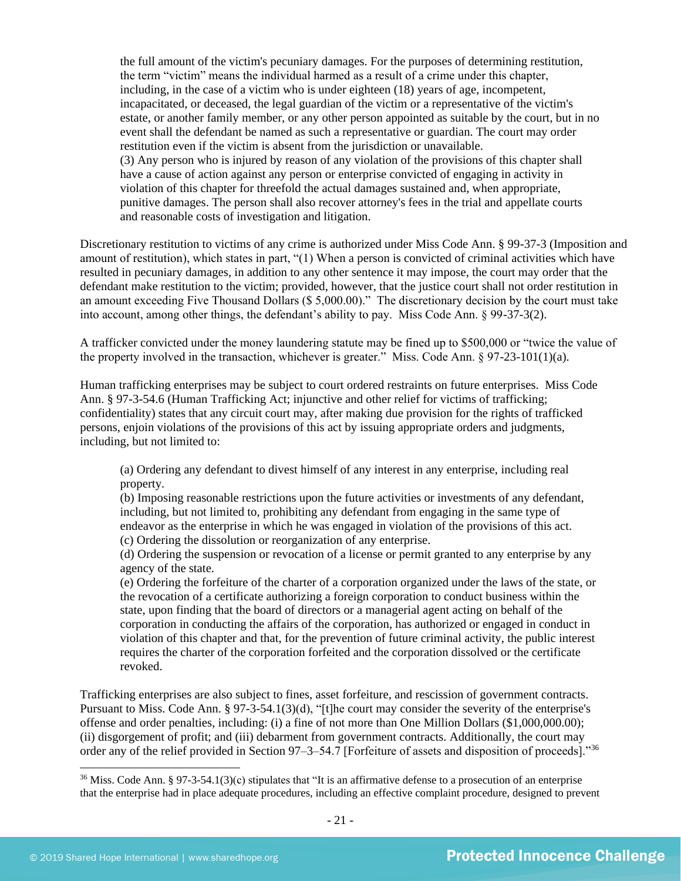> the full amount of the victim's pecuniary damages. For the purposes of determining restitution, the term "victim" means the individual harmed as a result of a crime under this chapter, including, in the case of a victim who is under eighteen (18) years of age, incompetent, incapacitated, or deceased, the legal guardian of the victim or a representative of the victim's estate, or another family member, or any other person appointed as suitable by the court, but in no event shall the defendant be named as such a representative or guardian. The court may order restitution even if the victim is absent from the jurisdiction or unavailable.
> (3) Any person who is injured by reason of any violation of the provisions of this chapter shall have a cause of action against any person or enterprise convicted of engaging in activity in violation of this chapter for threefold the actual damages sustained and, when appropriate, punitive damages. The person shall also recover attorney's fees in the trial and appellate courts and reasonable costs of investigation and litigation.

Discretionary restitution to victims of any crime is authorized under Miss Code Ann. § 99-37-3 (Imposition and amount of restitution), which states in part, "(1) When a person is convicted of criminal activities which have resulted in pecuniary damages, in addition to any other sentence it may impose, the court may order that the defendant make restitution to the victim; provided, however, that the justice court shall not order restitution in an amount exceeding Five Thousand Dollars ($ 5,000.00)." The discretionary decision by the court must take into account, among other things, the defendant's ability to pay. Miss Code Ann. § 99-37-3(2).

A trafficker convicted under the money laundering statute may be fined up to $500,000 or "twice the value of the property involved in the transaction, whichever is greater." Miss. Code Ann. § 97-23-101(1)(a).

Human trafficking enterprises may be subject to court ordered restraints on future enterprises. Miss Code Ann. § 97-3-54.6 (Human Trafficking Act; injunctive and other relief for victims of trafficking; confidentiality) states that any circuit court may, after making due provision for the rights of trafficked persons, enjoin violations of the provisions of this act by issuing appropriate orders and judgments, including, but not limited to:

> (a) Ordering any defendant to divest himself of any interest in any enterprise, including real property.
> (b) Imposing reasonable restrictions upon the future activities or investments of any defendant, including, but not limited to, prohibiting any defendant from engaging in the same type of endeavor as the enterprise in which he was engaged in violation of the provisions of this act.
> (c) Ordering the dissolution or reorganization of any enterprise.
> (d) Ordering the suspension or revocation of a license or permit granted to any enterprise by any agency of the state.
> (e) Ordering the forfeiture of the charter of a corporation organized under the laws of the state, or the revocation of a certificate authorizing a foreign corporation to conduct business within the state, upon finding that the board of directors or a managerial agent acting on behalf of the corporation in conducting the affairs of the corporation, has authorized or engaged in conduct in violation of this chapter and that, for the prevention of future criminal activity, the public interest requires the charter of the corporation forfeited and the corporation dissolved or the certificate revoked.

Trafficking enterprises are also subject to fines, asset forfeiture, and rescission of government contracts. Pursuant to Miss. Code Ann. § 97-3-54.1(3)(d), "[t]he court may consider the severity of the enterprise's offense and order penalties, including: (i) a fine of not more than One Million Dollars ($1,000,000.00); (ii) disgorgement of profit; and (iii) debarment from government contracts. Additionally, the court may order any of the relief provided in Section 97–3–54.7 [Forfeiture of assets and disposition of proceeds]."[36]

---

[36] Miss. Code Ann. § 97-3-54.1(3)(c) stipulates that "It is an affirmative defense to a prosecution of an enterprise that the enterprise had in place adequate procedures, including an effective complaint procedure, designed to prevent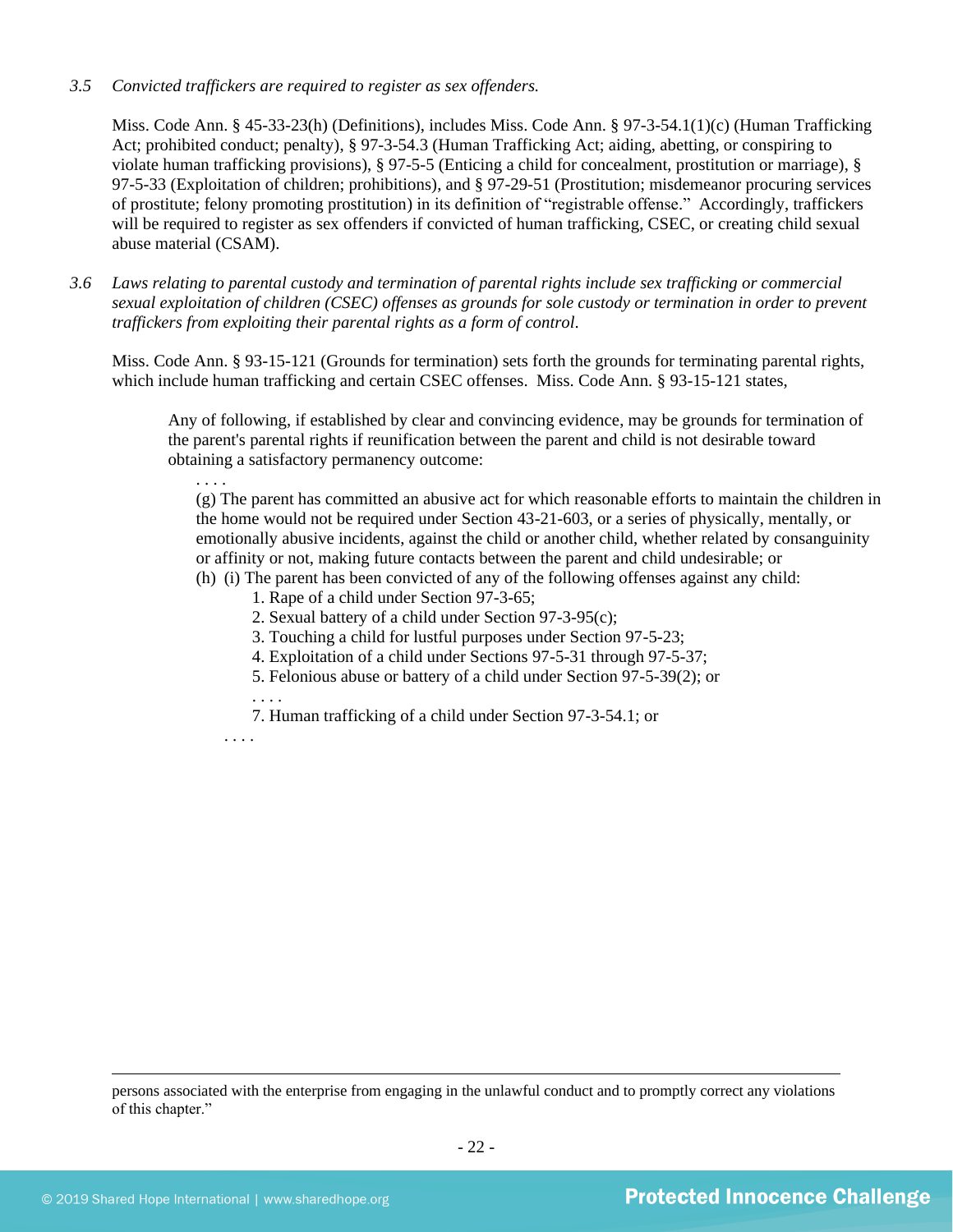*3.5 Convicted traffickers are required to register as sex offenders.*

Miss. Code Ann. § 45-33-23(h) (Definitions), includes Miss. Code Ann. § 97-3-54.1(1)(c) (Human Trafficking Act; prohibited conduct; penalty), § 97-3-54.3 (Human Trafficking Act; aiding, abetting, or conspiring to violate human trafficking provisions), § 97-5-5 (Enticing a child for concealment, prostitution or marriage), § 97-5-33 (Exploitation of children; prohibitions), and § 97-29-51 (Prostitution; misdemeanor procuring services of prostitute; felony promoting prostitution) in its definition of "registrable offense." Accordingly, traffickers will be required to register as sex offenders if convicted of human trafficking, CSEC, or creating child sexual abuse material (CSAM).

*3.6 Laws relating to parental custody and termination of parental rights include sex trafficking or commercial sexual exploitation of children (CSEC) offenses as grounds for sole custody or termination in order to prevent traffickers from exploiting their parental rights as a form of control.*

Miss. Code Ann. § 93-15-121 (Grounds for termination) sets forth the grounds for terminating parental rights, which include human trafficking and certain CSEC offenses. Miss. Code Ann. § 93-15-121 states,

> Any of following, if established by clear and convincing evidence, may be grounds for termination of the parent's parental rights if reunification between the parent and child is not desirable toward obtaining a satisfactory permanency outcome:
>
> . . . .
>
> (g) The parent has committed an abusive act for which reasonable efforts to maintain the children in the home would not be required under Section 43-21-603, or a series of physically, mentally, or emotionally abusive incidents, against the child or another child, whether related by consanguinity or affinity or not, making future contacts between the parent and child undesirable; or
>
> (h) (i) The parent has been convicted of any of the following offenses against any child:
>
> 1. Rape of a child under Section 97-3-65;
> 2. Sexual battery of a child under Section 97-3-95(c);
> 3. Touching a child for lustful purposes under Section 97-5-23;
> 4. Exploitation of a child under Sections 97-5-31 through 97-5-37;
> 5. Felonious abuse or battery of a child under Section 97-5-39(2); or
>
> . . . .
>
> 7. Human trafficking of a child under Section 97-3-54.1; or
>
> . . . .

---

persons associated with the enterprise from engaging in the unlawful conduct and to promptly correct any violations of this chapter."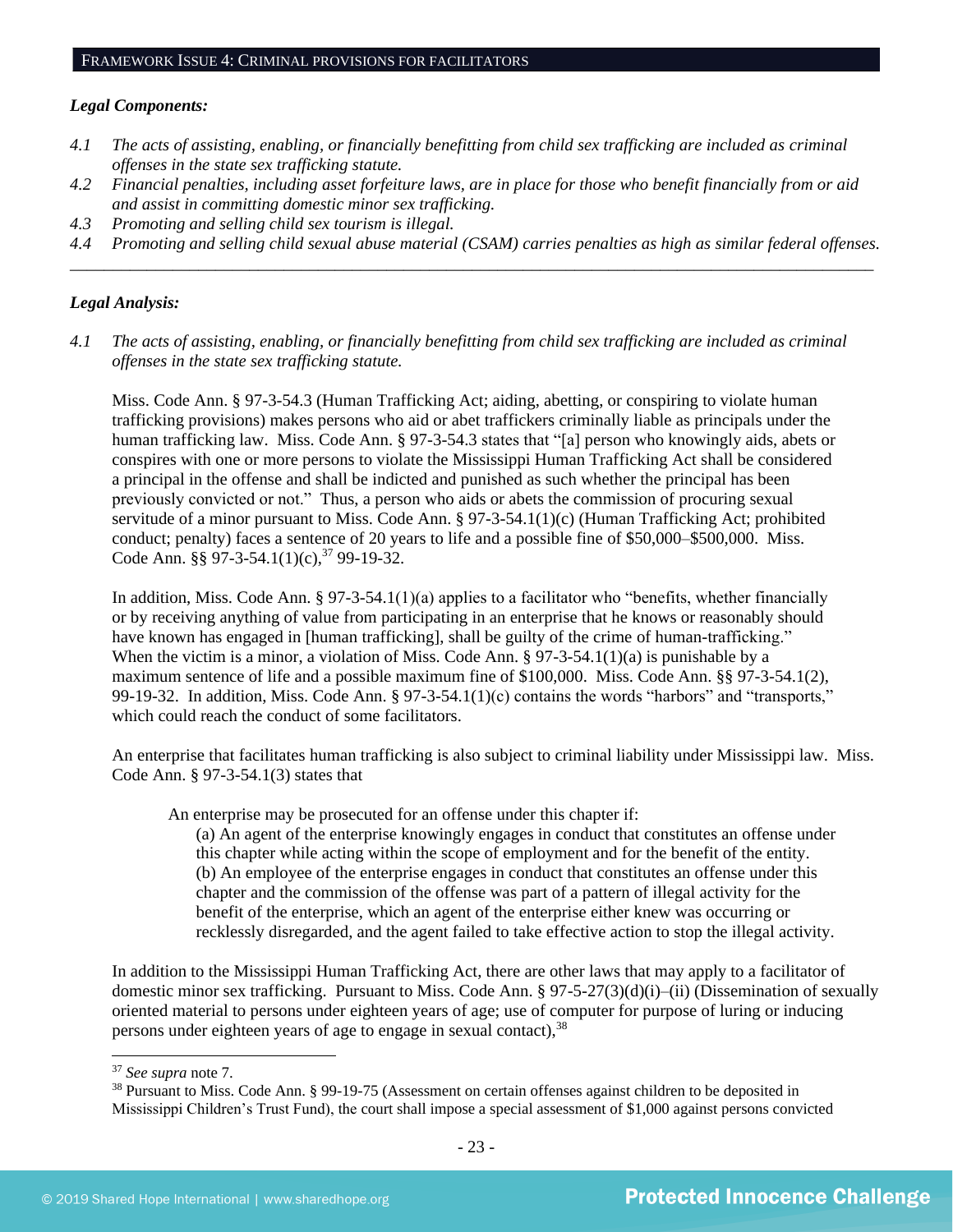## FRAMEWORK ISSUE 4: CRIMINAL PROVISIONS FOR FACILITATORS

***Legal Components:***

*4.1 The acts of assisting, enabling, or financially benefitting from child sex trafficking are included as criminal offenses in the state sex trafficking statute.*

*4.2 Financial penalties, including asset forfeiture laws, are in place for those who benefit financially from or aid and assist in committing domestic minor sex trafficking.*

*4.3 Promoting and selling child sex tourism is illegal.*

*4.4 Promoting and selling child sexual abuse material (CSAM) carries penalties as high as similar federal offenses.*

---

***Legal Analysis:***

*4.1 The acts of assisting, enabling, or financially benefitting from child sex trafficking are included as criminal offenses in the state sex trafficking statute.*

Miss. Code Ann. § 97-3-54.3 (Human Trafficking Act; aiding, abetting, or conspiring to violate human trafficking provisions) makes persons who aid or abet traffickers criminally liable as principals under the human trafficking law. Miss. Code Ann. § 97-3-54.3 states that "[a] person who knowingly aids, abets or conspires with one or more persons to violate the Mississippi Human Trafficking Act shall be considered a principal in the offense and shall be indicted and punished as such whether the principal has been previously convicted or not." Thus, a person who aids or abets the commission of procuring sexual servitude of a minor pursuant to Miss. Code Ann. § 97-3-54.1(1)(c) (Human Trafficking Act; prohibited conduct; penalty) faces a sentence of 20 years to life and a possible fine of $50,000–$500,000. Miss. Code Ann. §§ 97-3-54.1(1)(c),[37] 99-19-32.

In addition, Miss. Code Ann. § 97-3-54.1(1)(a) applies to a facilitator who "benefits, whether financially or by receiving anything of value from participating in an enterprise that he knows or reasonably should have known has engaged in [human trafficking], shall be guilty of the crime of human-trafficking." When the victim is a minor, a violation of Miss. Code Ann. § 97-3-54.1(1)(a) is punishable by a maximum sentence of life and a possible maximum fine of $100,000. Miss. Code Ann. §§ 97-3-54.1(2), 99-19-32. In addition, Miss. Code Ann. § 97-3-54.1(1)(c) contains the words "harbors" and "transports," which could reach the conduct of some facilitators.

An enterprise that facilitates human trafficking is also subject to criminal liability under Mississippi law. Miss. Code Ann. § 97-3-54.1(3) states that

> An enterprise may be prosecuted for an offense under this chapter if:
> (a) An agent of the enterprise knowingly engages in conduct that constitutes an offense under this chapter while acting within the scope of employment and for the benefit of the entity.
> (b) An employee of the enterprise engages in conduct that constitutes an offense under this chapter and the commission of the offense was part of a pattern of illegal activity for the benefit of the enterprise, which an agent of the enterprise either knew was occurring or recklessly disregarded, and the agent failed to take effective action to stop the illegal activity.

In addition to the Mississippi Human Trafficking Act, there are other laws that may apply to a facilitator of domestic minor sex trafficking. Pursuant to Miss. Code Ann. § 97-5-27(3)(d)(i)–(ii) (Dissemination of sexually oriented material to persons under eighteen years of age; use of computer for purpose of luring or inducing persons under eighteen years of age to engage in sexual contact),[38]

---

[37] *See supra* note 7.

[38] Pursuant to Miss. Code Ann. § 99-19-75 (Assessment on certain offenses against children to be deposited in Mississippi Children's Trust Fund), the court shall impose a special assessment of $1,000 against persons convicted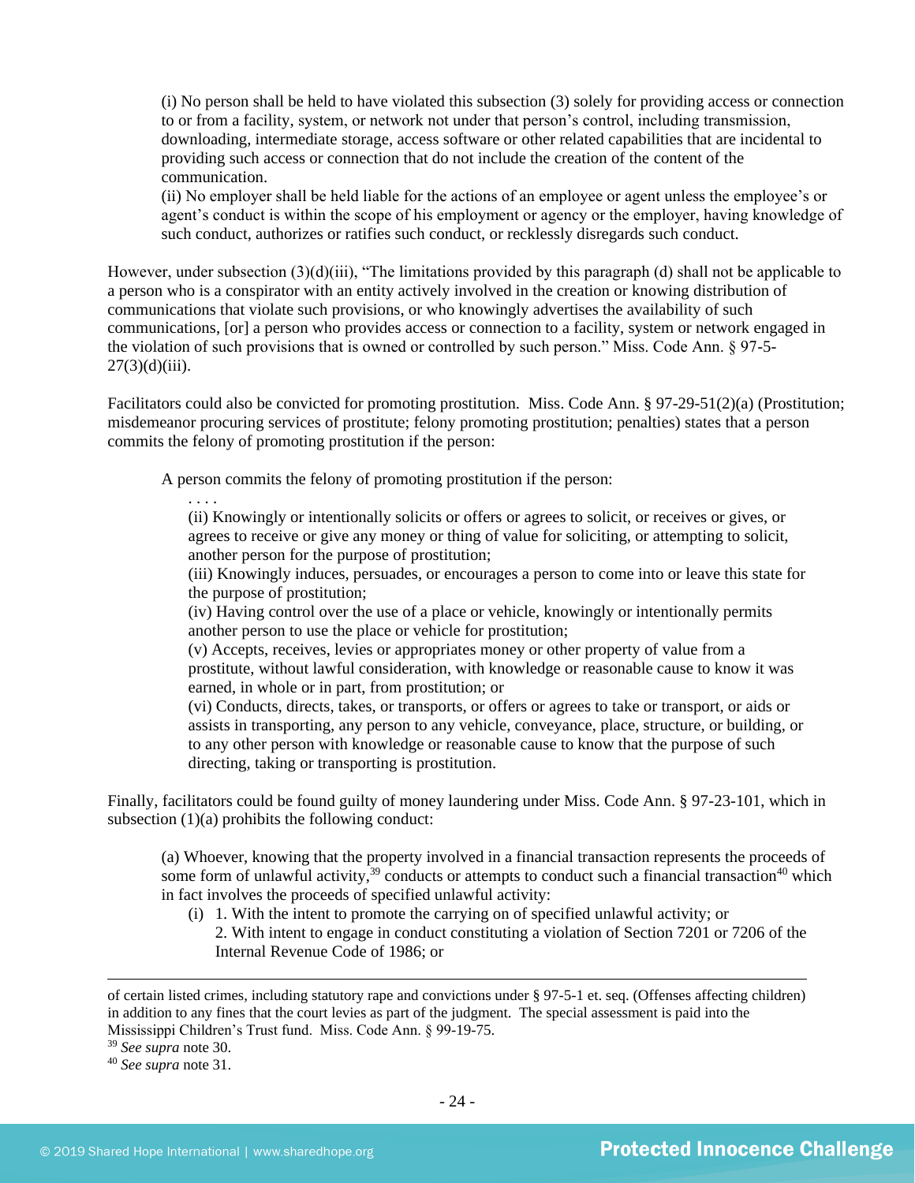(i) No person shall be held to have violated this subsection (3) solely for providing access or connection to or from a facility, system, or network not under that person's control, including transmission, downloading, intermediate storage, access software or other related capabilities that are incidental to providing such access or connection that do not include the creation of the content of the communication.
(ii) No employer shall be held liable for the actions of an employee or agent unless the employee's or agent's conduct is within the scope of his employment or agency or the employer, having knowledge of such conduct, authorizes or ratifies such conduct, or recklessly disregards such conduct.

However, under subsection (3)(d)(iii), "The limitations provided by this paragraph (d) shall not be applicable to a person who is a conspirator with an entity actively involved in the creation or knowing distribution of communications that violate such provisions, or who knowingly advertises the availability of such communications, [or] a person who provides access or connection to a facility, system or network engaged in the violation of such provisions that is owned or controlled by such person." Miss. Code Ann. § 97-5-27(3)(d)(iii).

Facilitators could also be convicted for promoting prostitution. Miss. Code Ann. § 97-29-51(2)(a) (Prostitution; misdemeanor procuring services of prostitute; felony promoting prostitution; penalties) states that a person commits the felony of promoting prostitution if the person:

> A person commits the felony of promoting prostitution if the person:
>
> . . . .
>
> (ii) Knowingly or intentionally solicits or offers or agrees to solicit, or receives or gives, or agrees to receive or give any money or thing of value for soliciting, or attempting to solicit, another person for the purpose of prostitution;
> (iii) Knowingly induces, persuades, or encourages a person to come into or leave this state for the purpose of prostitution;
> (iv) Having control over the use of a place or vehicle, knowingly or intentionally permits another person to use the place or vehicle for prostitution;
> (v) Accepts, receives, levies or appropriates money or other property of value from a prostitute, without lawful consideration, with knowledge or reasonable cause to know it was earned, in whole or in part, from prostitution; or
> (vi) Conducts, directs, takes, or transports, or offers or agrees to take or transport, or aids or assists in transporting, any person to any vehicle, conveyance, place, structure, or building, or to any other person with knowledge or reasonable cause to know that the purpose of such directing, taking or transporting is prostitution.

Finally, facilitators could be found guilty of money laundering under Miss. Code Ann. § 97-23-101, which in subsection (1)(a) prohibits the following conduct:

> (a) Whoever, knowing that the property involved in a financial transaction represents the proceeds of some form of unlawful activity,[39] conducts or attempts to conduct such a financial transaction[40] which in fact involves the proceeds of specified unlawful activity:
>
> (i) 1. With the intent to promote the carrying on of specified unlawful activity; or
> 2. With intent to engage in conduct constituting a violation of Section 7201 or 7206 of the Internal Revenue Code of 1986; or

---

of certain listed crimes, including statutory rape and convictions under § 97-5-1 et. seq. (Offenses affecting children) in addition to any fines that the court levies as part of the judgment. The special assessment is paid into the Mississippi Children's Trust fund. Miss. Code Ann. § 99-19-75.

[39] *See supra* note 30.

[40] *See supra* note 31.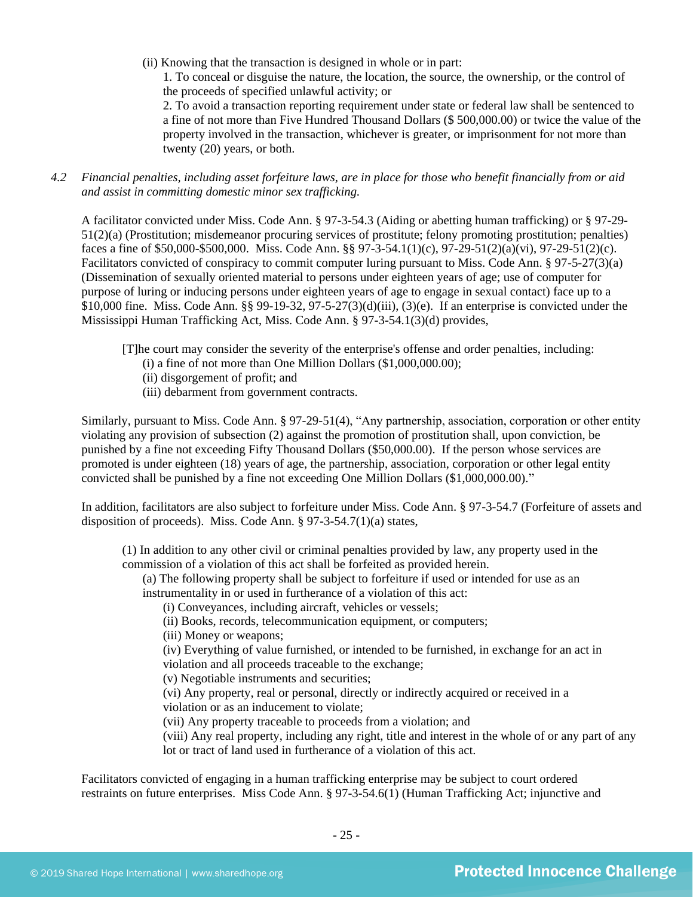(ii) Knowing that the transaction is designed in whole or in part:

1. To conceal or disguise the nature, the location, the source, the ownership, or the control of the proceeds of specified unlawful activity; or

2. To avoid a transaction reporting requirement under state or federal law shall be sentenced to a fine of not more than Five Hundred Thousand Dollars ($ 500,000.00) or twice the value of the property involved in the transaction, whichever is greater, or imprisonment for not more than twenty (20) years, or both.

*4.2 Financial penalties, including asset forfeiture laws, are in place for those who benefit financially from or aid and assist in committing domestic minor sex trafficking.*

A facilitator convicted under Miss. Code Ann. § 97-3-54.3 (Aiding or abetting human trafficking) or § 97-29-51(2)(a) (Prostitution; misdemeanor procuring services of prostitute; felony promoting prostitution; penalties) faces a fine of $50,000-$500,000. Miss. Code Ann. §§ 97-3-54.1(1)(c), 97-29-51(2)(a)(vi), 97-29-51(2)(c). Facilitators convicted of conspiracy to commit computer luring pursuant to Miss. Code Ann. § 97-5-27(3)(a) (Dissemination of sexually oriented material to persons under eighteen years of age; use of computer for purpose of luring or inducing persons under eighteen years of age to engage in sexual contact) face up to a $10,000 fine. Miss. Code Ann. §§ 99-19-32, 97-5-27(3)(d)(iii), (3)(e). If an enterprise is convicted under the Mississippi Human Trafficking Act, Miss. Code Ann. § 97-3-54.1(3)(d) provides,

> [T]he court may consider the severity of the enterprise's offense and order penalties, including:
> (i) a fine of not more than One Million Dollars ($1,000,000.00);
> (ii) disgorgement of profit; and
> (iii) debarment from government contracts.

Similarly, pursuant to Miss. Code Ann. § 97-29-51(4), "Any partnership, association, corporation or other entity violating any provision of subsection (2) against the promotion of prostitution shall, upon conviction, be punished by a fine not exceeding Fifty Thousand Dollars ($50,000.00). If the person whose services are promoted is under eighteen (18) years of age, the partnership, association, corporation or other legal entity convicted shall be punished by a fine not exceeding One Million Dollars ($1,000,000.00)."

In addition, facilitators are also subject to forfeiture under Miss. Code Ann. § 97-3-54.7 (Forfeiture of assets and disposition of proceeds). Miss. Code Ann. § 97-3-54.7(1)(a) states,

> (1) In addition to any other civil or criminal penalties provided by law, any property used in the commission of a violation of this act shall be forfeited as provided herein.
> (a) The following property shall be subject to forfeiture if used or intended for use as an instrumentality in or used in furtherance of a violation of this act:
> (i) Conveyances, including aircraft, vehicles or vessels;
> (ii) Books, records, telecommunication equipment, or computers;
> (iii) Money or weapons;
> (iv) Everything of value furnished, or intended to be furnished, in exchange for an act in violation and all proceeds traceable to the exchange;
> (v) Negotiable instruments and securities;
> (vi) Any property, real or personal, directly or indirectly acquired or received in a violation or as an inducement to violate;
> (vii) Any property traceable to proceeds from a violation; and
> (viii) Any real property, including any right, title and interest in the whole of or any part of any lot or tract of land used in furtherance of a violation of this act.

Facilitators convicted of engaging in a human trafficking enterprise may be subject to court ordered restraints on future enterprises. Miss Code Ann. § 97-3-54.6(1) (Human Trafficking Act; injunctive and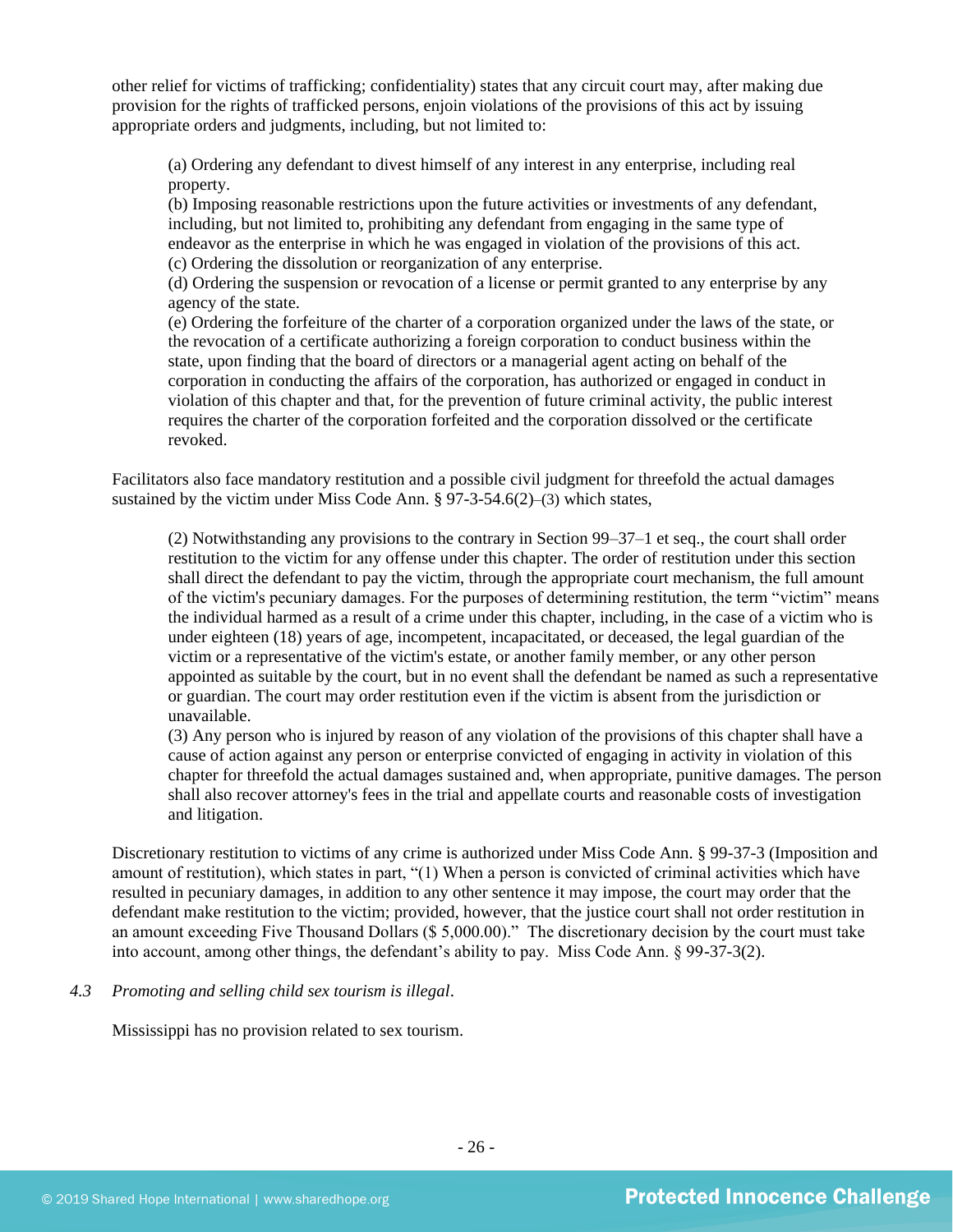other relief for victims of trafficking; confidentiality) states that any circuit court may, after making due provision for the rights of trafficked persons, enjoin violations of the provisions of this act by issuing appropriate orders and judgments, including, but not limited to:

> (a) Ordering any defendant to divest himself of any interest in any enterprise, including real property.
> (b) Imposing reasonable restrictions upon the future activities or investments of any defendant, including, but not limited to, prohibiting any defendant from engaging in the same type of endeavor as the enterprise in which he was engaged in violation of the provisions of this act.
> (c) Ordering the dissolution or reorganization of any enterprise.
> (d) Ordering the suspension or revocation of a license or permit granted to any enterprise by any agency of the state.
> (e) Ordering the forfeiture of the charter of a corporation organized under the laws of the state, or the revocation of a certificate authorizing a foreign corporation to conduct business within the state, upon finding that the board of directors or a managerial agent acting on behalf of the corporation in conducting the affairs of the corporation, has authorized or engaged in conduct in violation of this chapter and that, for the prevention of future criminal activity, the public interest requires the charter of the corporation forfeited and the corporation dissolved or the certificate revoked.

Facilitators also face mandatory restitution and a possible civil judgment for threefold the actual damages sustained by the victim under Miss Code Ann. § 97-3-54.6(2)–(3) which states,

> (2) Notwithstanding any provisions to the contrary in Section 99–37–1 et seq., the court shall order restitution to the victim for any offense under this chapter. The order of restitution under this section shall direct the defendant to pay the victim, through the appropriate court mechanism, the full amount of the victim's pecuniary damages. For the purposes of determining restitution, the term "victim" means the individual harmed as a result of a crime under this chapter, including, in the case of a victim who is under eighteen (18) years of age, incompetent, incapacitated, or deceased, the legal guardian of the victim or a representative of the victim's estate, or another family member, or any other person appointed as suitable by the court, but in no event shall the defendant be named as such a representative or guardian. The court may order restitution even if the victim is absent from the jurisdiction or unavailable.
> (3) Any person who is injured by reason of any violation of the provisions of this chapter shall have a cause of action against any person or enterprise convicted of engaging in activity in violation of this chapter for threefold the actual damages sustained and, when appropriate, punitive damages. The person shall also recover attorney's fees in the trial and appellate courts and reasonable costs of investigation and litigation.

Discretionary restitution to victims of any crime is authorized under Miss Code Ann. § 99-37-3 (Imposition and amount of restitution), which states in part, "(1) When a person is convicted of criminal activities which have resulted in pecuniary damages, in addition to any other sentence it may impose, the court may order that the defendant make restitution to the victim; provided, however, that the justice court shall not order restitution in an amount exceeding Five Thousand Dollars ($ 5,000.00)." The discretionary decision by the court must take into account, among other things, the defendant's ability to pay. Miss Code Ann. § 99-37-3(2).

*4.3 Promoting and selling child sex tourism is illegal*.

Mississippi has no provision related to sex tourism.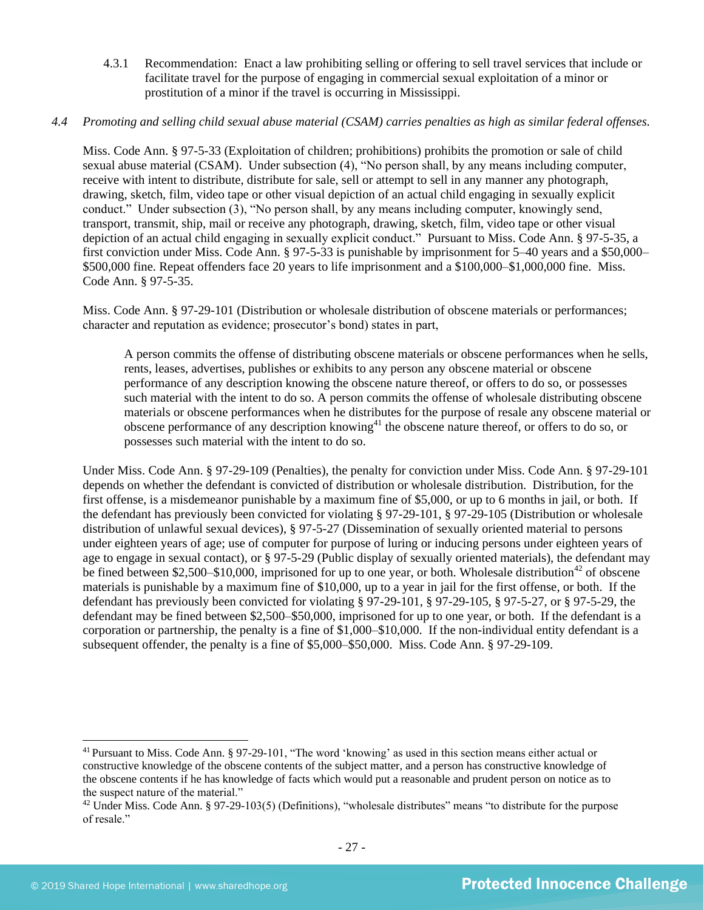4.3.1 Recommendation: Enact a law prohibiting selling or offering to sell travel services that include or facilitate travel for the purpose of engaging in commercial sexual exploitation of a minor or prostitution of a minor if the travel is occurring in Mississippi.

*4.4 Promoting and selling child sexual abuse material (CSAM) carries penalties as high as similar federal offenses.*

Miss. Code Ann. § 97-5-33 (Exploitation of children; prohibitions) prohibits the promotion or sale of child sexual abuse material (CSAM). Under subsection (4), "No person shall, by any means including computer, receive with intent to distribute, distribute for sale, sell or attempt to sell in any manner any photograph, drawing, sketch, film, video tape or other visual depiction of an actual child engaging in sexually explicit conduct." Under subsection (3), "No person shall, by any means including computer, knowingly send, transport, transmit, ship, mail or receive any photograph, drawing, sketch, film, video tape or other visual depiction of an actual child engaging in sexually explicit conduct." Pursuant to Miss. Code Ann. § 97-5-35, a first conviction under Miss. Code Ann. § 97-5-33 is punishable by imprisonment for 5–40 years and a $50,000–$500,000 fine. Repeat offenders face 20 years to life imprisonment and a $100,000–$1,000,000 fine. Miss. Code Ann. § 97-5-35.

Miss. Code Ann. § 97-29-101 (Distribution or wholesale distribution of obscene materials or performances; character and reputation as evidence; prosecutor's bond) states in part,

> A person commits the offense of distributing obscene materials or obscene performances when he sells, rents, leases, advertises, publishes or exhibits to any person any obscene material or obscene performance of any description knowing the obscene nature thereof, or offers to do so, or possesses such material with the intent to do so. A person commits the offense of wholesale distributing obscene materials or obscene performances when he distributes for the purpose of resale any obscene material or obscene performance of any description knowing[41] the obscene nature thereof, or offers to do so, or possesses such material with the intent to do so.

Under Miss. Code Ann. § 97-29-109 (Penalties), the penalty for conviction under Miss. Code Ann. § 97-29-101 depends on whether the defendant is convicted of distribution or wholesale distribution. Distribution, for the first offense, is a misdemeanor punishable by a maximum fine of $5,000, or up to 6 months in jail, or both. If the defendant has previously been convicted for violating § 97-29-101, § 97-29-105 (Distribution or wholesale distribution of unlawful sexual devices), § 97-5-27 (Dissemination of sexually oriented material to persons under eighteen years of age; use of computer for purpose of luring or inducing persons under eighteen years of age to engage in sexual contact), or § 97-5-29 (Public display of sexually oriented materials), the defendant may be fined between $2,500–$10,000, imprisoned for up to one year, or both. Wholesale distribution[42] of obscene materials is punishable by a maximum fine of $10,000, up to a year in jail for the first offense, or both. If the defendant has previously been convicted for violating § 97-29-101, § 97-29-105, § 97-5-27, or § 97-5-29, the defendant may be fined between $2,500–$50,000, imprisoned for up to one year, or both. If the defendant is a corporation or partnership, the penalty is a fine of $1,000–$10,000. If the non-individual entity defendant is a subsequent offender, the penalty is a fine of $5,000–$50,000. Miss. Code Ann. § 97-29-109.

---

[41] Pursuant to Miss. Code Ann. § 97-29-101, "The word 'knowing' as used in this section means either actual or constructive knowledge of the obscene contents of the subject matter, and a person has constructive knowledge of the obscene contents if he has knowledge of facts which would put a reasonable and prudent person on notice as to the suspect nature of the material."

[42] Under Miss. Code Ann. § 97-29-103(5) (Definitions), "wholesale distributes" means "to distribute for the purpose of resale."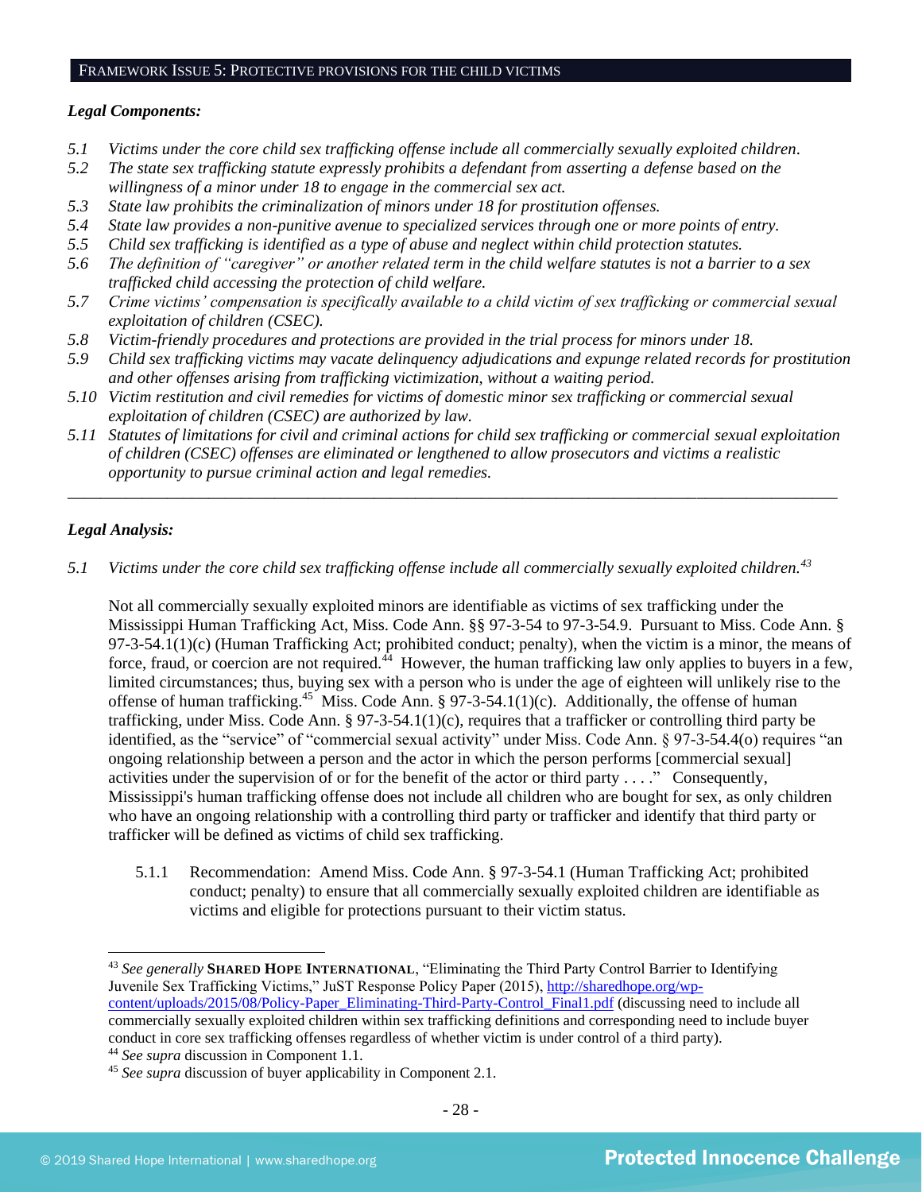## Framework Issue 5: Protective provisions for the child victims

***Legal Components:***

*5.1 Victims under the core child sex trafficking offense include all commercially sexually exploited children.*
*5.2 The state sex trafficking statute expressly prohibits a defendant from asserting a defense based on the willingness of a minor under 18 to engage in the commercial sex act.*
*5.3 State law prohibits the criminalization of minors under 18 for prostitution offenses.*
*5.4 State law provides a non-punitive avenue to specialized services through one or more points of entry.*
*5.5 Child sex trafficking is identified as a type of abuse and neglect within child protection statutes.*
*5.6 The definition of "caregiver" or another related term in the child welfare statutes is not a barrier to a sex trafficked child accessing the protection of child welfare.*
*5.7 Crime victims' compensation is specifically available to a child victim of sex trafficking or commercial sexual exploitation of children (CSEC).*
*5.8 Victim-friendly procedures and protections are provided in the trial process for minors under 18.*
*5.9 Child sex trafficking victims may vacate delinquency adjudications and expunge related records for prostitution and other offenses arising from trafficking victimization, without a waiting period.*
*5.10 Victim restitution and civil remedies for victims of domestic minor sex trafficking or commercial sexual exploitation of children (CSEC) are authorized by law.*
*5.11 Statutes of limitations for civil and criminal actions for child sex trafficking or commercial sexual exploitation of children (CSEC) offenses are eliminated or lengthened to allow prosecutors and victims a realistic opportunity to pursue criminal action and legal remedies.*

---

***Legal Analysis:***

*5.1 Victims under the core child sex trafficking offense include all commercially sexually exploited children.*[43]

Not all commercially sexually exploited minors are identifiable as victims of sex trafficking under the Mississippi Human Trafficking Act, Miss. Code Ann. §§ 97-3-54 to 97-3-54.9. Pursuant to Miss. Code Ann. § 97-3-54.1(1)(c) (Human Trafficking Act; prohibited conduct; penalty), when the victim is a minor, the means of force, fraud, or coercion are not required.[44] However, the human trafficking law only applies to buyers in a few, limited circumstances; thus, buying sex with a person who is under the age of eighteen will unlikely rise to the offense of human trafficking.[45] Miss. Code Ann. § 97-3-54.1(1)(c). Additionally, the offense of human trafficking, under Miss. Code Ann. § 97-3-54.1(1)(c), requires that a trafficker or controlling third party be identified, as the "service" of "commercial sexual activity" under Miss. Code Ann. § 97-3-54.4(o) requires "an ongoing relationship between a person and the actor in which the person performs [commercial sexual] activities under the supervision of or for the benefit of the actor or third party . . . ." Consequently, Mississippi's human trafficking offense does not include all children who are bought for sex, as only children who have an ongoing relationship with a controlling third party or trafficker and identify that third party or trafficker will be defined as victims of child sex trafficking.

5.1.1 Recommendation: Amend Miss. Code Ann. § 97-3-54.1 (Human Trafficking Act; prohibited conduct; penalty) to ensure that all commercially sexually exploited children are identifiable as victims and eligible for protections pursuant to their victim status.

---

[43] *See generally* **Shared Hope International**, "Eliminating the Third Party Control Barrier to Identifying Juvenile Sex Trafficking Victims," JuST Response Policy Paper (2015), http://sharedhope.org/wp-content/uploads/2015/08/Policy-Paper_Eliminating-Third-Party-Control_Final1.pdf (discussing need to include all commercially sexually exploited children within sex trafficking definitions and corresponding need to include buyer conduct in core sex trafficking offenses regardless of whether victim is under control of a third party).
[44] *See supra* discussion in Component 1.1.
[45] *See supra* discussion of buyer applicability in Component 2.1.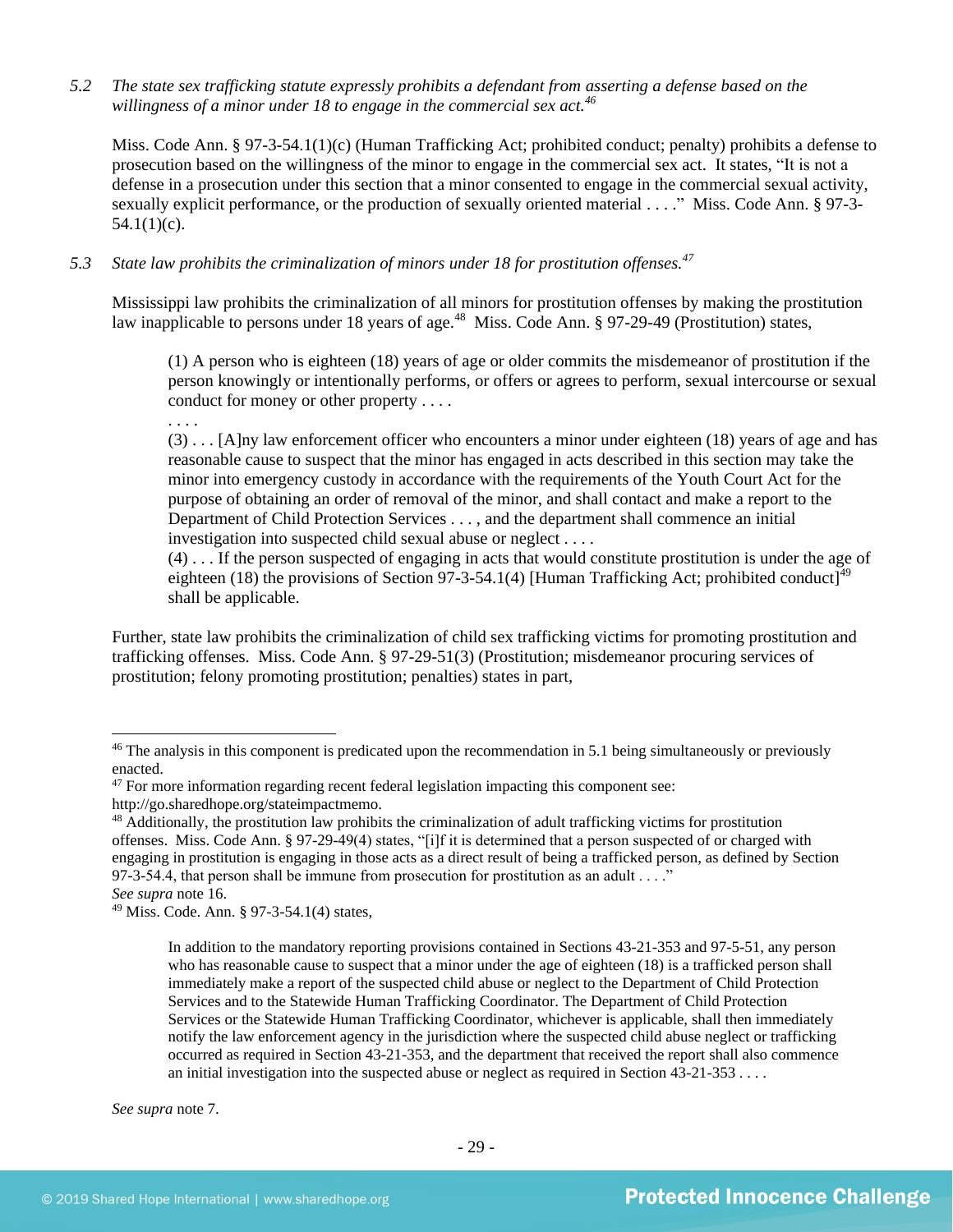*5.2 The state sex trafficking statute expressly prohibits a defendant from asserting a defense based on the willingness of a minor under 18 to engage in the commercial sex act.*[46]

Miss. Code Ann. § 97-3-54.1(1)(c) (Human Trafficking Act; prohibited conduct; penalty) prohibits a defense to prosecution based on the willingness of the minor to engage in the commercial sex act. It states, "It is not a defense in a prosecution under this section that a minor consented to engage in the commercial sexual activity, sexually explicit performance, or the production of sexually oriented material . . . ." Miss. Code Ann. § 97-3-54.1(1)(c).

*5.3 State law prohibits the criminalization of minors under 18 for prostitution offenses.*[47]

Mississippi law prohibits the criminalization of all minors for prostitution offenses by making the prostitution law inapplicable to persons under 18 years of age.[48] Miss. Code Ann. § 97-29-49 (Prostitution) states,

> (1) A person who is eighteen (18) years of age or older commits the misdemeanor of prostitution if the person knowingly or intentionally performs, or offers or agrees to perform, sexual intercourse or sexual conduct for money or other property . . . .
>
> . . . .
>
> (3) . . . [A]ny law enforcement officer who encounters a minor under eighteen (18) years of age and has reasonable cause to suspect that the minor has engaged in acts described in this section may take the minor into emergency custody in accordance with the requirements of the Youth Court Act for the purpose of obtaining an order of removal of the minor, and shall contact and make a report to the Department of Child Protection Services . . . , and the department shall commence an initial investigation into suspected child sexual abuse or neglect . . . .
>
> (4) . . . If the person suspected of engaging in acts that would constitute prostitution is under the age of eighteen (18) the provisions of Section 97-3-54.1(4) [Human Trafficking Act; prohibited conduct][49] shall be applicable.

Further, state law prohibits the criminalization of child sex trafficking victims for promoting prostitution and trafficking offenses. Miss. Code Ann. § 97-29-51(3) (Prostitution; misdemeanor procuring services of prostitution; felony promoting prostitution; penalties) states in part,

---

[46] The analysis in this component is predicated upon the recommendation in 5.1 being simultaneously or previously enacted.

[47] For more information regarding recent federal legislation impacting this component see: http://go.sharedhope.org/stateimpactmemo.

[48] Additionally, the prostitution law prohibits the criminalization of adult trafficking victims for prostitution offenses. Miss. Code Ann. § 97-29-49(4) states, "[i]f it is determined that a person suspected of or charged with engaging in prostitution is engaging in those acts as a direct result of being a trafficked person, as defined by Section 97-3-54.4, that person shall be immune from prosecution for prostitution as an adult . . . ." *See supra* note 16.

[49] Miss. Code. Ann. § 97-3-54.1(4) states,

> In addition to the mandatory reporting provisions contained in Sections 43-21-353 and 97-5-51, any person who has reasonable cause to suspect that a minor under the age of eighteen (18) is a trafficked person shall immediately make a report of the suspected child abuse or neglect to the Department of Child Protection Services and to the Statewide Human Trafficking Coordinator. The Department of Child Protection Services or the Statewide Human Trafficking Coordinator, whichever is applicable, shall then immediately notify the law enforcement agency in the jurisdiction where the suspected child abuse neglect or trafficking occurred as required in Section 43-21-353, and the department that received the report shall also commence an initial investigation into the suspected abuse or neglect as required in Section 43-21-353 . . . .

*See supra* note 7.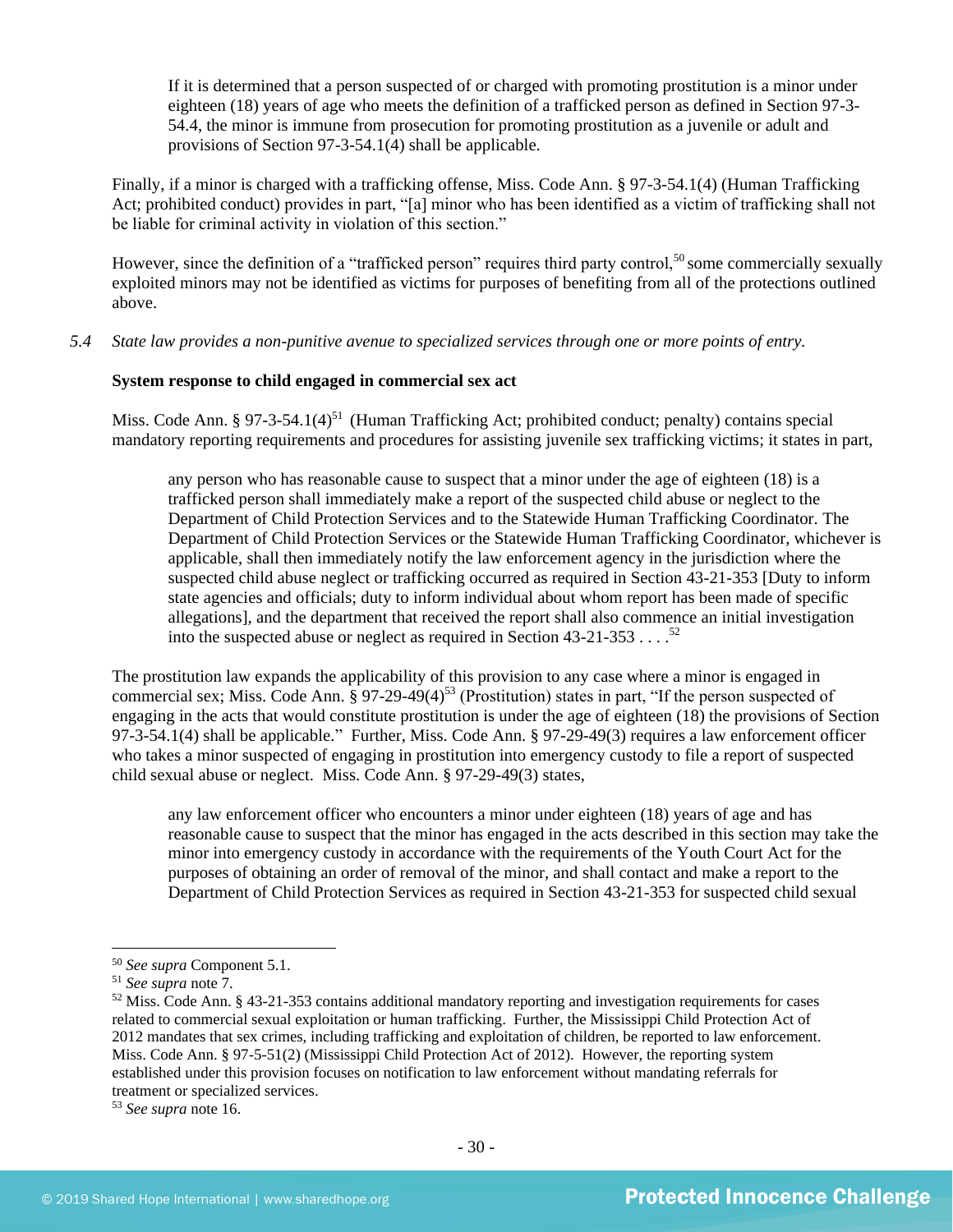> If it is determined that a person suspected of or charged with promoting prostitution is a minor under eighteen (18) years of age who meets the definition of a trafficked person as defined in Section 97-3-54.4, the minor is immune from prosecution for promoting prostitution as a juvenile or adult and provisions of Section 97-3-54.1(4) shall be applicable.

Finally, if a minor is charged with a trafficking offense, Miss. Code Ann. § 97-3-54.1(4) (Human Trafficking Act; prohibited conduct) provides in part, "[a] minor who has been identified as a victim of trafficking shall not be liable for criminal activity in violation of this section."

However, since the definition of a "trafficked person" requires third party control,[50] some commercially sexually exploited minors may not be identified as victims for purposes of benefiting from all of the protections outlined above.

*5.4 State law provides a non-punitive avenue to specialized services through one or more points of entry.*

**System response to child engaged in commercial sex act**

Miss. Code Ann. § 97-3-54.1(4)[51] (Human Trafficking Act; prohibited conduct; penalty) contains special mandatory reporting requirements and procedures for assisting juvenile sex trafficking victims; it states in part,

> any person who has reasonable cause to suspect that a minor under the age of eighteen (18) is a trafficked person shall immediately make a report of the suspected child abuse or neglect to the Department of Child Protection Services and to the Statewide Human Trafficking Coordinator. The Department of Child Protection Services or the Statewide Human Trafficking Coordinator, whichever is applicable, shall then immediately notify the law enforcement agency in the jurisdiction where the suspected child abuse neglect or trafficking occurred as required in Section 43-21-353 [Duty to inform state agencies and officials; duty to inform individual about whom report has been made of specific allegations], and the department that received the report shall also commence an initial investigation into the suspected abuse or neglect as required in Section 43-21-353 . . . .[52]

The prostitution law expands the applicability of this provision to any case where a minor is engaged in commercial sex; Miss. Code Ann. § 97-29-49(4)[53] (Prostitution) states in part, "If the person suspected of engaging in the acts that would constitute prostitution is under the age of eighteen (18) the provisions of Section 97-3-54.1(4) shall be applicable." Further, Miss. Code Ann. § 97-29-49(3) requires a law enforcement officer who takes a minor suspected of engaging in prostitution into emergency custody to file a report of suspected child sexual abuse or neglect. Miss. Code Ann. § 97-29-49(3) states,

> any law enforcement officer who encounters a minor under eighteen (18) years of age and has reasonable cause to suspect that the minor has engaged in the acts described in this section may take the minor into emergency custody in accordance with the requirements of the Youth Court Act for the purposes of obtaining an order of removal of the minor, and shall contact and make a report to the Department of Child Protection Services as required in Section 43-21-353 for suspected child sexual

---

[50] *See supra* Component 5.1.

[51] *See supra* note 7.

[52] Miss. Code Ann. § 43-21-353 contains additional mandatory reporting and investigation requirements for cases related to commercial sexual exploitation or human trafficking. Further, the Mississippi Child Protection Act of 2012 mandates that sex crimes, including trafficking and exploitation of children, be reported to law enforcement. Miss. Code Ann. § 97-5-51(2) (Mississippi Child Protection Act of 2012). However, the reporting system established under this provision focuses on notification to law enforcement without mandating referrals for treatment or specialized services.

[53] *See supra* note 16.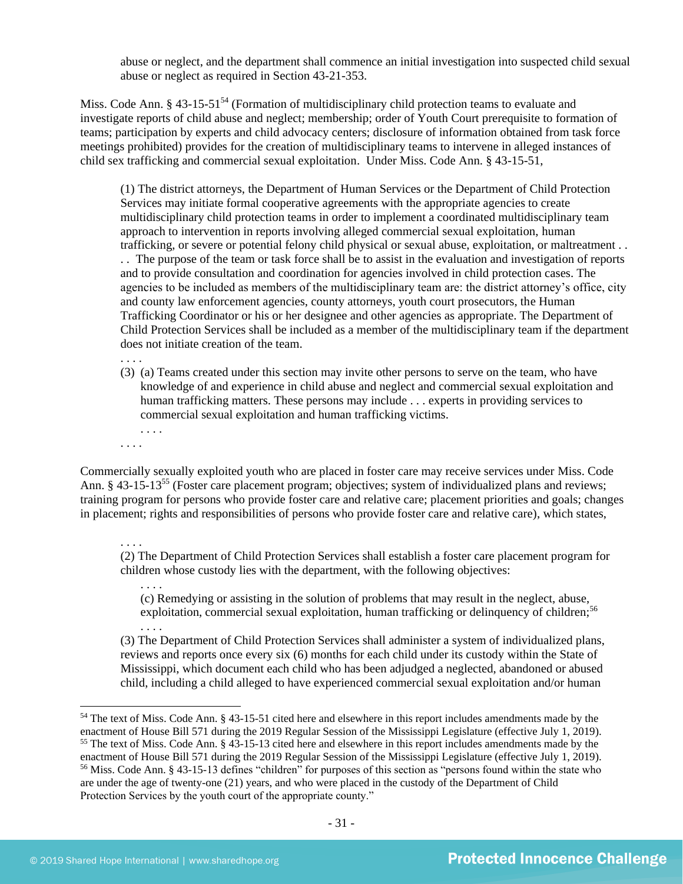abuse or neglect, and the department shall commence an initial investigation into suspected child sexual abuse or neglect as required in Section 43-21-353.

Miss. Code Ann. § 43-15-51[54] (Formation of multidisciplinary child protection teams to evaluate and investigate reports of child abuse and neglect; membership; order of Youth Court prerequisite to formation of teams; participation by experts and child advocacy centers; disclosure of information obtained from task force meetings prohibited) provides for the creation of multidisciplinary teams to intervene in alleged instances of child sex trafficking and commercial sexual exploitation. Under Miss. Code Ann. § 43-15-51,

> (1) The district attorneys, the Department of Human Services or the Department of Child Protection Services may initiate formal cooperative agreements with the appropriate agencies to create multidisciplinary child protection teams in order to implement a coordinated multidisciplinary team approach to intervention in reports involving alleged commercial sexual exploitation, human trafficking, or severe or potential felony child physical or sexual abuse, exploitation, or maltreatment . . . . The purpose of the team or task force shall be to assist in the evaluation and investigation of reports and to provide consultation and coordination for agencies involved in child protection cases. The agencies to be included as members of the multidisciplinary team are: the district attorney's office, city and county law enforcement agencies, county attorneys, youth court prosecutors, the Human Trafficking Coordinator or his or her designee and other agencies as appropriate. The Department of Child Protection Services shall be included as a member of the multidisciplinary team if the department does not initiate creation of the team.
>
> . . . .
>
> (3) (a) Teams created under this section may invite other persons to serve on the team, who have knowledge of and experience in child abuse and neglect and commercial sexual exploitation and human trafficking matters. These persons may include . . . experts in providing services to commercial sexual exploitation and human trafficking victims.
>
> . . . .
>
> . . . .

Commercially sexually exploited youth who are placed in foster care may receive services under Miss. Code Ann. § 43-15-13[55] (Foster care placement program; objectives; system of individualized plans and reviews; training program for persons who provide foster care and relative care; placement priorities and goals; changes in placement; rights and responsibilities of persons who provide foster care and relative care), which states,

> . . . .
>
> (2) The Department of Child Protection Services shall establish a foster care placement program for children whose custody lies with the department, with the following objectives:
>
> . . . .
>
> (c) Remedying or assisting in the solution of problems that may result in the neglect, abuse, exploitation, commercial sexual exploitation, human trafficking or delinquency of children;[56]
>
> . . . .
>
> (3) The Department of Child Protection Services shall administer a system of individualized plans, reviews and reports once every six (6) months for each child under its custody within the State of Mississippi, which document each child who has been adjudged a neglected, abandoned or abused child, including a child alleged to have experienced commercial sexual exploitation and/or human

---

[54] The text of Miss. Code Ann. § 43-15-51 cited here and elsewhere in this report includes amendments made by the enactment of House Bill 571 during the 2019 Regular Session of the Mississippi Legislature (effective July 1, 2019).

[55] The text of Miss. Code Ann. § 43-15-13 cited here and elsewhere in this report includes amendments made by the enactment of House Bill 571 during the 2019 Regular Session of the Mississippi Legislature (effective July 1, 2019).

[56] Miss. Code Ann. § 43-15-13 defines "children" for purposes of this section as "persons found within the state who are under the age of twenty-one (21) years, and who were placed in the custody of the Department of Child Protection Services by the youth court of the appropriate county."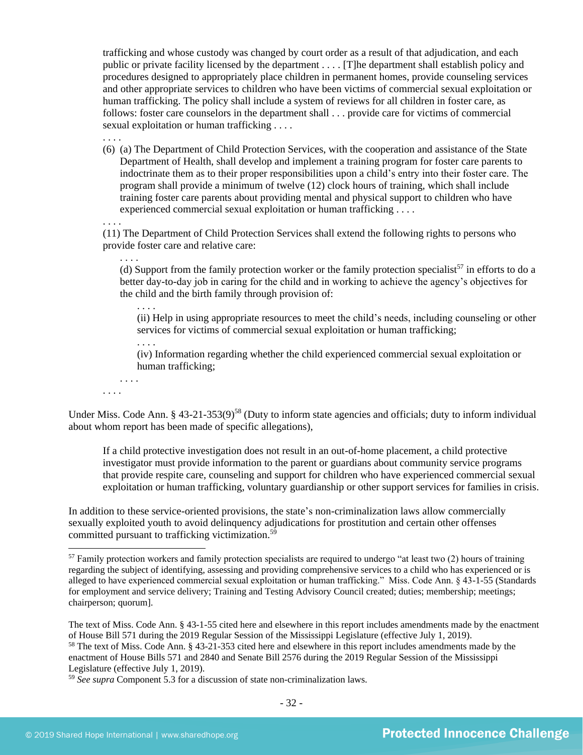> trafficking and whose custody was changed by court order as a result of that adjudication, and each public or private facility licensed by the department . . . . [T]he department shall establish policy and procedures designed to appropriately place children in permanent homes, provide counseling services and other appropriate services to children who have been victims of commercial sexual exploitation or human trafficking. The policy shall include a system of reviews for all children in foster care, as follows: foster care counselors in the department shall . . . provide care for victims of commercial sexual exploitation or human trafficking . . . .
>
> . . . .
>
> (6) (a) The Department of Child Protection Services, with the cooperation and assistance of the State Department of Health, shall develop and implement a training program for foster care parents to indoctrinate them as to their proper responsibilities upon a child's entry into their foster care. The program shall provide a minimum of twelve (12) clock hours of training, which shall include training foster care parents about providing mental and physical support to children who have experienced commercial sexual exploitation or human trafficking . . . .
>
> . . . .
>
> (11) The Department of Child Protection Services shall extend the following rights to persons who provide foster care and relative care:
>
> > . . . .
> >
> > (d) Support from the family protection worker or the family protection specialist[57] in efforts to do a better day-to-day job in caring for the child and in working to achieve the agency's objectives for the child and the birth family through provision of:
> >
> > > . . . .
> > >
> > > (ii) Help in using appropriate resources to meet the child's needs, including counseling or other services for victims of commercial sexual exploitation or human trafficking;
> > >
> > > . . . .
> > >
> > > (iv) Information regarding whether the child experienced commercial sexual exploitation or human trafficking;
> >
> > . . . .
>
> . . . .

Under Miss. Code Ann. § 43-21-353(9)[58] (Duty to inform state agencies and officials; duty to inform individual about whom report has been made of specific allegations),

> If a child protective investigation does not result in an out-of-home placement, a child protective investigator must provide information to the parent or guardians about community service programs that provide respite care, counseling and support for children who have experienced commercial sexual exploitation or human trafficking, voluntary guardianship or other support services for families in crisis.

In addition to these service-oriented provisions, the state's non-criminalization laws allow commercially sexually exploited youth to avoid delinquency adjudications for prostitution and certain other offenses committed pursuant to trafficking victimization.[59]

---

[57] Family protection workers and family protection specialists are required to undergo "at least two (2) hours of training regarding the subject of identifying, assessing and providing comprehensive services to a child who has experienced or is alleged to have experienced commercial sexual exploitation or human trafficking." Miss. Code Ann. § 43-1-55 (Standards for employment and service delivery; Training and Testing Advisory Council created; duties; membership; meetings; chairperson; quorum].

The text of Miss. Code Ann. § 43-1-55 cited here and elsewhere in this report includes amendments made by the enactment of House Bill 571 during the 2019 Regular Session of the Mississippi Legislature (effective July 1, 2019).

[58] The text of Miss. Code Ann. § 43-21-353 cited here and elsewhere in this report includes amendments made by the enactment of House Bills 571 and 2840 and Senate Bill 2576 during the 2019 Regular Session of the Mississippi Legislature (effective July 1, 2019).

[59] *See supra* Component 5.3 for a discussion of state non-criminalization laws.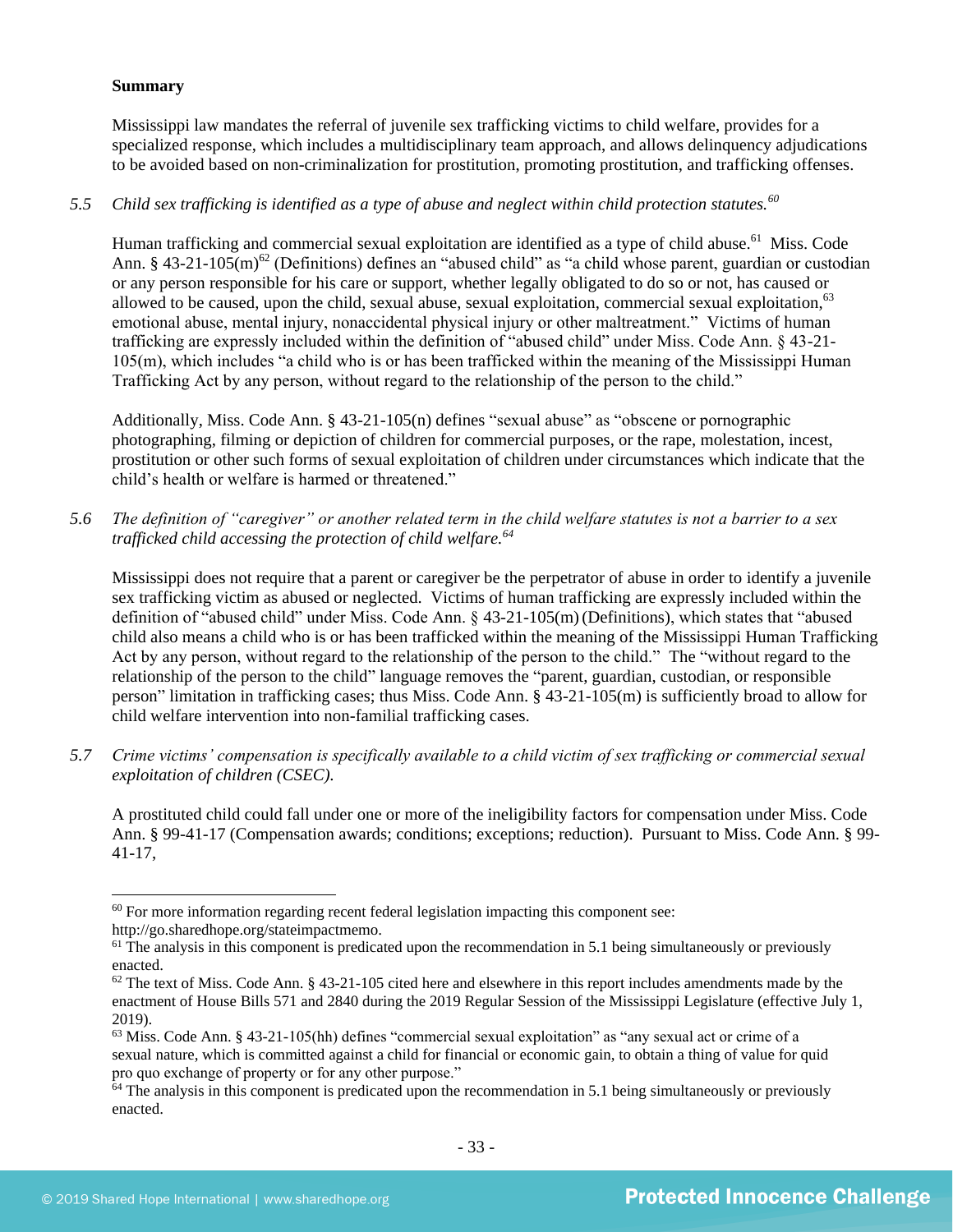**Summary**

Mississippi law mandates the referral of juvenile sex trafficking victims to child welfare, provides for a specialized response, which includes a multidisciplinary team approach, and allows delinquency adjudications to be avoided based on non-criminalization for prostitution, promoting prostitution, and trafficking offenses.

*5.5 Child sex trafficking is identified as a type of abuse and neglect within child protection statutes.*[60]

Human trafficking and commercial sexual exploitation are identified as a type of child abuse.[61] Miss. Code Ann. § 43-21-105(m)[62] (Definitions) defines an "abused child" as "a child whose parent, guardian or custodian or any person responsible for his care or support, whether legally obligated to do so or not, has caused or allowed to be caused, upon the child, sexual abuse, sexual exploitation, commercial sexual exploitation,[63] emotional abuse, mental injury, nonaccidental physical injury or other maltreatment." Victims of human trafficking are expressly included within the definition of "abused child" under Miss. Code Ann. § 43-21-105(m), which includes "a child who is or has been trafficked within the meaning of the Mississippi Human Trafficking Act by any person, without regard to the relationship of the person to the child."

Additionally, Miss. Code Ann. § 43-21-105(n) defines "sexual abuse" as "obscene or pornographic photographing, filming or depiction of children for commercial purposes, or the rape, molestation, incest, prostitution or other such forms of sexual exploitation of children under circumstances which indicate that the child's health or welfare is harmed or threatened."

*5.6 The definition of "caregiver" or another related term in the child welfare statutes is not a barrier to a sex trafficked child accessing the protection of child welfare.*[64]

Mississippi does not require that a parent or caregiver be the perpetrator of abuse in order to identify a juvenile sex trafficking victim as abused or neglected. Victims of human trafficking are expressly included within the definition of "abused child" under Miss. Code Ann. § 43-21-105(m) (Definitions), which states that "abused child also means a child who is or has been trafficked within the meaning of the Mississippi Human Trafficking Act by any person, without regard to the relationship of the person to the child." The "without regard to the relationship of the person to the child" language removes the "parent, guardian, custodian, or responsible person" limitation in trafficking cases; thus Miss. Code Ann. § 43-21-105(m) is sufficiently broad to allow for child welfare intervention into non-familial trafficking cases.

*5.7 Crime victims' compensation is specifically available to a child victim of sex trafficking or commercial sexual exploitation of children (CSEC).*

A prostituted child could fall under one or more of the ineligibility factors for compensation under Miss. Code Ann. § 99-41-17 (Compensation awards; conditions; exceptions; reduction). Pursuant to Miss. Code Ann. § 99-41-17,

---

[60] For more information regarding recent federal legislation impacting this component see: http://go.sharedhope.org/stateimpactmemo.

[61] The analysis in this component is predicated upon the recommendation in 5.1 being simultaneously or previously enacted.

[62] The text of Miss. Code Ann. § 43-21-105 cited here and elsewhere in this report includes amendments made by the enactment of House Bills 571 and 2840 during the 2019 Regular Session of the Mississippi Legislature (effective July 1, 2019).

[63] Miss. Code Ann. § 43-21-105(hh) defines "commercial sexual exploitation" as "any sexual act or crime of a sexual nature, which is committed against a child for financial or economic gain, to obtain a thing of value for quid pro quo exchange of property or for any other purpose."

[64] The analysis in this component is predicated upon the recommendation in 5.1 being simultaneously or previously enacted.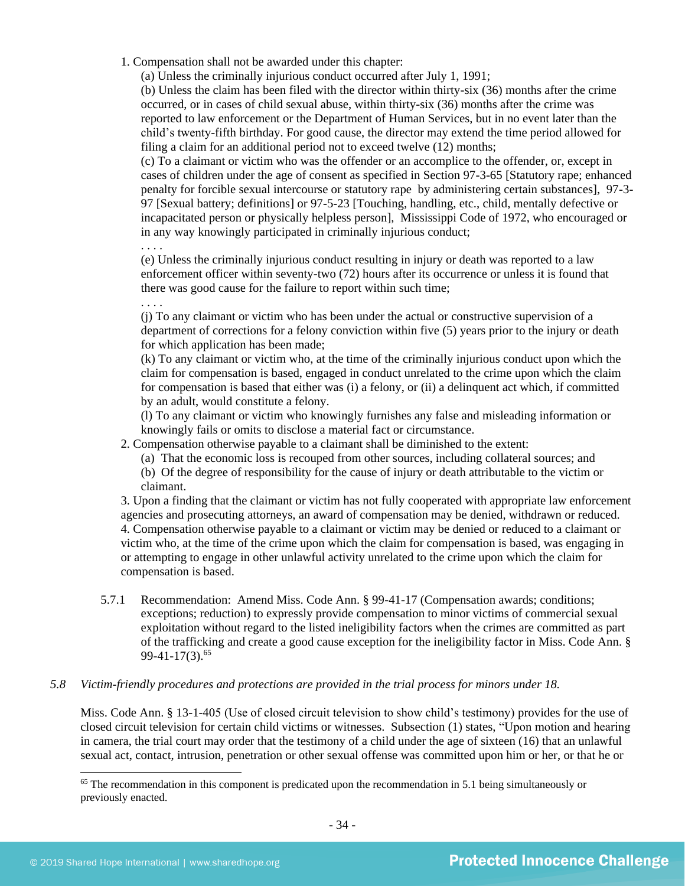1. Compensation shall not be awarded under this chapter:

   (a) Unless the criminally injurious conduct occurred after July 1, 1991;

   (b) Unless the claim has been filed with the director within thirty-six (36) months after the crime occurred, or in cases of child sexual abuse, within thirty-six (36) months after the crime was reported to law enforcement or the Department of Human Services, but in no event later than the child's twenty-fifth birthday. For good cause, the director may extend the time period allowed for filing a claim for an additional period not to exceed twelve (12) months;

   (c) To a claimant or victim who was the offender or an accomplice to the offender, or, except in cases of children under the age of consent as specified in Section 97-3-65 [Statutory rape; enhanced penalty for forcible sexual intercourse or statutory rape by administering certain substances], 97-3-97 [Sexual battery; definitions] or 97-5-23 [Touching, handling, etc., child, mentally defective or incapacitated person or physically helpless person], Mississippi Code of 1972, who encouraged or in any way knowingly participated in criminally injurious conduct;

   . . . .

   (e) Unless the criminally injurious conduct resulting in injury or death was reported to a law enforcement officer within seventy-two (72) hours after its occurrence or unless it is found that there was good cause for the failure to report within such time;

   . . . .

   (j) To any claimant or victim who has been under the actual or constructive supervision of a department of corrections for a felony conviction within five (5) years prior to the injury or death for which application has been made;

   (k) To any claimant or victim who, at the time of the criminally injurious conduct upon which the claim for compensation is based, engaged in conduct unrelated to the crime upon which the claim for compensation is based that either was (i) a felony, or (ii) a delinquent act which, if committed by an adult, would constitute a felony.

   (l) To any claimant or victim who knowingly furnishes any false and misleading information or knowingly fails or omits to disclose a material fact or circumstance.

2. Compensation otherwise payable to a claimant shall be diminished to the extent:

   (a) That the economic loss is recouped from other sources, including collateral sources; and

   (b) Of the degree of responsibility for the cause of injury or death attributable to the victim or claimant.

3. Upon a finding that the claimant or victim has not fully cooperated with appropriate law enforcement agencies and prosecuting attorneys, an award of compensation may be denied, withdrawn or reduced.

4. Compensation otherwise payable to a claimant or victim may be denied or reduced to a claimant or victim who, at the time of the crime upon which the claim for compensation is based, was engaging in or attempting to engage in other unlawful activity unrelated to the crime upon which the claim for compensation is based.

5.7.1 Recommendation: Amend Miss. Code Ann. § 99-41-17 (Compensation awards; conditions; exceptions; reduction) to expressly provide compensation to minor victims of commercial sexual exploitation without regard to the listed ineligibility factors when the crimes are committed as part of the trafficking and create a good cause exception for the ineligibility factor in Miss. Code Ann. § 99-41-17(3).[65]

*5.8 Victim-friendly procedures and protections are provided in the trial process for minors under 18.*

Miss. Code Ann. § 13-1-405 (Use of closed circuit television to show child's testimony) provides for the use of closed circuit television for certain child victims or witnesses. Subsection (1) states, "Upon motion and hearing in camera, the trial court may order that the testimony of a child under the age of sixteen (16) that an unlawful sexual act, contact, intrusion, penetration or other sexual offense was committed upon him or her, or that he or

[65] The recommendation in this component is predicated upon the recommendation in 5.1 being simultaneously or previously enacted.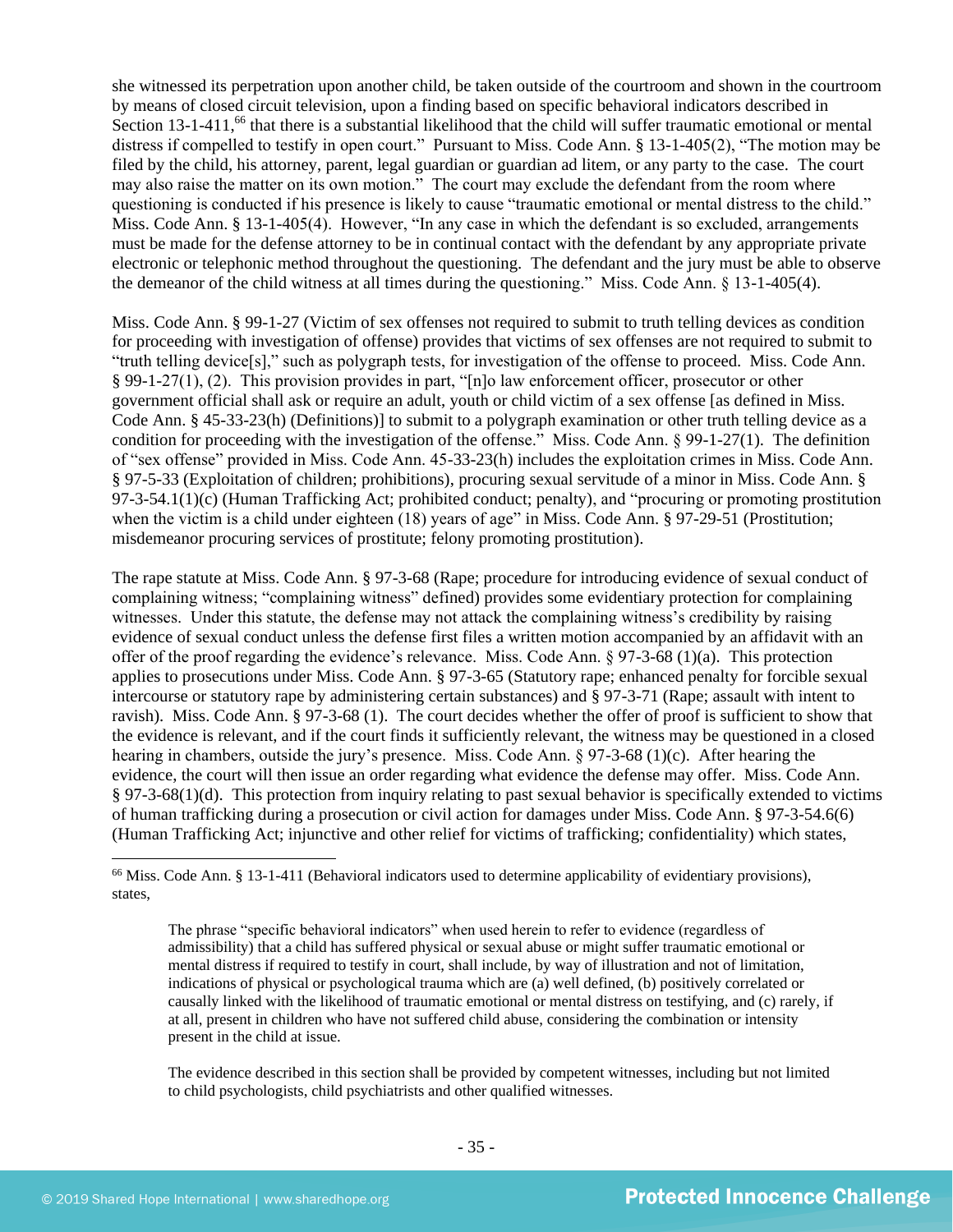she witnessed its perpetration upon another child, be taken outside of the courtroom and shown in the courtroom by means of closed circuit television, upon a finding based on specific behavioral indicators described in Section 13-1-411,[66] that there is a substantial likelihood that the child will suffer traumatic emotional or mental distress if compelled to testify in open court." Pursuant to Miss. Code Ann. § 13-1-405(2), "The motion may be filed by the child, his attorney, parent, legal guardian or guardian ad litem, or any party to the case. The court may also raise the matter on its own motion." The court may exclude the defendant from the room where questioning is conducted if his presence is likely to cause "traumatic emotional or mental distress to the child." Miss. Code Ann. § 13-1-405(4). However, "In any case in which the defendant is so excluded, arrangements must be made for the defense attorney to be in continual contact with the defendant by any appropriate private electronic or telephonic method throughout the questioning. The defendant and the jury must be able to observe the demeanor of the child witness at all times during the questioning." Miss. Code Ann. § 13-1-405(4).

Miss. Code Ann. § 99-1-27 (Victim of sex offenses not required to submit to truth telling devices as condition for proceeding with investigation of offense) provides that victims of sex offenses are not required to submit to "truth telling device[s]," such as polygraph tests, for investigation of the offense to proceed. Miss. Code Ann. § 99-1-27(1), (2). This provision provides in part, "[n]o law enforcement officer, prosecutor or other government official shall ask or require an adult, youth or child victim of a sex offense [as defined in Miss. Code Ann. § 45-33-23(h) (Definitions)] to submit to a polygraph examination or other truth telling device as a condition for proceeding with the investigation of the offense." Miss. Code Ann. § 99-1-27(1). The definition of "sex offense" provided in Miss. Code Ann. 45-33-23(h) includes the exploitation crimes in Miss. Code Ann. § 97-5-33 (Exploitation of children; prohibitions), procuring sexual servitude of a minor in Miss. Code Ann. § 97-3-54.1(1)(c) (Human Trafficking Act; prohibited conduct; penalty), and "procuring or promoting prostitution when the victim is a child under eighteen (18) years of age" in Miss. Code Ann. § 97-29-51 (Prostitution; misdemeanor procuring services of prostitute; felony promoting prostitution).

The rape statute at Miss. Code Ann. § 97-3-68 (Rape; procedure for introducing evidence of sexual conduct of complaining witness; "complaining witness" defined) provides some evidentiary protection for complaining witnesses. Under this statute, the defense may not attack the complaining witness's credibility by raising evidence of sexual conduct unless the defense first files a written motion accompanied by an affidavit with an offer of the proof regarding the evidence's relevance. Miss. Code Ann. § 97-3-68 (1)(a). This protection applies to prosecutions under Miss. Code Ann. § 97-3-65 (Statutory rape; enhanced penalty for forcible sexual intercourse or statutory rape by administering certain substances) and § 97-3-71 (Rape; assault with intent to ravish). Miss. Code Ann. § 97-3-68 (1). The court decides whether the offer of proof is sufficient to show that the evidence is relevant, and if the court finds it sufficiently relevant, the witness may be questioned in a closed hearing in chambers, outside the jury's presence. Miss. Code Ann. § 97-3-68 (1)(c). After hearing the evidence, the court will then issue an order regarding what evidence the defense may offer. Miss. Code Ann. § 97-3-68(1)(d). This protection from inquiry relating to past sexual behavior is specifically extended to victims of human trafficking during a prosecution or civil action for damages under Miss. Code Ann. § 97-3-54.6(6) (Human Trafficking Act; injunctive and other relief for victims of trafficking; confidentiality) which states,

---

[66] Miss. Code Ann. § 13-1-411 (Behavioral indicators used to determine applicability of evidentiary provisions), states,

> The phrase "specific behavioral indicators" when used herein to refer to evidence (regardless of admissibility) that a child has suffered physical or sexual abuse or might suffer traumatic emotional or mental distress if required to testify in court, shall include, by way of illustration and not of limitation, indications of physical or psychological trauma which are (a) well defined, (b) positively correlated or causally linked with the likelihood of traumatic emotional or mental distress on testifying, and (c) rarely, if at all, present in children who have not suffered child abuse, considering the combination or intensity present in the child at issue.
>
> The evidence described in this section shall be provided by competent witnesses, including but not limited to child psychologists, child psychiatrists and other qualified witnesses.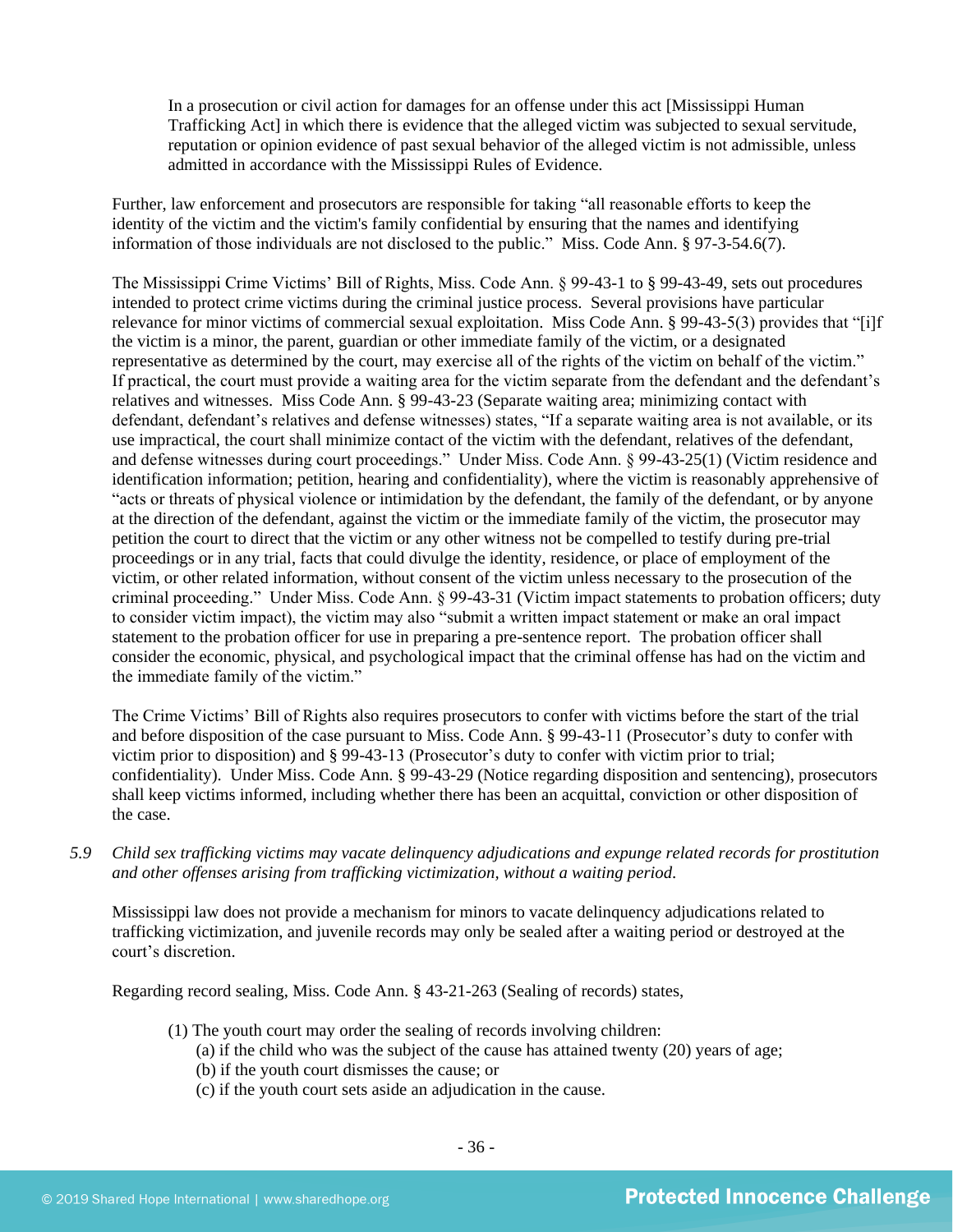> In a prosecution or civil action for damages for an offense under this act [Mississippi Human Trafficking Act] in which there is evidence that the alleged victim was subjected to sexual servitude, reputation or opinion evidence of past sexual behavior of the alleged victim is not admissible, unless admitted in accordance with the Mississippi Rules of Evidence.

Further, law enforcement and prosecutors are responsible for taking "all reasonable efforts to keep the identity of the victim and the victim's family confidential by ensuring that the names and identifying information of those individuals are not disclosed to the public." Miss. Code Ann. § 97-3-54.6(7).

The Mississippi Crime Victims' Bill of Rights, Miss. Code Ann. § 99-43-1 to § 99-43-49, sets out procedures intended to protect crime victims during the criminal justice process. Several provisions have particular relevance for minor victims of commercial sexual exploitation. Miss Code Ann. § 99-43-5(3) provides that "[i]f the victim is a minor, the parent, guardian or other immediate family of the victim, or a designated representative as determined by the court, may exercise all of the rights of the victim on behalf of the victim." If practical, the court must provide a waiting area for the victim separate from the defendant and the defendant's relatives and witnesses. Miss Code Ann. § 99-43-23 (Separate waiting area; minimizing contact with defendant, defendant's relatives and defense witnesses) states, "If a separate waiting area is not available, or its use impractical, the court shall minimize contact of the victim with the defendant, relatives of the defendant, and defense witnesses during court proceedings." Under Miss. Code Ann. § 99-43-25(1) (Victim residence and identification information; petition, hearing and confidentiality), where the victim is reasonably apprehensive of "acts or threats of physical violence or intimidation by the defendant, the family of the defendant, or by anyone at the direction of the defendant, against the victim or the immediate family of the victim, the prosecutor may petition the court to direct that the victim or any other witness not be compelled to testify during pre-trial proceedings or in any trial, facts that could divulge the identity, residence, or place of employment of the victim, or other related information, without consent of the victim unless necessary to the prosecution of the criminal proceeding." Under Miss. Code Ann. § 99-43-31 (Victim impact statements to probation officers; duty to consider victim impact), the victim may also "submit a written impact statement or make an oral impact statement to the probation officer for use in preparing a pre-sentence report. The probation officer shall consider the economic, physical, and psychological impact that the criminal offense has had on the victim and the immediate family of the victim."

The Crime Victims' Bill of Rights also requires prosecutors to confer with victims before the start of the trial and before disposition of the case pursuant to Miss. Code Ann. § 99-43-11 (Prosecutor's duty to confer with victim prior to disposition) and § 99-43-13 (Prosecutor's duty to confer with victim prior to trial; confidentiality). Under Miss. Code Ann. § 99-43-29 (Notice regarding disposition and sentencing), prosecutors shall keep victims informed, including whether there has been an acquittal, conviction or other disposition of the case.

*5.9 Child sex trafficking victims may vacate delinquency adjudications and expunge related records for prostitution and other offenses arising from trafficking victimization, without a waiting period.*

Mississippi law does not provide a mechanism for minors to vacate delinquency adjudications related to trafficking victimization, and juvenile records may only be sealed after a waiting period or destroyed at the court's discretion.

Regarding record sealing, Miss. Code Ann. § 43-21-263 (Sealing of records) states,

> (1) The youth court may order the sealing of records involving children:
> (a) if the child who was the subject of the cause has attained twenty (20) years of age;
> (b) if the youth court dismisses the cause; or
> (c) if the youth court sets aside an adjudication in the cause.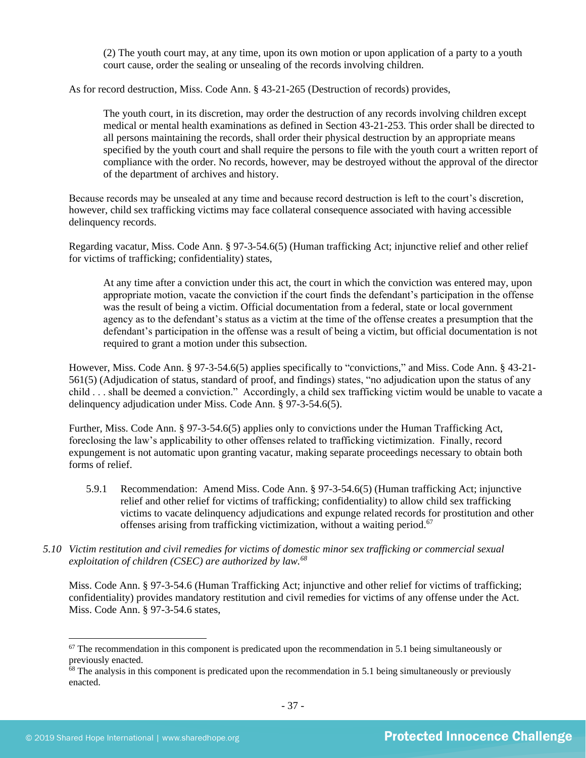> (2) The youth court may, at any time, upon its own motion or upon application of a party to a youth court cause, order the sealing or unsealing of the records involving children.

As for record destruction, Miss. Code Ann. § 43-21-265 (Destruction of records) provides,

> The youth court, in its discretion, may order the destruction of any records involving children except medical or mental health examinations as defined in Section 43-21-253. This order shall be directed to all persons maintaining the records, shall order their physical destruction by an appropriate means specified by the youth court and shall require the persons to file with the youth court a written report of compliance with the order. No records, however, may be destroyed without the approval of the director of the department of archives and history.

Because records may be unsealed at any time and because record destruction is left to the court's discretion, however, child sex trafficking victims may face collateral consequence associated with having accessible delinquency records.

Regarding vacatur, Miss. Code Ann. § 97-3-54.6(5) (Human trafficking Act; injunctive relief and other relief for victims of trafficking; confidentiality) states,

> At any time after a conviction under this act, the court in which the conviction was entered may, upon appropriate motion, vacate the conviction if the court finds the defendant's participation in the offense was the result of being a victim. Official documentation from a federal, state or local government agency as to the defendant's status as a victim at the time of the offense creates a presumption that the defendant's participation in the offense was a result of being a victim, but official documentation is not required to grant a motion under this subsection.

However, Miss. Code Ann. § 97-3-54.6(5) applies specifically to "convictions," and Miss. Code Ann. § 43-21-561(5) (Adjudication of status, standard of proof, and findings) states, "no adjudication upon the status of any child . . . shall be deemed a conviction." Accordingly, a child sex trafficking victim would be unable to vacate a delinquency adjudication under Miss. Code Ann. § 97-3-54.6(5).

Further, Miss. Code Ann. § 97-3-54.6(5) applies only to convictions under the Human Trafficking Act, foreclosing the law's applicability to other offenses related to trafficking victimization. Finally, record expungement is not automatic upon granting vacatur, making separate proceedings necessary to obtain both forms of relief.

5.9.1 Recommendation: Amend Miss. Code Ann. § 97-3-54.6(5) (Human trafficking Act; injunctive relief and other relief for victims of trafficking; confidentiality) to allow child sex trafficking victims to vacate delinquency adjudications and expunge related records for prostitution and other offenses arising from trafficking victimization, without a waiting period.[67]

*5.10 Victim restitution and civil remedies for victims of domestic minor sex trafficking or commercial sexual exploitation of children (CSEC) are authorized by law.[68]*

Miss. Code Ann. § 97-3-54.6 (Human Trafficking Act; injunctive and other relief for victims of trafficking; confidentiality) provides mandatory restitution and civil remedies for victims of any offense under the Act. Miss. Code Ann. § 97-3-54.6 states,

---

[67] The recommendation in this component is predicated upon the recommendation in 5.1 being simultaneously or previously enacted.

[68] The analysis in this component is predicated upon the recommendation in 5.1 being simultaneously or previously enacted.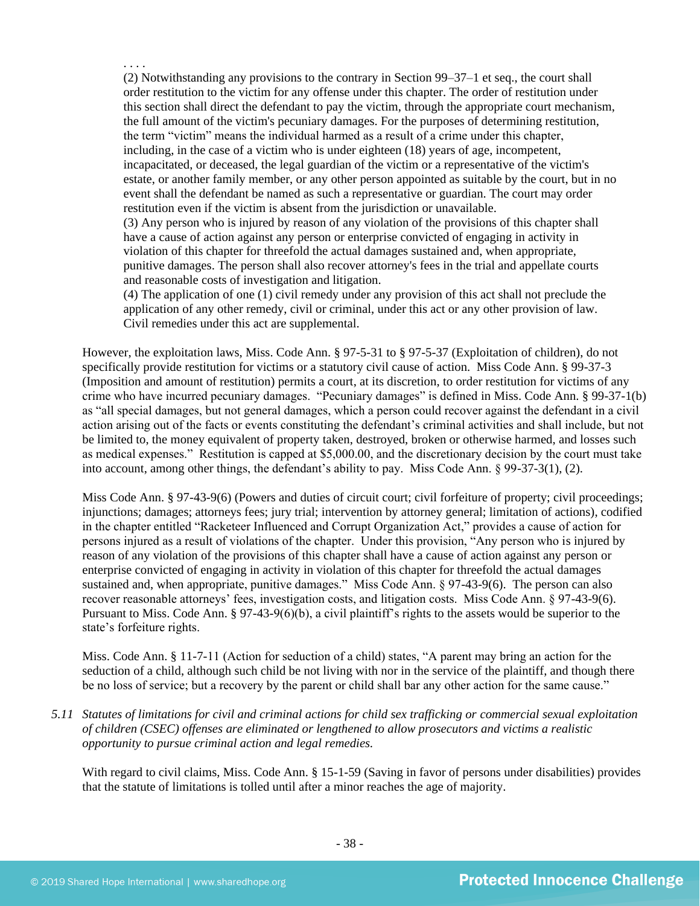> . . . .
>
> (2) Notwithstanding any provisions to the contrary in Section 99–37–1 et seq., the court shall order restitution to the victim for any offense under this chapter. The order of restitution under this section shall direct the defendant to pay the victim, through the appropriate court mechanism, the full amount of the victim's pecuniary damages. For the purposes of determining restitution, the term "victim" means the individual harmed as a result of a crime under this chapter, including, in the case of a victim who is under eighteen (18) years of age, incompetent, incapacitated, or deceased, the legal guardian of the victim or a representative of the victim's estate, or another family member, or any other person appointed as suitable by the court, but in no event shall the defendant be named as such a representative or guardian. The court may order restitution even if the victim is absent from the jurisdiction or unavailable.
>
> (3) Any person who is injured by reason of any violation of the provisions of this chapter shall have a cause of action against any person or enterprise convicted of engaging in activity in violation of this chapter for threefold the actual damages sustained and, when appropriate, punitive damages. The person shall also recover attorney's fees in the trial and appellate courts and reasonable costs of investigation and litigation.
>
> (4) The application of one (1) civil remedy under any provision of this act shall not preclude the application of any other remedy, civil or criminal, under this act or any other provision of law. Civil remedies under this act are supplemental.

However, the exploitation laws, Miss. Code Ann. § 97-5-31 to § 97-5-37 (Exploitation of children), do not specifically provide restitution for victims or a statutory civil cause of action. Miss Code Ann. § 99-37-3 (Imposition and amount of restitution) permits a court, at its discretion, to order restitution for victims of any crime who have incurred pecuniary damages. "Pecuniary damages" is defined in Miss. Code Ann. § 99-37-1(b) as "all special damages, but not general damages, which a person could recover against the defendant in a civil action arising out of the facts or events constituting the defendant's criminal activities and shall include, but not be limited to, the money equivalent of property taken, destroyed, broken or otherwise harmed, and losses such as medical expenses." Restitution is capped at $5,000.00, and the discretionary decision by the court must take into account, among other things, the defendant's ability to pay. Miss Code Ann. § 99-37-3(1), (2).

Miss Code Ann. § 97-43-9(6) (Powers and duties of circuit court; civil forfeiture of property; civil proceedings; injunctions; damages; attorneys fees; jury trial; intervention by attorney general; limitation of actions), codified in the chapter entitled "Racketeer Influenced and Corrupt Organization Act," provides a cause of action for persons injured as a result of violations of the chapter. Under this provision, "Any person who is injured by reason of any violation of the provisions of this chapter shall have a cause of action against any person or enterprise convicted of engaging in activity in violation of this chapter for threefold the actual damages sustained and, when appropriate, punitive damages." Miss Code Ann. § 97-43-9(6). The person can also recover reasonable attorneys' fees, investigation costs, and litigation costs. Miss Code Ann. § 97-43-9(6). Pursuant to Miss. Code Ann. § 97-43-9(6)(b), a civil plaintiff's rights to the assets would be superior to the state's forfeiture rights.

Miss. Code Ann. § 11-7-11 (Action for seduction of a child) states, "A parent may bring an action for the seduction of a child, although such child be not living with nor in the service of the plaintiff, and though there be no loss of service; but a recovery by the parent or child shall bar any other action for the same cause."

*5.11 Statutes of limitations for civil and criminal actions for child sex trafficking or commercial sexual exploitation of children (CSEC) offenses are eliminated or lengthened to allow prosecutors and victims a realistic opportunity to pursue criminal action and legal remedies.*

With regard to civil claims, Miss. Code Ann. § 15-1-59 (Saving in favor of persons under disabilities) provides that the statute of limitations is tolled until after a minor reaches the age of majority.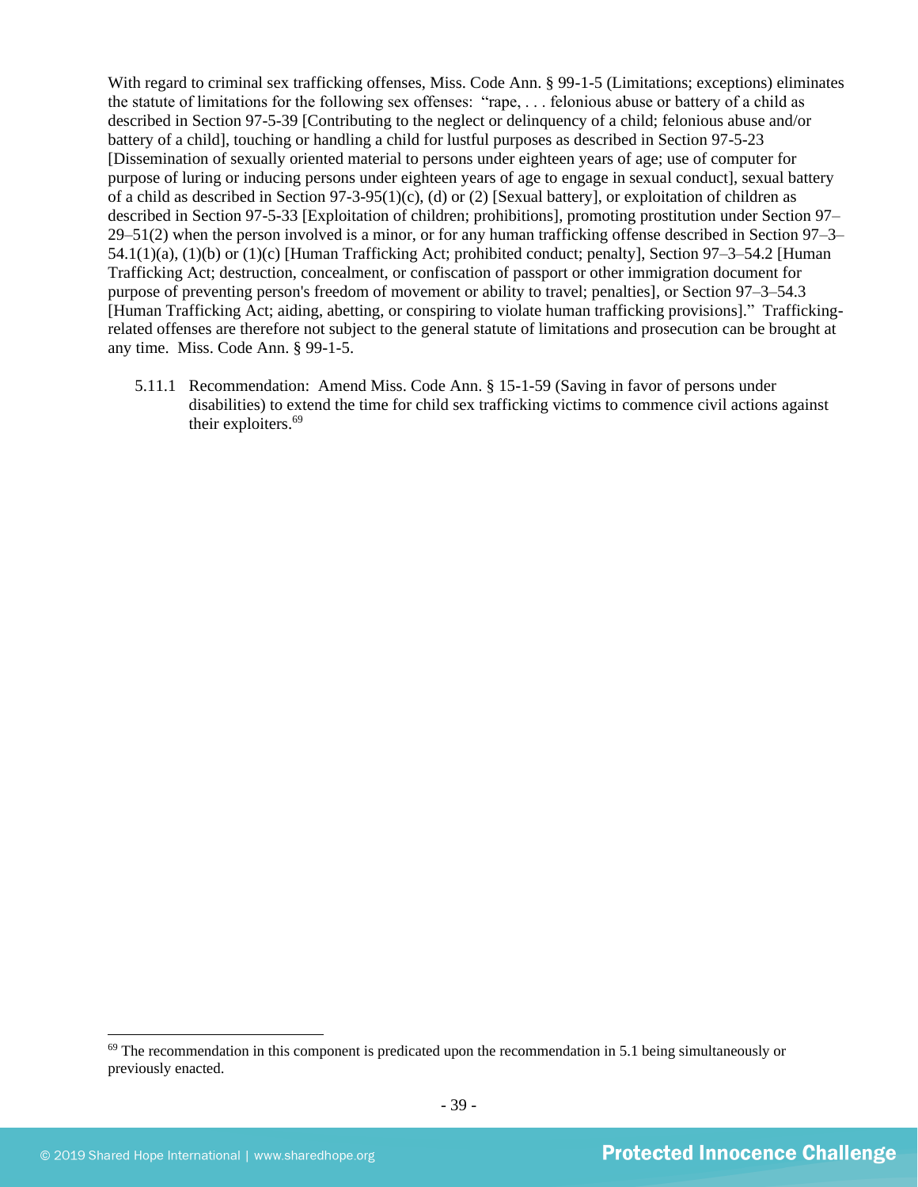With regard to criminal sex trafficking offenses, Miss. Code Ann. § 99-1-5 (Limitations; exceptions) eliminates the statute of limitations for the following sex offenses: "rape, . . . felonious abuse or battery of a child as described in Section 97-5-39 [Contributing to the neglect or delinquency of a child; felonious abuse and/or battery of a child], touching or handling a child for lustful purposes as described in Section 97-5-23 [Dissemination of sexually oriented material to persons under eighteen years of age; use of computer for purpose of luring or inducing persons under eighteen years of age to engage in sexual conduct], sexual battery of a child as described in Section 97-3-95(1)(c), (d) or (2) [Sexual battery], or exploitation of children as described in Section 97-5-33 [Exploitation of children; prohibitions], promoting prostitution under Section 97–29–51(2) when the person involved is a minor, or for any human trafficking offense described in Section 97–3–54.1(1)(a), (1)(b) or (1)(c) [Human Trafficking Act; prohibited conduct; penalty], Section 97–3–54.2 [Human Trafficking Act; destruction, concealment, or confiscation of passport or other immigration document for purpose of preventing person's freedom of movement or ability to travel; penalties], or Section 97–3–54.3 [Human Trafficking Act; aiding, abetting, or conspiring to violate human trafficking provisions]." Trafficking-related offenses are therefore not subject to the general statute of limitations and prosecution can be brought at any time. Miss. Code Ann. § 99-1-5.

5.11.1 Recommendation: Amend Miss. Code Ann. § 15-1-59 (Saving in favor of persons under disabilities) to extend the time for child sex trafficking victims to commence civil actions against their exploiters.[69]

---

[69] The recommendation in this component is predicated upon the recommendation in 5.1 being simultaneously or previously enacted.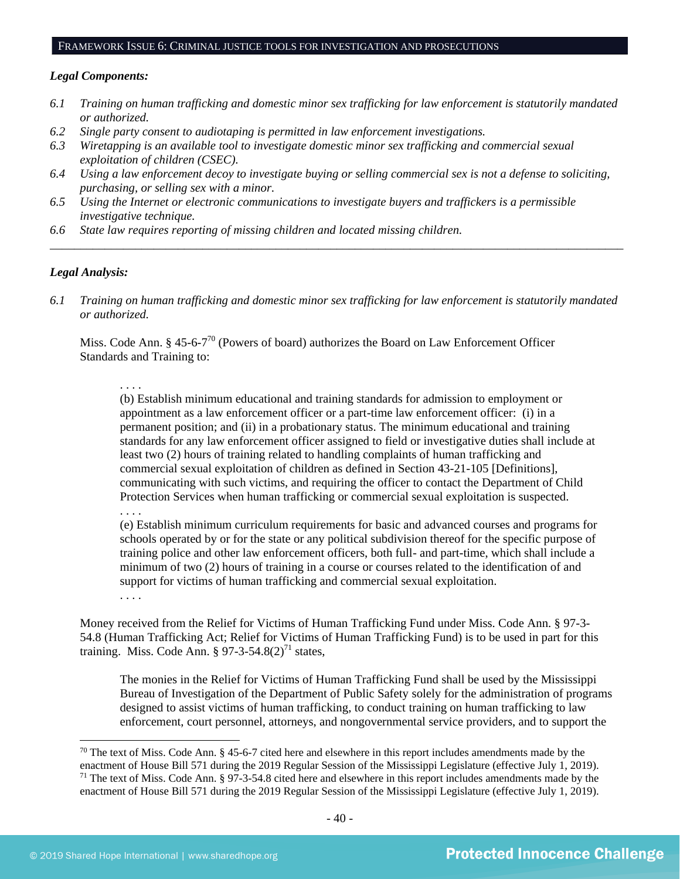FRAMEWORK ISSUE 6: CRIMINAL JUSTICE TOOLS FOR INVESTIGATION AND PROSECUTIONS

***Legal Components:***

*6.1 Training on human trafficking and domestic minor sex trafficking for law enforcement is statutorily mandated or authorized.*
*6.2 Single party consent to audiotaping is permitted in law enforcement investigations.*
*6.3 Wiretapping is an available tool to investigate domestic minor sex trafficking and commercial sexual exploitation of children (CSEC).*
*6.4 Using a law enforcement decoy to investigate buying or selling commercial sex is not a defense to soliciting, purchasing, or selling sex with a minor.*
*6.5 Using the Internet or electronic communications to investigate buyers and traffickers is a permissible investigative technique.*
*6.6 State law requires reporting of missing children and located missing children.*

---

***Legal Analysis:***

*6.1 Training on human trafficking and domestic minor sex trafficking for law enforcement is statutorily mandated or authorized.*

Miss. Code Ann. § 45-6-7[70] (Powers of board) authorizes the Board on Law Enforcement Officer Standards and Training to:

> . . . .
> (b) Establish minimum educational and training standards for admission to employment or appointment as a law enforcement officer or a part-time law enforcement officer: (i) in a permanent position; and (ii) in a probationary status. The minimum educational and training standards for any law enforcement officer assigned to field or investigative duties shall include at least two (2) hours of training related to handling complaints of human trafficking and commercial sexual exploitation of children as defined in Section 43-21-105 [Definitions], communicating with such victims, and requiring the officer to contact the Department of Child Protection Services when human trafficking or commercial sexual exploitation is suspected.
> . . . .
> (e) Establish minimum curriculum requirements for basic and advanced courses and programs for schools operated by or for the state or any political subdivision thereof for the specific purpose of training police and other law enforcement officers, both full- and part-time, which shall include a minimum of two (2) hours of training in a course or courses related to the identification of and support for victims of human trafficking and commercial sexual exploitation.
> . . . .

Money received from the Relief for Victims of Human Trafficking Fund under Miss. Code Ann. § 97-3-54.8 (Human Trafficking Act; Relief for Victims of Human Trafficking Fund) is to be used in part for this training. Miss. Code Ann. § 97-3-54.8(2)[71] states,

> The monies in the Relief for Victims of Human Trafficking Fund shall be used by the Mississippi Bureau of Investigation of the Department of Public Safety solely for the administration of programs designed to assist victims of human trafficking, to conduct training on human trafficking to law enforcement, court personnel, attorneys, and nongovernmental service providers, and to support the

[70] The text of Miss. Code Ann. § 45-6-7 cited here and elsewhere in this report includes amendments made by the enactment of House Bill 571 during the 2019 Regular Session of the Mississippi Legislature (effective July 1, 2019).
[71] The text of Miss. Code Ann. § 97-3-54.8 cited here and elsewhere in this report includes amendments made by the enactment of House Bill 571 during the 2019 Regular Session of the Mississippi Legislature (effective July 1, 2019).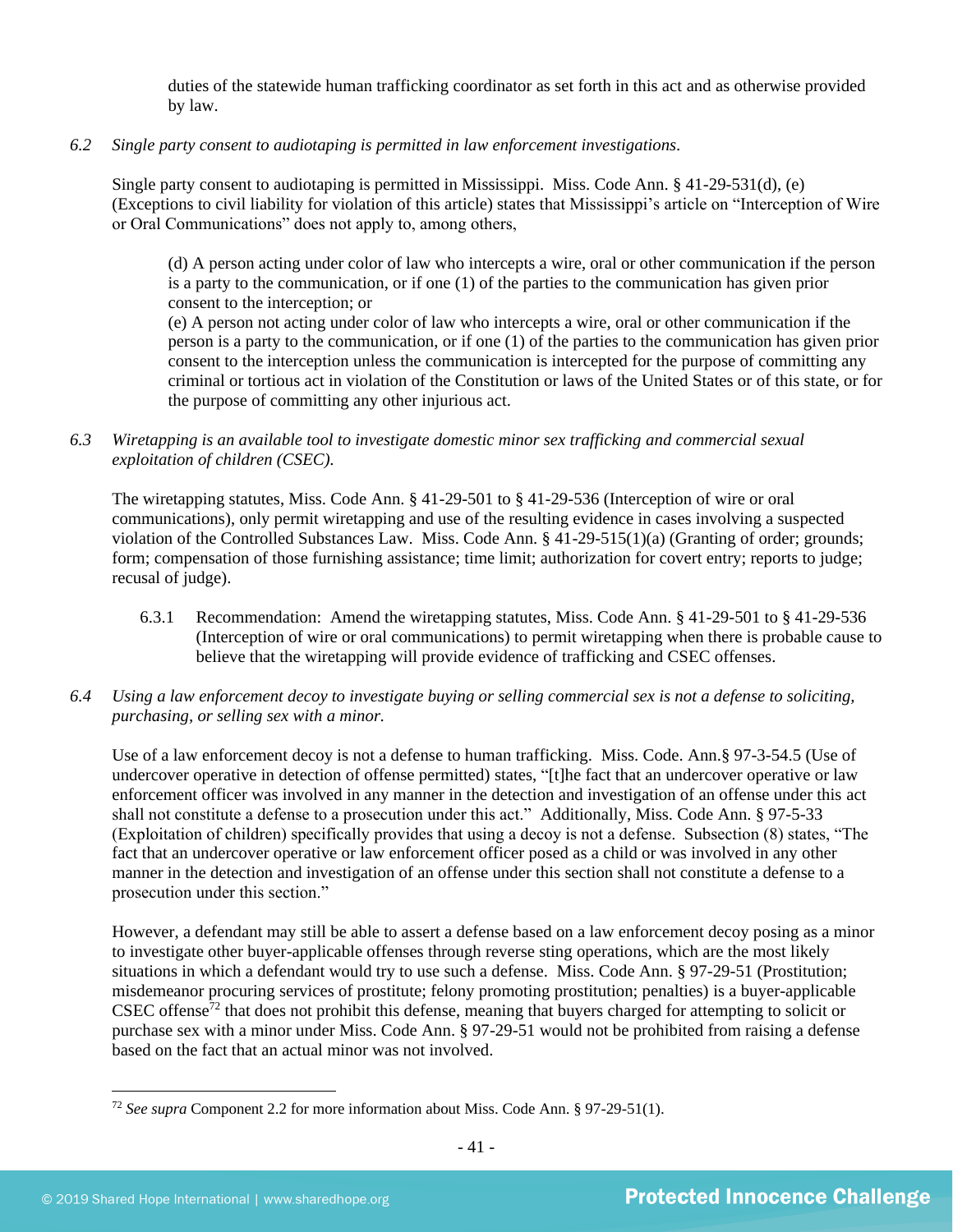duties of the statewide human trafficking coordinator as set forth in this act and as otherwise provided by law.

*6.2 Single party consent to audiotaping is permitted in law enforcement investigations.*

Single party consent to audiotaping is permitted in Mississippi. Miss. Code Ann. § 41-29-531(d), (e) (Exceptions to civil liability for violation of this article) states that Mississippi's article on "Interception of Wire or Oral Communications" does not apply to, among others,

> (d) A person acting under color of law who intercepts a wire, oral or other communication if the person is a party to the communication, or if one (1) of the parties to the communication has given prior consent to the interception; or
> (e) A person not acting under color of law who intercepts a wire, oral or other communication if the person is a party to the communication, or if one (1) of the parties to the communication has given prior consent to the interception unless the communication is intercepted for the purpose of committing any criminal or tortious act in violation of the Constitution or laws of the United States or of this state, or for the purpose of committing any other injurious act.

*6.3 Wiretapping is an available tool to investigate domestic minor sex trafficking and commercial sexual exploitation of children (CSEC).*

The wiretapping statutes, Miss. Code Ann. § 41-29-501 to § 41-29-536 (Interception of wire or oral communications), only permit wiretapping and use of the resulting evidence in cases involving a suspected violation of the Controlled Substances Law. Miss. Code Ann. § 41-29-515(1)(a) (Granting of order; grounds; form; compensation of those furnishing assistance; time limit; authorization for covert entry; reports to judge; recusal of judge).

6.3.1 Recommendation: Amend the wiretapping statutes, Miss. Code Ann. § 41-29-501 to § 41-29-536 (Interception of wire or oral communications) to permit wiretapping when there is probable cause to believe that the wiretapping will provide evidence of trafficking and CSEC offenses.

*6.4 Using a law enforcement decoy to investigate buying or selling commercial sex is not a defense to soliciting, purchasing, or selling sex with a minor.*

Use of a law enforcement decoy is not a defense to human trafficking. Miss. Code. Ann.§ 97-3-54.5 (Use of undercover operative in detection of offense permitted) states, "[t]he fact that an undercover operative or law enforcement officer was involved in any manner in the detection and investigation of an offense under this act shall not constitute a defense to a prosecution under this act." Additionally, Miss. Code Ann. § 97-5-33 (Exploitation of children) specifically provides that using a decoy is not a defense. Subsection (8) states, "The fact that an undercover operative or law enforcement officer posed as a child or was involved in any other manner in the detection and investigation of an offense under this section shall not constitute a defense to a prosecution under this section."

However, a defendant may still be able to assert a defense based on a law enforcement decoy posing as a minor to investigate other buyer-applicable offenses through reverse sting operations, which are the most likely situations in which a defendant would try to use such a defense. Miss. Code Ann. § 97-29-51 (Prostitution; misdemeanor procuring services of prostitute; felony promoting prostitution; penalties) is a buyer-applicable CSEC offense[72] that does not prohibit this defense, meaning that buyers charged for attempting to solicit or purchase sex with a minor under Miss. Code Ann. § 97-29-51 would not be prohibited from raising a defense based on the fact that an actual minor was not involved.

[72] *See supra* Component 2.2 for more information about Miss. Code Ann. § 97-29-51(1).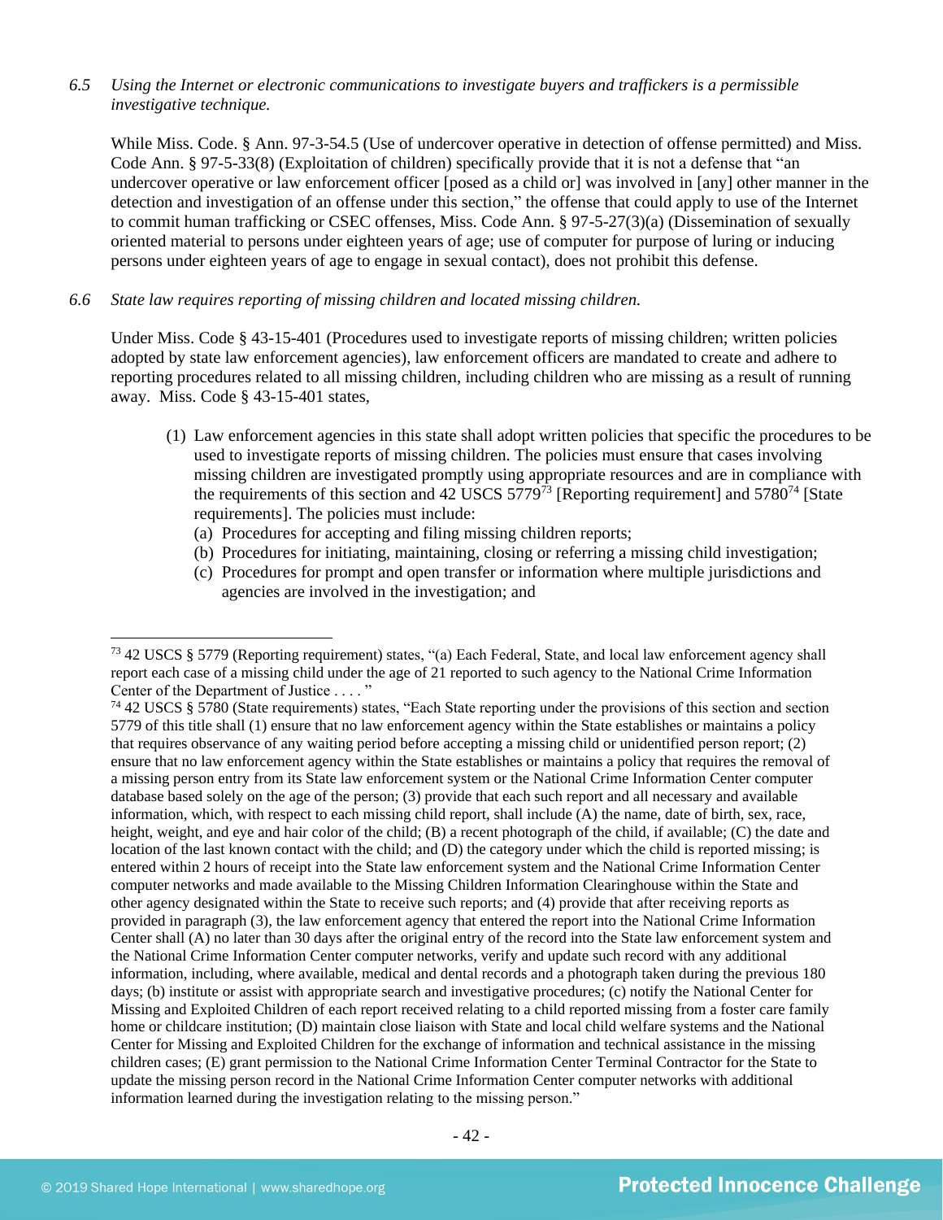*6.5 Using the Internet or electronic communications to investigate buyers and traffickers is a permissible investigative technique.*

While Miss. Code. § Ann. 97-3-54.5 (Use of undercover operative in detection of offense permitted) and Miss. Code Ann. § 97-5-33(8) (Exploitation of children) specifically provide that it is not a defense that "an undercover operative or law enforcement officer [posed as a child or] was involved in [any] other manner in the detection and investigation of an offense under this section," the offense that could apply to use of the Internet to commit human trafficking or CSEC offenses, Miss. Code Ann. § 97-5-27(3)(a) (Dissemination of sexually oriented material to persons under eighteen years of age; use of computer for purpose of luring or inducing persons under eighteen years of age to engage in sexual contact), does not prohibit this defense.

*6.6 State law requires reporting of missing children and located missing children.*

Under Miss. Code § 43-15-401 (Procedures used to investigate reports of missing children; written policies adopted by state law enforcement agencies), law enforcement officers are mandated to create and adhere to reporting procedures related to all missing children, including children who are missing as a result of running away. Miss. Code § 43-15-401 states,

> (1) Law enforcement agencies in this state shall adopt written policies that specific the procedures to be used to investigate reports of missing children. The policies must ensure that cases involving missing children are investigated promptly using appropriate resources and are in compliance with the requirements of this section and 42 USCS 5779[73] [Reporting requirement] and 5780[74] [State requirements]. The policies must include:
> (a) Procedures for accepting and filing missing children reports;
> (b) Procedures for initiating, maintaining, closing or referring a missing child investigation;
> (c) Procedures for prompt and open transfer or information where multiple jurisdictions and agencies are involved in the investigation; and

---

[73] 42 USCS § 5779 (Reporting requirement) states, "(a) Each Federal, State, and local law enforcement agency shall report each case of a missing child under the age of 21 reported to such agency to the National Crime Information Center of the Department of Justice . . . . "

[74] 42 USCS § 5780 (State requirements) states, "Each State reporting under the provisions of this section and section 5779 of this title shall (1) ensure that no law enforcement agency within the State establishes or maintains a policy that requires observance of any waiting period before accepting a missing child or unidentified person report; (2) ensure that no law enforcement agency within the State establishes or maintains a policy that requires the removal of a missing person entry from its State law enforcement system or the National Crime Information Center computer database based solely on the age of the person; (3) provide that each such report and all necessary and available information, which, with respect to each missing child report, shall include (A) the name, date of birth, sex, race, height, weight, and eye and hair color of the child; (B) a recent photograph of the child, if available; (C) the date and location of the last known contact with the child; and (D) the category under which the child is reported missing; is entered within 2 hours of receipt into the State law enforcement system and the National Crime Information Center computer networks and made available to the Missing Children Information Clearinghouse within the State and other agency designated within the State to receive such reports; and (4) provide that after receiving reports as provided in paragraph (3), the law enforcement agency that entered the report into the National Crime Information Center shall (A) no later than 30 days after the original entry of the record into the State law enforcement system and the National Crime Information Center computer networks, verify and update such record with any additional information, including, where available, medical and dental records and a photograph taken during the previous 180 days; (b) institute or assist with appropriate search and investigative procedures; (c) notify the National Center for Missing and Exploited Children of each report received relating to a child reported missing from a foster care family home or childcare institution; (D) maintain close liaison with State and local child welfare systems and the National Center for Missing and Exploited Children for the exchange of information and technical assistance in the missing children cases; (E) grant permission to the National Crime Information Center Terminal Contractor for the State to update the missing person record in the National Crime Information Center computer networks with additional information learned during the investigation relating to the missing person."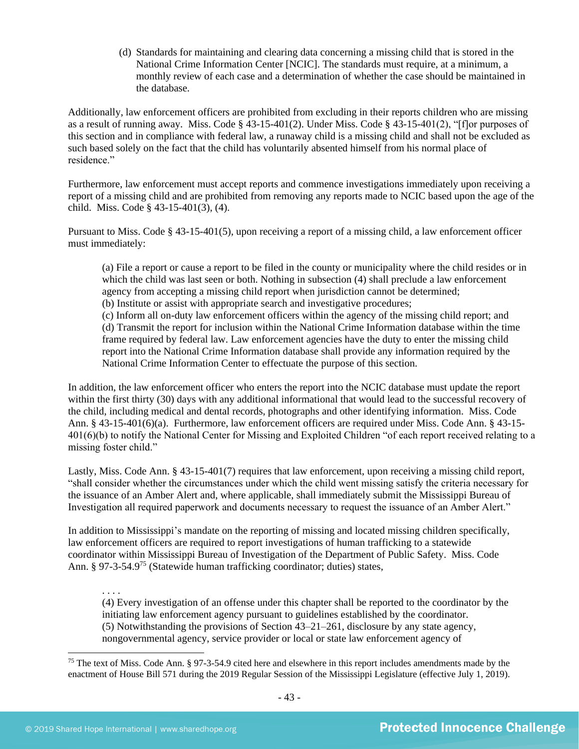> (d) Standards for maintaining and clearing data concerning a missing child that is stored in the National Crime Information Center [NCIC]. The standards must require, at a minimum, a monthly review of each case and a determination of whether the case should be maintained in the database.

Additionally, law enforcement officers are prohibited from excluding in their reports children who are missing as a result of running away. Miss. Code § 43-15-401(2). Under Miss. Code § 43-15-401(2), "[f]or purposes of this section and in compliance with federal law, a runaway child is a missing child and shall not be excluded as such based solely on the fact that the child has voluntarily absented himself from his normal place of residence."

Furthermore, law enforcement must accept reports and commence investigations immediately upon receiving a report of a missing child and are prohibited from removing any reports made to NCIC based upon the age of the child. Miss. Code § 43-15-401(3), (4).

Pursuant to Miss. Code § 43-15-401(5), upon receiving a report of a missing child, a law enforcement officer must immediately:

> (a) File a report or cause a report to be filed in the county or municipality where the child resides or in which the child was last seen or both. Nothing in subsection (4) shall preclude a law enforcement agency from accepting a missing child report when jurisdiction cannot be determined;
> (b) Institute or assist with appropriate search and investigative procedures;
> (c) Inform all on-duty law enforcement officers within the agency of the missing child report; and
> (d) Transmit the report for inclusion within the National Crime Information database within the time frame required by federal law. Law enforcement agencies have the duty to enter the missing child report into the National Crime Information database shall provide any information required by the National Crime Information Center to effectuate the purpose of this section.

In addition, the law enforcement officer who enters the report into the NCIC database must update the report within the first thirty (30) days with any additional informational that would lead to the successful recovery of the child, including medical and dental records, photographs and other identifying information. Miss. Code Ann. § 43-15-401(6)(a). Furthermore, law enforcement officers are required under Miss. Code Ann. § 43-15-401(6)(b) to notify the National Center for Missing and Exploited Children "of each report received relating to a missing foster child."

Lastly, Miss. Code Ann. § 43-15-401(7) requires that law enforcement, upon receiving a missing child report, "shall consider whether the circumstances under which the child went missing satisfy the criteria necessary for the issuance of an Amber Alert and, where applicable, shall immediately submit the Mississippi Bureau of Investigation all required paperwork and documents necessary to request the issuance of an Amber Alert."

In addition to Mississippi's mandate on the reporting of missing and located missing children specifically, law enforcement officers are required to report investigations of human trafficking to a statewide coordinator within Mississippi Bureau of Investigation of the Department of Public Safety. Miss. Code Ann. § 97-3-54.9[75] (Statewide human trafficking coordinator; duties) states,

> . . . .
> (4) Every investigation of an offense under this chapter shall be reported to the coordinator by the initiating law enforcement agency pursuant to guidelines established by the coordinator.
> (5) Notwithstanding the provisions of Section 43–21–261, disclosure by any state agency, nongovernmental agency, service provider or local or state law enforcement agency of

[75] The text of Miss. Code Ann. § 97-3-54.9 cited here and elsewhere in this report includes amendments made by the enactment of House Bill 571 during the 2019 Regular Session of the Mississippi Legislature (effective July 1, 2019).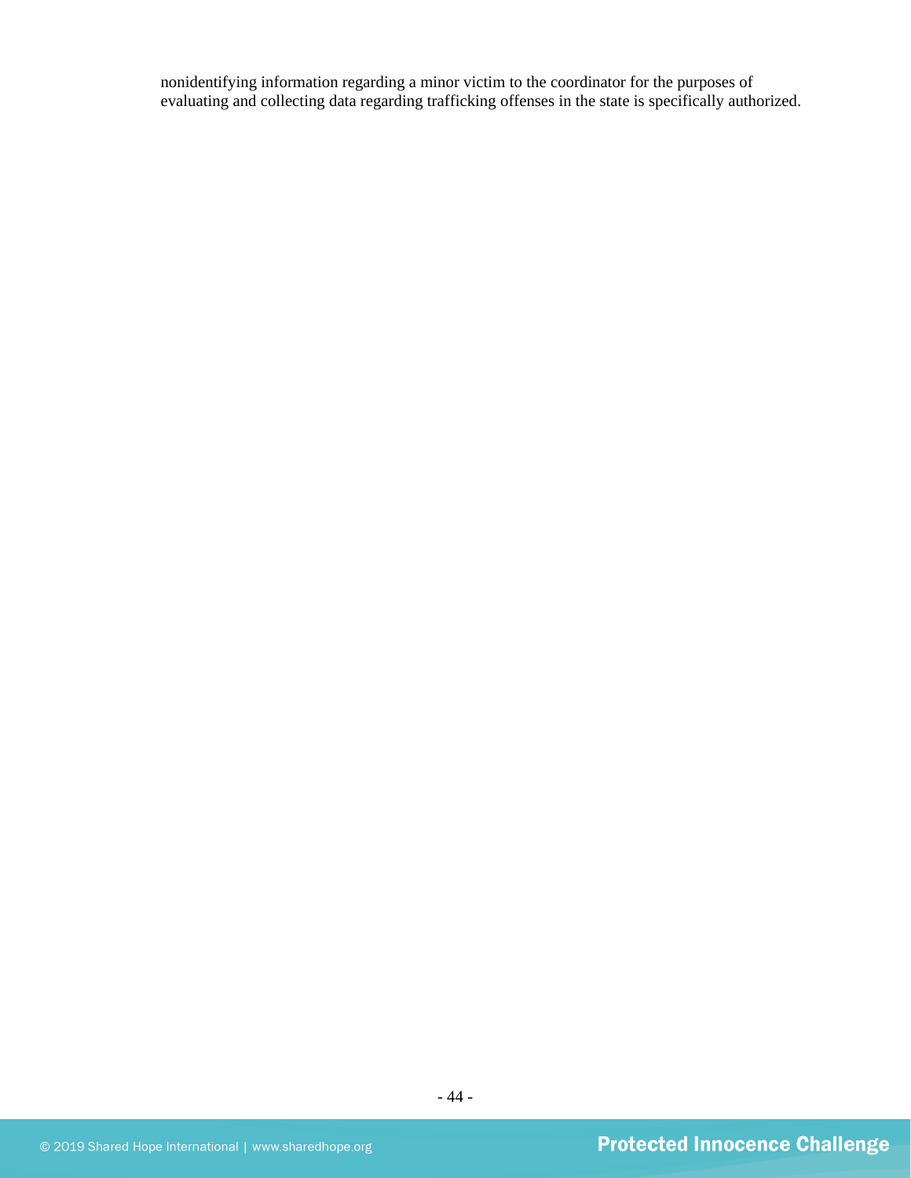nonidentifying information regarding a minor victim to the coordinator for the purposes of evaluating and collecting data regarding trafficking offenses in the state is specifically authorized.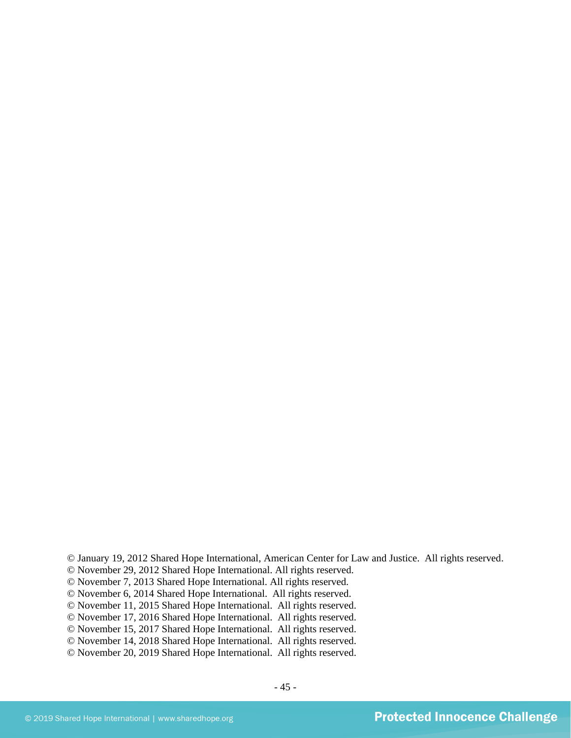© January 19, 2012 Shared Hope International, American Center for Law and Justice.  All rights reserved.
© November 29, 2012 Shared Hope International. All rights reserved.
© November 7, 2013 Shared Hope International. All rights reserved.
© November 6, 2014 Shared Hope International.  All rights reserved.
© November 11, 2015 Shared Hope International.  All rights reserved.
© November 17, 2016 Shared Hope International.  All rights reserved.
© November 15, 2017 Shared Hope International.  All rights reserved.
© November 14, 2018 Shared Hope International.  All rights reserved.
© November 20, 2019 Shared Hope International.  All rights reserved.